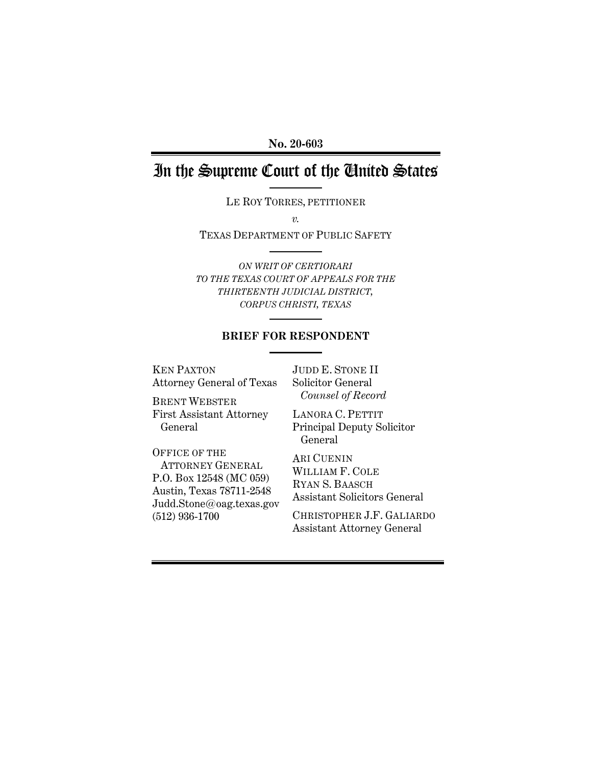**No. 20-603**

# In the Supreme Court of the United States

LE ROY TORRES, PETITIONER

*v.*

TEXAS DEPARTMENT OF PUBLIC SAFETY

*ON WRIT OF CERTIORARI TO THE TEXAS COURT OF APPEALS FOR THE THIRTEENTH JUDICIAL DISTRICT, CORPUS CHRISTI, TEXAS*

## BRIEF FOR RESPONDENT

KEN PAXTON
Attorney General of Texas

BRENT WEBSTER
First Assistant Attorney General

OFFICE OF THE ATTORNEY GENERAL
P.O. Box 12548 (MC 059)
Austin, Texas 78711-2548
Judd.Stone@oag.texas.gov
(512) 936-1700

JUDD E. STONE II
Solicitor General
*Counsel of Record*

LANORA C. PETTIT
Principal Deputy Solicitor General

ARI CUENIN
WILLIAM F. COLE
RYAN S. BAASCH
Assistant Solicitors General

CHRISTOPHER J.F. GALIARDO
Assistant Attorney General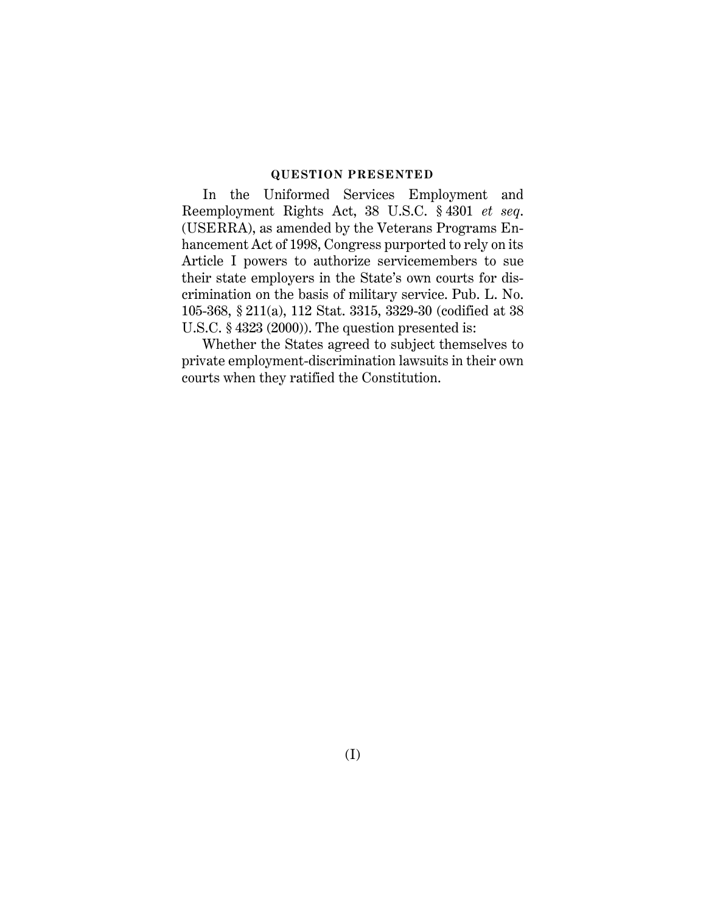## QUESTION PRESENTED

In the Uniformed Services Employment and Reemployment Rights Act, 38 U.S.C. § 4301 *et seq*. (USERRA), as amended by the Veterans Programs Enhancement Act of 1998, Congress purported to rely on its Article I powers to authorize servicemembers to sue their state employers in the State's own courts for discrimination on the basis of military service. Pub. L. No. 105-368, § 211(a), 112 Stat. 3315, 3329-30 (codified at 38 U.S.C. § 4323 (2000)). The question presented is:

Whether the States agreed to subject themselves to private employment-discrimination lawsuits in their own courts when they ratified the Constitution.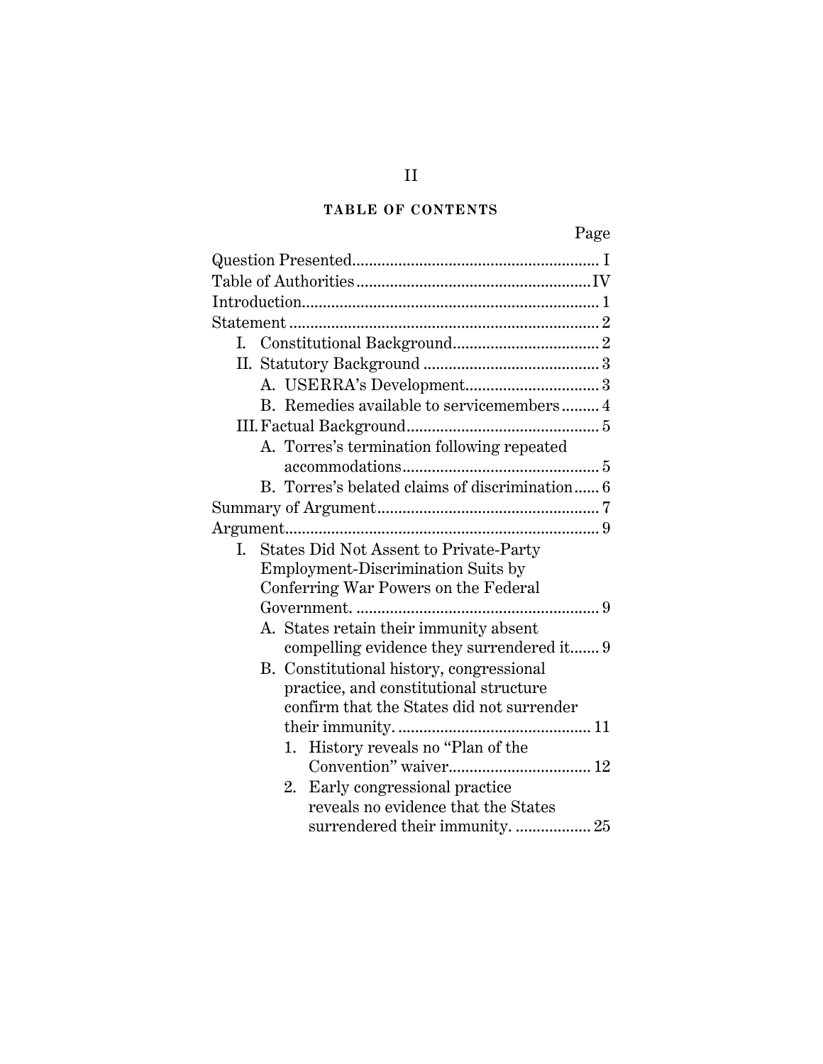## TABLE OF CONTENTS

| | Page |
|---|---|
| Question Presented | I |
| Table of Authorities | IV |
| Introduction | 1 |
| Statement | 2 |
| I. Constitutional Background | 2 |
| II. Statutory Background | 3 |
| A. USERRA's Development | 3 |
| B. Remedies available to servicemembers | 4 |
| III. Factual Background | 5 |
| A. Torres's termination following repeated accommodations | 5 |
| B. Torres's belated claims of discrimination | 6 |
| Summary of Argument | 7 |
| Argument | 9 |
| I. States Did Not Assent to Private-Party Employment-Discrimination Suits by Conferring War Powers on the Federal Government. | 9 |
| A. States retain their immunity absent compelling evidence they surrendered it | 9 |
| B. Constitutional history, congressional practice, and constitutional structure confirm that the States did not surrender their immunity. | 11 |
| 1. History reveals no "Plan of the Convention" waiver | 12 |
| 2. Early congressional practice reveals no evidence that the States surrendered their immunity. | 25 |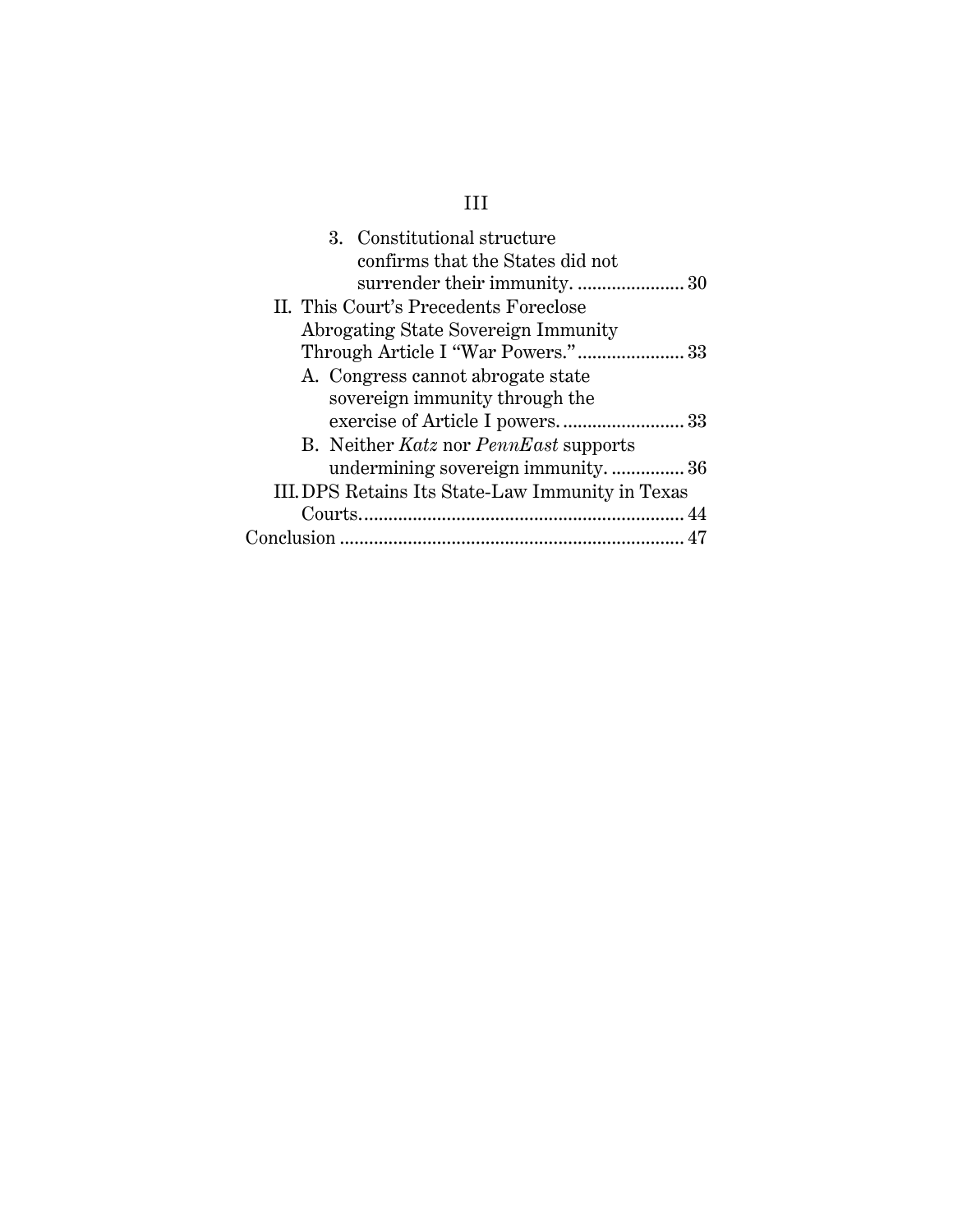3. Constitutional structure confirms that the States did not surrender their immunity. ...................... 30

II. This Court's Precedents Foreclose Abrogating State Sovereign Immunity Through Article I "War Powers." ...................... 33

A. Congress cannot abrogate state sovereign immunity through the exercise of Article I powers. ......................... 33

B. Neither *Katz* nor *PennEast* supports undermining sovereign immunity. ............... 36

III. DPS Retains Its State-Law Immunity in Texas Courts. .................................................................. 44

Conclusion ...................................................................... 47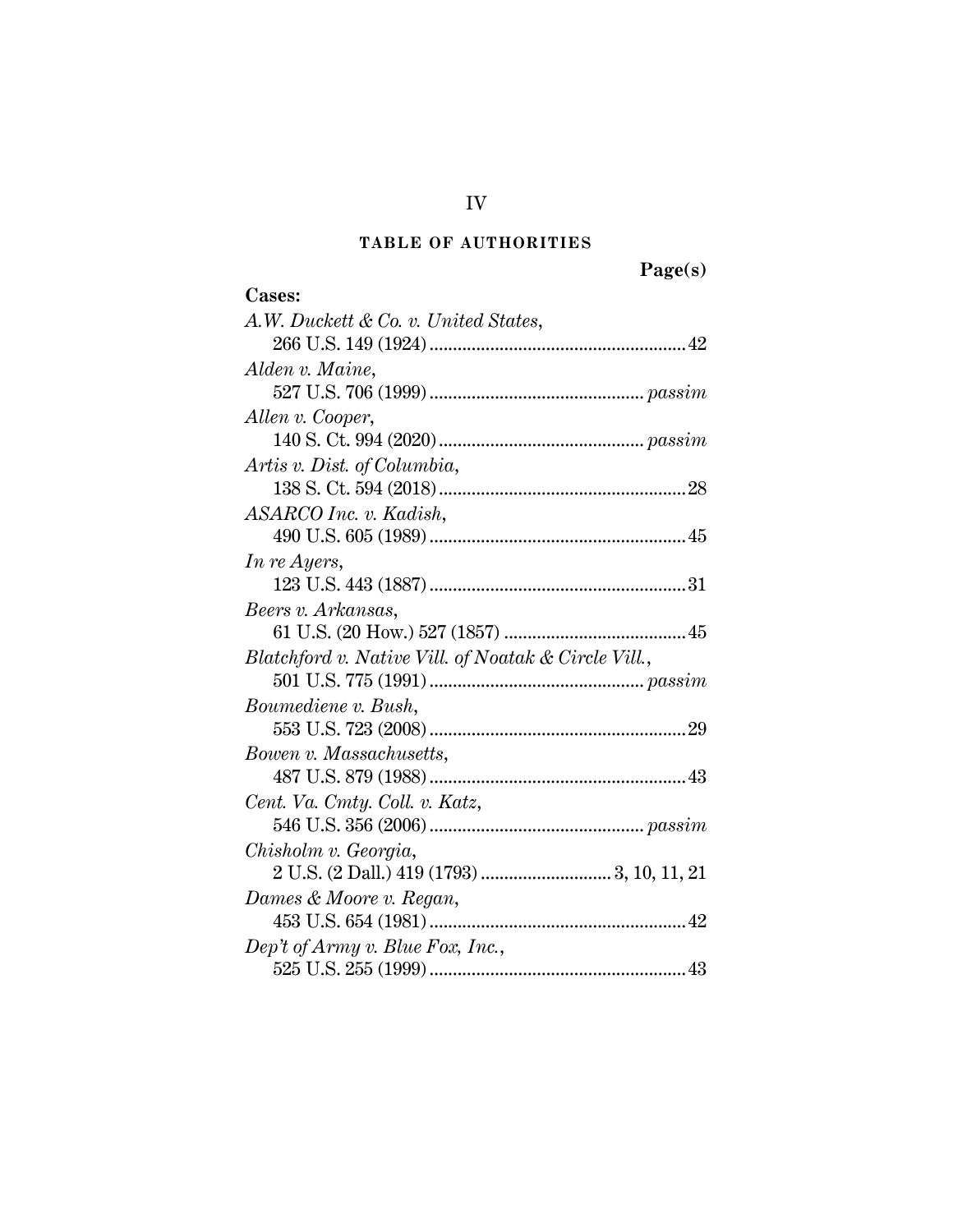## TABLE OF AUTHORITIES

**Page(s)**

**Cases:**

*A.W. Duckett & Co. v. United States*,
266 U.S. 149 (1924) ........................................................ 42

*Alden v. Maine*,
527 U.S. 706 (1999) ............................................... *passim*

*Allen v. Cooper*,
140 S. Ct. 994 (2020) ............................................ *passim*

*Artis v. Dist. of Columbia*,
138 S. Ct. 594 (2018) ..................................................... 28

*ASARCO Inc. v. Kadish*,
490 U.S. 605 (1989) ........................................................ 45

*In re Ayers*,
123 U.S. 443 (1887) ........................................................ 31

*Beers v. Arkansas*,
61 U.S. (20 How.) 527 (1857) ........................................ 45

*Blatchford v. Native Vill. of Noatak & Circle Vill.*,
501 U.S. 775 (1991) ............................................... *passim*

*Boumediene v. Bush*,
553 U.S. 723 (2008) ........................................................ 29

*Bowen v. Massachusetts*,
487 U.S. 879 (1988) ........................................................ 43

*Cent. Va. Cmty. Coll. v. Katz*,
546 U.S. 356 (2006) ............................................... *passim*

*Chisholm v. Georgia*,
2 U.S. (2 Dall.) 419 (1793) ............................ 3, 10, 11, 21

*Dames & Moore v. Regan*,
453 U.S. 654 (1981) ........................................................ 42

*Dep't of Army v. Blue Fox, Inc.*,
525 U.S. 255 (1999) ........................................................ 43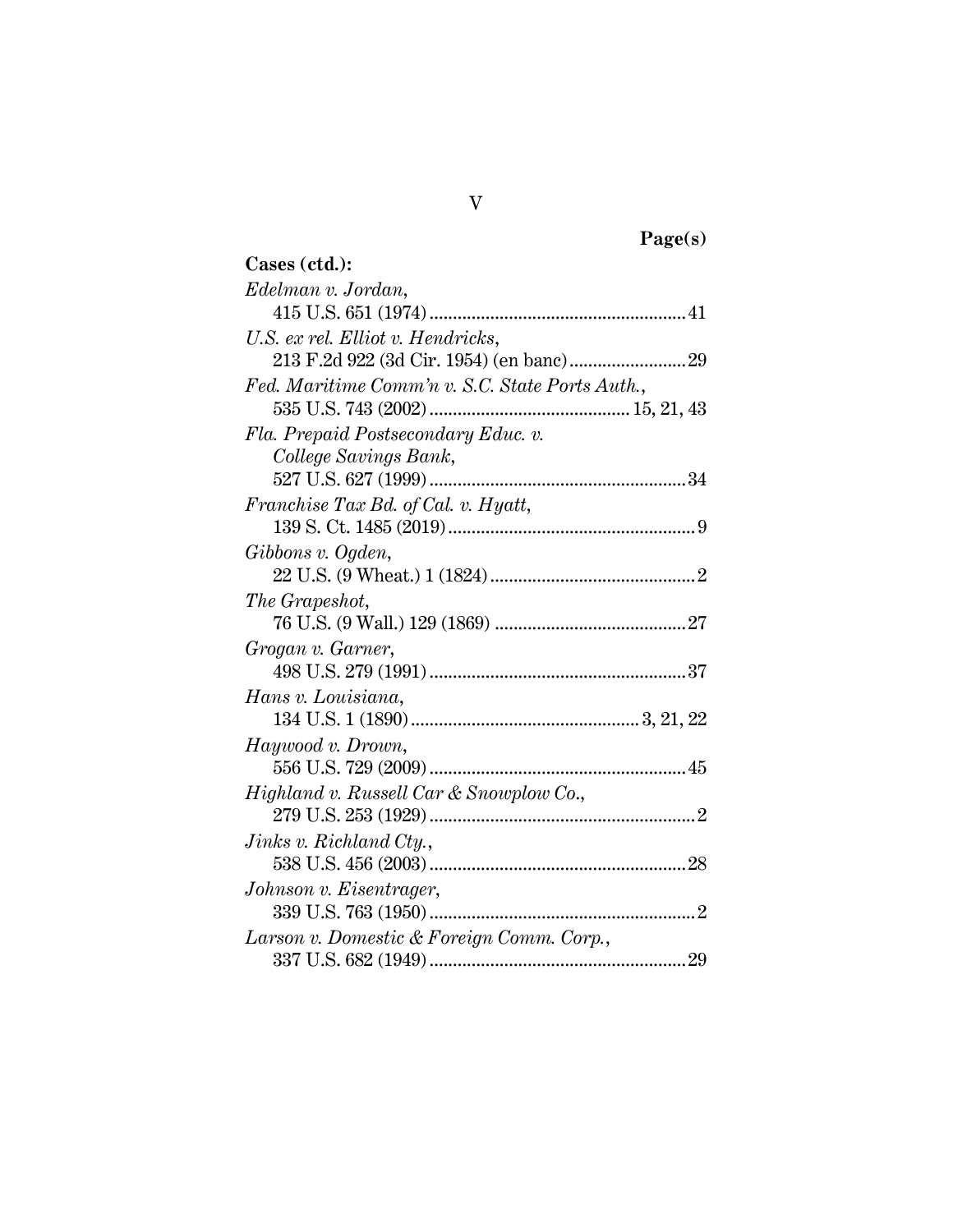**Page(s)**

**Cases (ctd.):**

*Edelman v. Jordan*,
415 U.S. 651 (1974) ........................................................ 41

*U.S. ex rel. Elliot v. Hendricks*,
213 F.2d 922 (3d Cir. 1954) (en banc) ......................... 29

*Fed. Maritime Comm'n v. S.C. State Ports Auth.*,
535 U.S. 743 (2002) ........................................... 15, 21, 43

*Fla. Prepaid Postsecondary Educ. v. College Savings Bank*,
527 U.S. 627 (1999) ........................................................ 34

*Franchise Tax Bd. of Cal. v. Hyatt*,
139 S. Ct. 1485 (2019) ...................................................... 9

*Gibbons v. Ogden*,
22 U.S. (9 Wheat.) 1 (1824) ............................................. 2

*The Grapeshot*,
76 U.S. (9 Wall.) 129 (1869) .......................................... 27

*Grogan v. Garner*,
498 U.S. 279 (1991) ........................................................ 37

*Hans v. Louisiana*,
134 U.S. 1 (1890) .................................................. 3, 21, 22

*Haywood v. Drown*,
556 U.S. 729 (2009) ........................................................ 45

*Highland v. Russell Car & Snowplow Co.*,
279 U.S. 253 (1929) .......................................................... 2

*Jinks v. Richland Cty.*,
538 U.S. 456 (2003) ........................................................ 28

*Johnson v. Eisentrager*,
339 U.S. 763 (1950) .......................................................... 2

*Larson v. Domestic & Foreign Comm. Corp.*,
337 U.S. 682 (1949) ........................................................ 29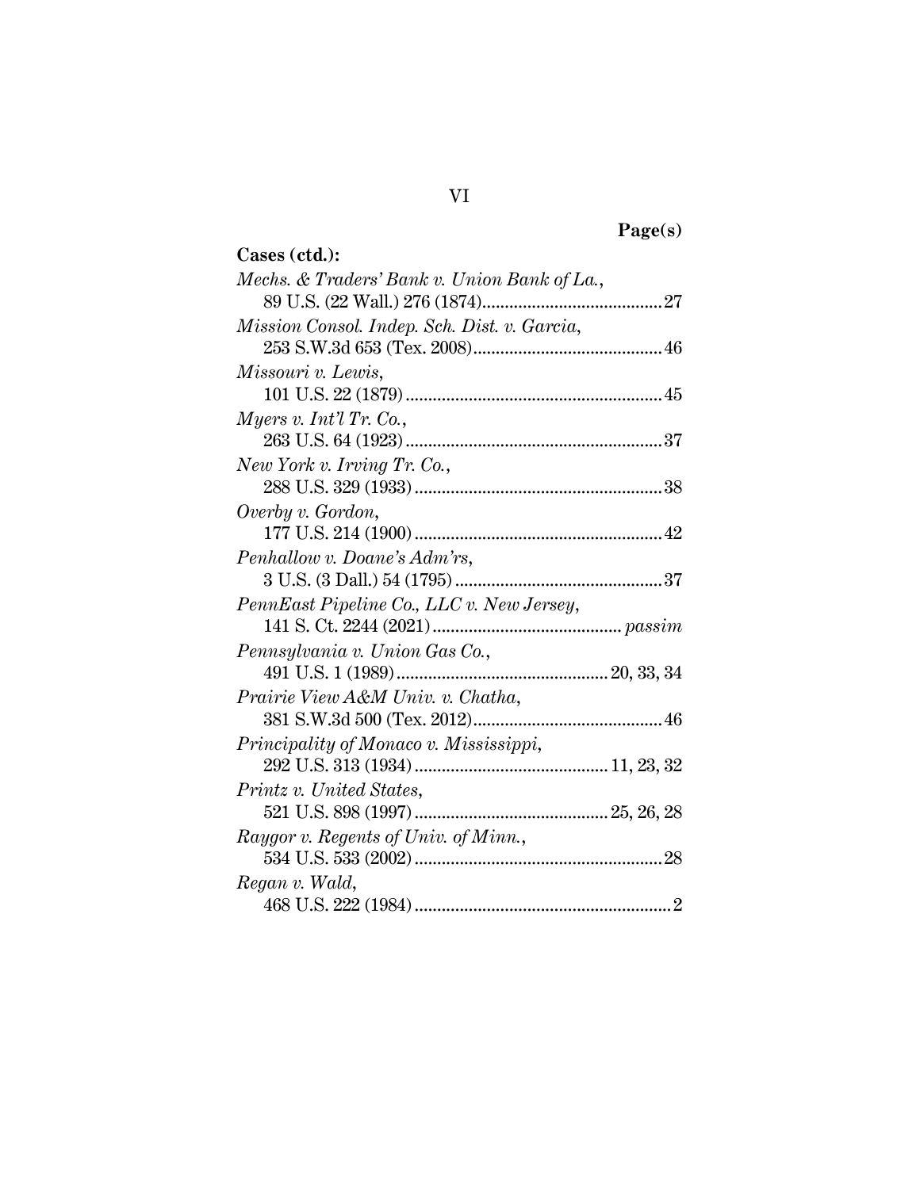**Page(s)**

**Cases (ctd.):**

*Mechs. & Traders' Bank v. Union Bank of La.*, 89 U.S. (22 Wall.) 276 (1874)........................................27

*Mission Consol. Indep. Sch. Dist. v. Garcia*, 253 S.W.3d 653 (Tex. 2008)..........................................46

*Missouri v. Lewis*, 101 U.S. 22 (1879).........................................................45

*Myers v. Int'l Tr. Co.*, 263 U.S. 64 (1923).........................................................37

*New York v. Irving Tr. Co.*, 288 U.S. 329 (1933)......................................................38

*Overby v. Gordon*, 177 U.S. 214 (1900)......................................................42

*Penhallow v. Doane's Adm'rs*, 3 U.S. (3 Dall.) 54 (1795)..............................................37

*PennEast Pipeline Co., LLC v. New Jersey*, 141 S. Ct. 2244 (2021).......................................... *passim*

*Pennsylvania v. Union Gas Co.*, 491 U.S. 1 (1989)............................................... 20, 33, 34

*Prairie View A&M Univ. v. Chatha*, 381 S.W.3d 500 (Tex. 2012)..........................................46

*Principality of Monaco v. Mississippi*, 292 U.S. 313 (1934)........................................... 11, 23, 32

*Printz v. United States*, 521 U.S. 898 (1997)........................................... 25, 26, 28

*Raygor v. Regents of Univ. of Minn.*, 534 U.S. 533 (2002)......................................................28

*Regan v. Wald*, 468 U.S. 222 (1984).........................................................2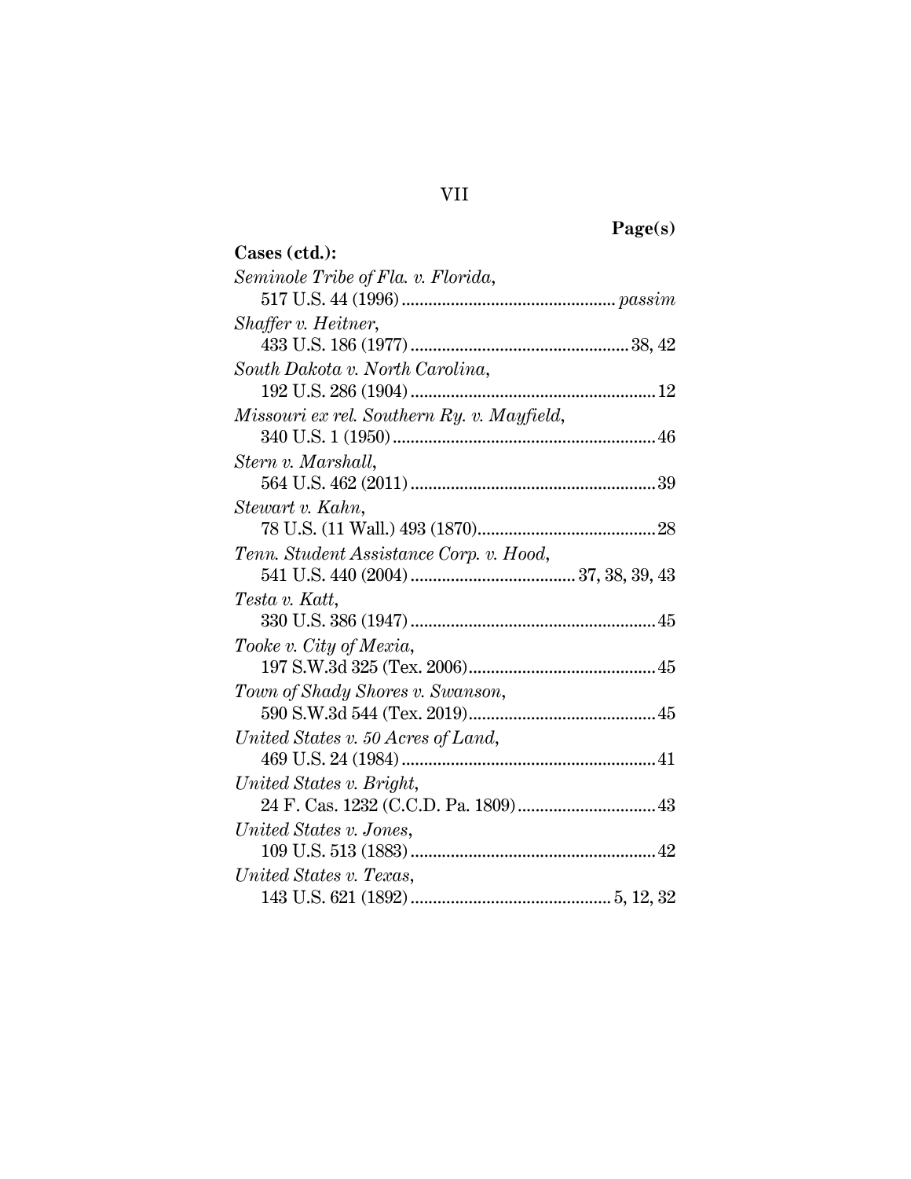**Page(s)**

**Cases (ctd.):**

*Seminole Tribe of Fla. v. Florida*,
517 U.S. 44 (1996) ............................................... *passim*

*Shaffer v. Heitner*,
433 U.S. 186 (1977) ................................................ 38, 42

*South Dakota v. North Carolina*,
192 U.S. 286 (1904) ...................................................... 12

*Missouri ex rel. Southern Ry. v. Mayfield*,
340 U.S. 1 (1950) .......................................................... 46

*Stern v. Marshall*,
564 U.S. 462 (2011) ...................................................... 39

*Stewart v. Kahn*,
78 U.S. (11 Wall.) 493 (1870)........................................ 28

*Tenn. Student Assistance Corp. v. Hood*,
541 U.S. 440 (2004) .................................... 37, 38, 39, 43

*Testa v. Katt*,
330 U.S. 386 (1947) ...................................................... 45

*Tooke v. City of Mexia*,
197 S.W.3d 325 (Tex. 2006).......................................... 45

*Town of Shady Shores v. Swanson*,
590 S.W.3d 544 (Tex. 2019).......................................... 45

*United States v. 50 Acres of Land*,
469 U.S. 24 (1984) ........................................................ 41

*United States v. Bright*,
24 F. Cas. 1232 (C.C.D. Pa. 1809) ............................... 43

*United States v. Jones*,
109 U.S. 513 (1883) ...................................................... 42

*United States v. Texas*,
143 U.S. 621 (1892) ............................................ 5, 12, 32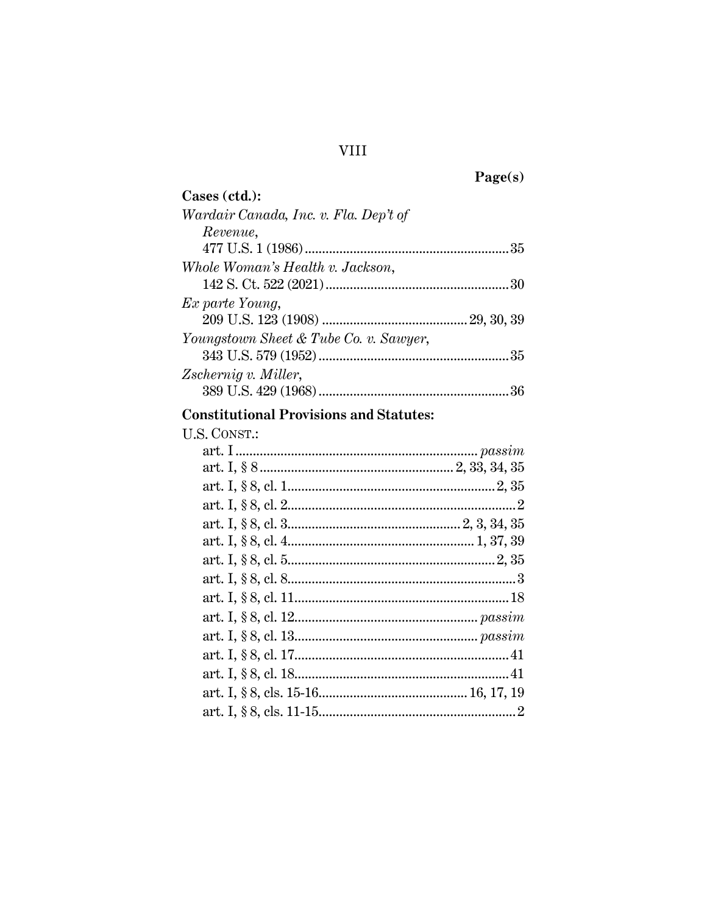Page(s)

**Cases (ctd.):**

*Wardair Canada, Inc. v. Fla. Dep't of Revenue*, 477 U.S. 1 (1986) .......... 35

*Whole Woman's Health v. Jackson*, 142 S. Ct. 522 (2021) .......... 30

*Ex parte Young*, 209 U.S. 123 (1908) .......... 29, 30, 39

*Youngstown Sheet & Tube Co. v. Sawyer*, 343 U.S. 579 (1952) .......... 35

*Zschernig v. Miller*, 389 U.S. 429 (1968) .......... 36

**Constitutional Provisions and Statutes:**

U.S. CONST.:

- art. I .......... *passim*
- art. I, § 8 .......... 2, 33, 34, 35
- art. I, § 8, cl. 1 .......... 2, 35
- art. I, § 8, cl. 2 .......... 2
- art. I, § 8, cl. 3 .......... 2, 3, 34, 35
- art. I, § 8, cl. 4 .......... 1, 37, 39
- art. I, § 8, cl. 5 .......... 2, 35
- art. I, § 8, cl. 8 .......... 3
- art. I, § 8, cl. 11 .......... 18
- art. I, § 8, cl. 12 .......... *passim*
- art. I, § 8, cl. 13 .......... *passim*
- art. I, § 8, cl. 17 .......... 41
- art. I, § 8, cl. 18 .......... 41
- art. I, § 8, cls. 15-16 .......... 16, 17, 19
- art. I, § 8, cls. 11-15 .......... 2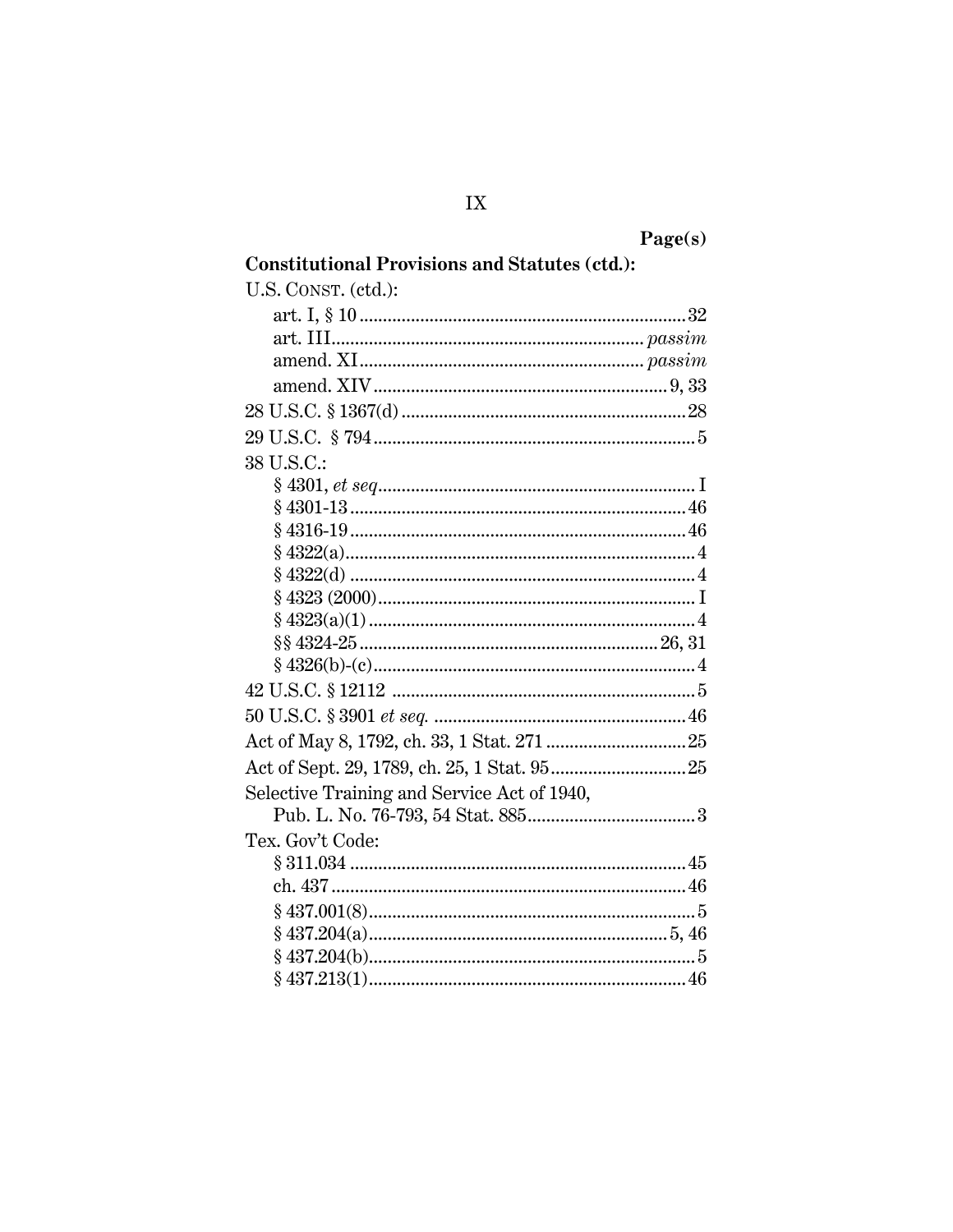| | Page(s) |
|---|---|
| **Constitutional Provisions and Statutes (ctd.):** | |
| U.S. CONST. (ctd.): | |
| art. I, § 10 | 32 |
| art. III | *passim* |
| amend. XI | *passim* |
| amend. XIV | 9, 33 |
| 28 U.S.C. § 1367(d) | 28 |
| 29 U.S.C. § 794 | 5 |
| 38 U.S.C.: | |
| § 4301, *et seq.* | I |
| § 4301-13 | 46 |
| § 4316-19 | 46 |
| § 4322(a) | 4 |
| § 4322(d) | 4 |
| § 4323 (2000) | I |
| § 4323(a)(1) | 4 |
| §§ 4324-25 | 26, 31 |
| § 4326(b)-(c) | 4 |
| 42 U.S.C. § 12112 | 5 |
| 50 U.S.C. § 3901 *et seq.* | 46 |
| Act of May 8, 1792, ch. 33, 1 Stat. 271 | 25 |
| Act of Sept. 29, 1789, ch. 25, 1 Stat. 95 | 25 |
| Selective Training and Service Act of 1940, Pub. L. No. 76-793, 54 Stat. 885 | 3 |
| Tex. Gov't Code: | |
| § 311.034 | 45 |
| ch. 437 | 46 |
| § 437.001(8) | 5 |
| § 437.204(a) | 5, 46 |
| § 437.204(b) | 5 |
| § 437.213(1) | 46 |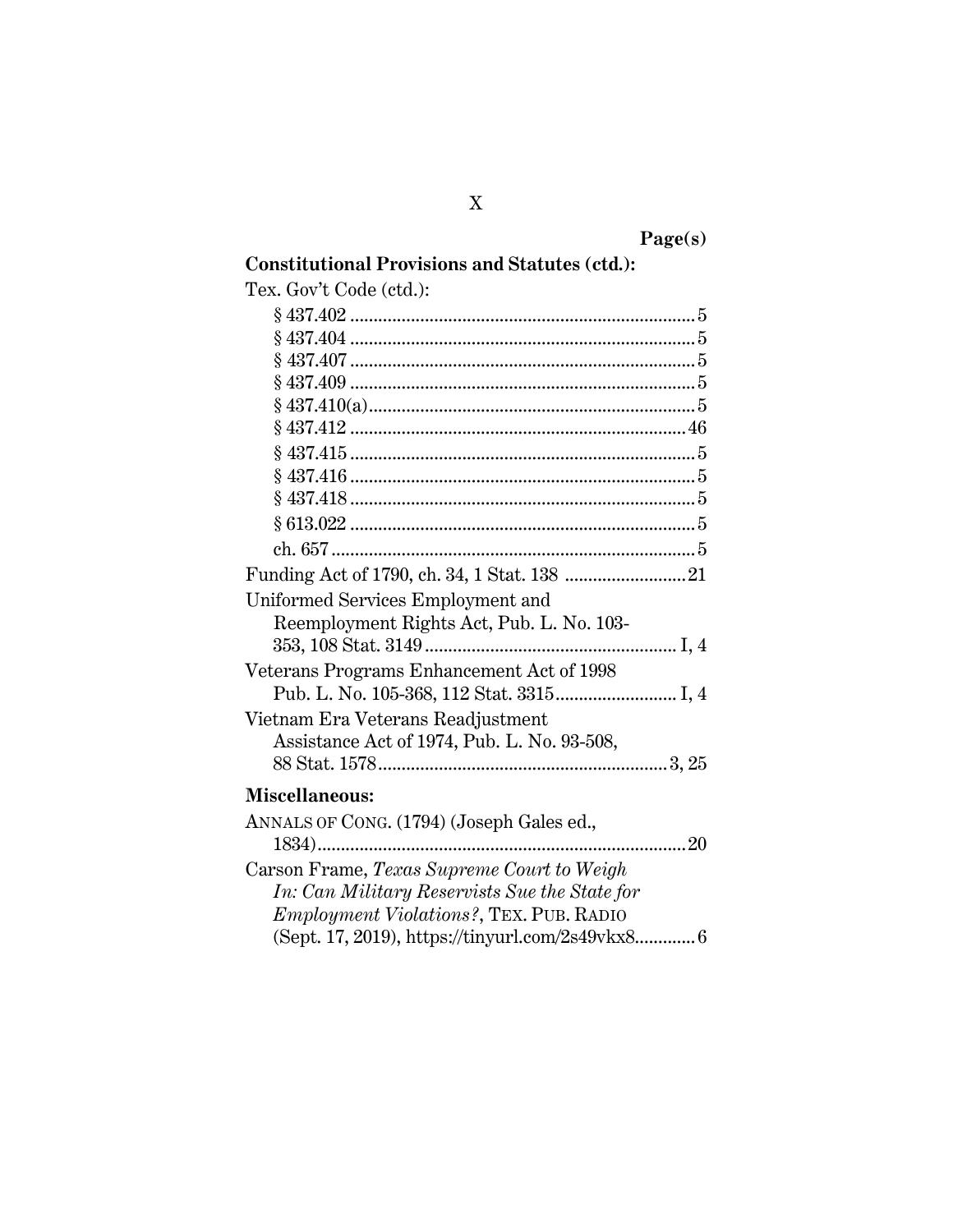**Page(s)**

**Constitutional Provisions and Statutes (ctd.):**

Tex. Gov't Code (ctd.):

§ 437.402 .......................................................................... 5
§ 437.404 .......................................................................... 5
§ 437.407 .......................................................................... 5
§ 437.409 .......................................................................... 5
§ 437.410(a)...................................................................... 5
§ 437.412 ........................................................................ 46
§ 437.415 .......................................................................... 5
§ 437.416 .......................................................................... 5
§ 437.418 .......................................................................... 5
§ 613.022 .......................................................................... 5
ch. 657 .............................................................................. 5

Funding Act of 1790, ch. 34, 1 Stat. 138 .......................... 21

Uniformed Services Employment and Reemployment Rights Act, Pub. L. No. 103-353, 108 Stat. 3149 ..................................................... I, 4

Veterans Programs Enhancement Act of 1998 Pub. L. No. 105-368, 112 Stat. 3315.......................... I, 4

Vietnam Era Veterans Readjustment Assistance Act of 1974, Pub. L. No. 93-508, 88 Stat. 1578............................................................. 3, 25

**Miscellaneous:**

ANNALS OF CONG. (1794) (Joseph Gales ed., 1834).............................................................................. 20

Carson Frame, *Texas Supreme Court to Weigh In: Can Military Reservists Sue the State for Employment Violations?*, TEX. PUB. RADIO (Sept. 17, 2019), https://tinyurl.com/2s49vkx8............. 6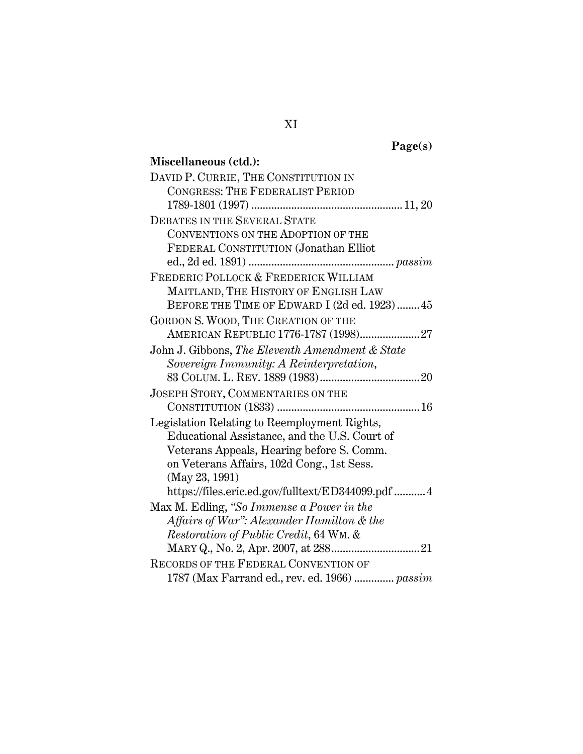**Page(s)**

**Miscellaneous (ctd.):**

DAVID P. CURRIE, THE CONSTITUTION IN CONGRESS: THE FEDERALIST PERIOD 1789-1801 (1997) .................................................... 11, 20

DEBATES IN THE SEVERAL STATE CONVENTIONS ON THE ADOPTION OF THE FEDERAL CONSTITUTION (Jonathan Elliot ed., 2d ed. 1891) .................................................. *passim*

FREDERIC POLLOCK & FREDERICK WILLIAM MAITLAND, THE HISTORY OF ENGLISH LAW BEFORE THE TIME OF EDWARD I (2d ed. 1923) ........ 45

GORDON S. WOOD, THE CREATION OF THE AMERICAN REPUBLIC 1776-1787 (1998)..................... 27

John J. Gibbons, *The Eleventh Amendment & State Sovereign Immunity: A Reinterpretation*, 83 COLUM. L. REV. 1889 (1983)................................... 20

JOSEPH STORY, COMMENTARIES ON THE CONSTITUTION (1833) ................................................. 16

Legislation Relating to Reemployment Rights, Educational Assistance, and the U.S. Court of Veterans Appeals, Hearing before S. Comm. on Veterans Affairs, 102d Cong., 1st Sess. (May 23, 1991) https://files.eric.ed.gov/fulltext/ED344099.pdf ........... 4

Max M. Edling, *"So Immense a Power in the Affairs of War": Alexander Hamilton & the Restoration of Public Credit*, 64 WM. & MARY Q., No. 2, Apr. 2007, at 288............................... 21

RECORDS OF THE FEDERAL CONVENTION OF 1787 (Max Farrand ed., rev. ed. 1966) ............. *passim*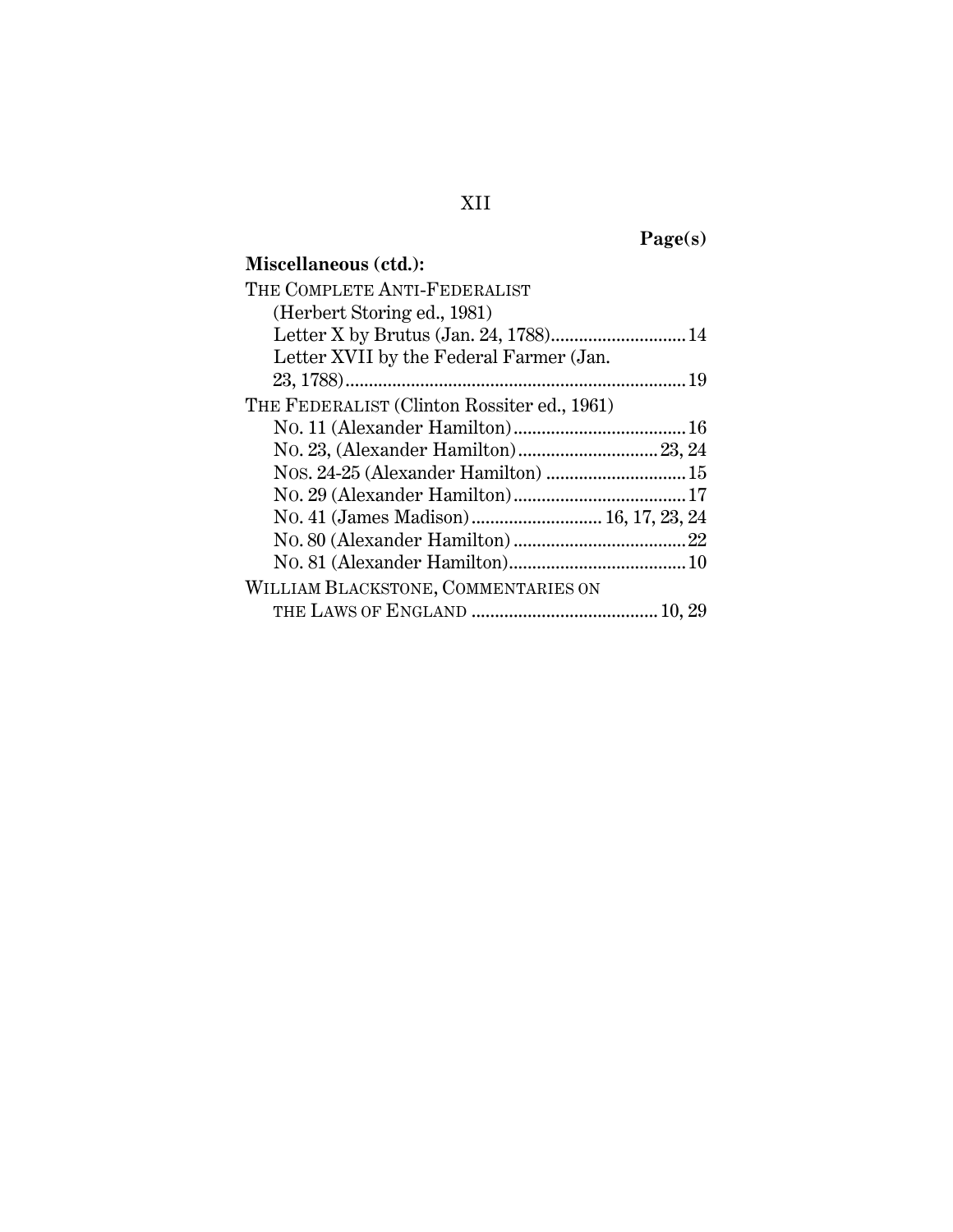**Page(s)**

**Miscellaneous (ctd.):**

THE COMPLETE ANTI-FEDERALIST (Herbert Storing ed., 1981)

- Letter X by Brutus (Jan. 24, 1788) ............................ 14
- Letter XVII by the Federal Farmer (Jan. 23, 1788) ............................ 19

THE FEDERALIST (Clinton Rossiter ed., 1961)

- NO. 11 (Alexander Hamilton) ............................ 16
- NO. 23, (Alexander Hamilton) ............................ 23, 24
- NOS. 24-25 (Alexander Hamilton) ............................ 15
- NO. 29 (Alexander Hamilton) ............................ 17
- NO. 41 (James Madison) ............................ 16, 17, 23, 24
- NO. 80 (Alexander Hamilton) ............................ 22
- NO. 81 (Alexander Hamilton) ............................ 10

WILLIAM BLACKSTONE, COMMENTARIES ON THE LAWS OF ENGLAND ............................ 10, 29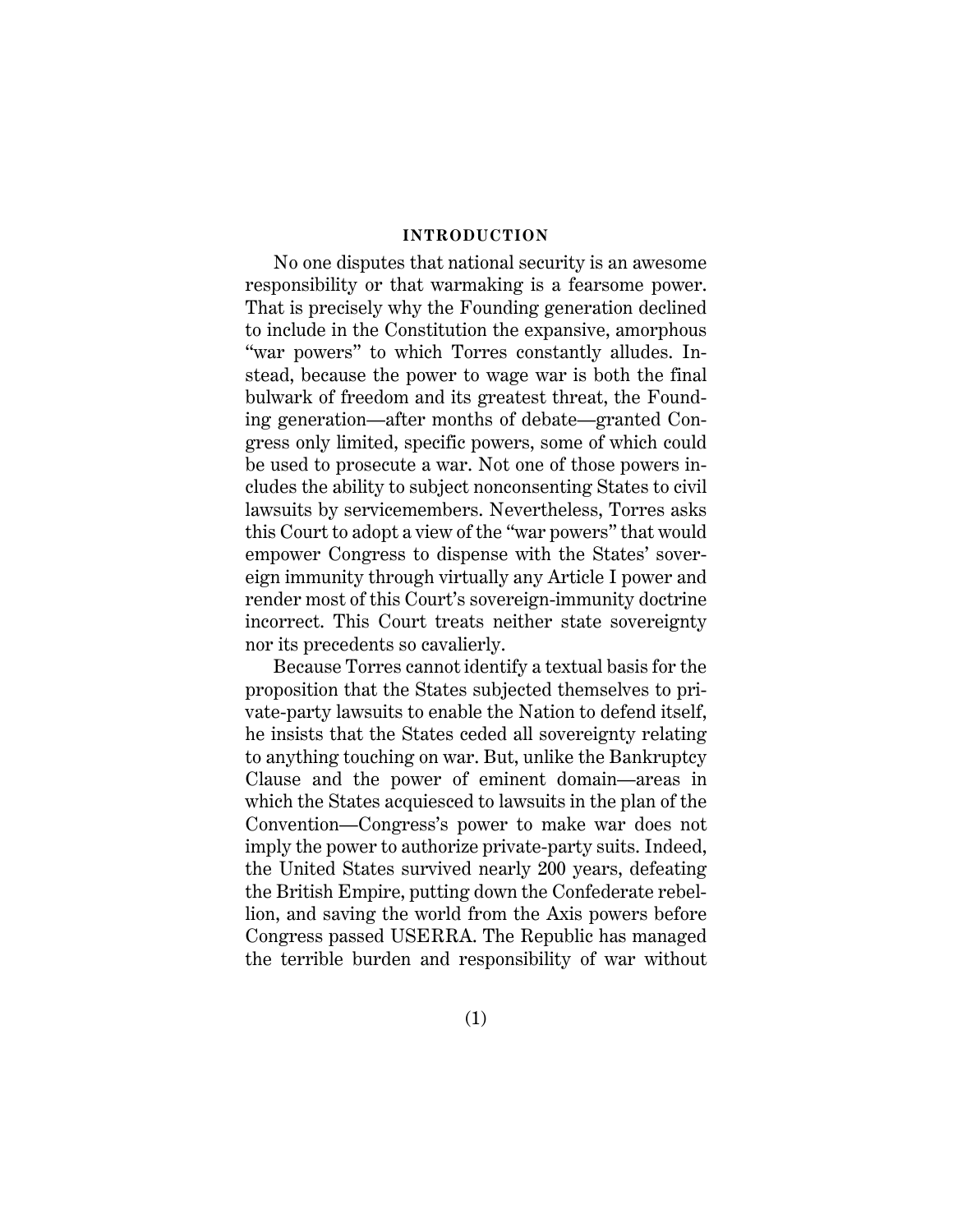## INTRODUCTION

No one disputes that national security is an awesome responsibility or that warmaking is a fearsome power. That is precisely why the Founding generation declined to include in the Constitution the expansive, amorphous "war powers" to which Torres constantly alludes. Instead, because the power to wage war is both the final bulwark of freedom and its greatest threat, the Founding generation—after months of debate—granted Congress only limited, specific powers, some of which could be used to prosecute a war. Not one of those powers includes the ability to subject nonconsenting States to civil lawsuits by servicemembers. Nevertheless, Torres asks this Court to adopt a view of the "war powers" that would empower Congress to dispense with the States' sovereign immunity through virtually any Article I power and render most of this Court's sovereign-immunity doctrine incorrect. This Court treats neither state sovereignty nor its precedents so cavalierly.

Because Torres cannot identify a textual basis for the proposition that the States subjected themselves to private-party lawsuits to enable the Nation to defend itself, he insists that the States ceded all sovereignty relating to anything touching on war. But, unlike the Bankruptcy Clause and the power of eminent domain—areas in which the States acquiesced to lawsuits in the plan of the Convention—Congress's power to make war does not imply the power to authorize private-party suits. Indeed, the United States survived nearly 200 years, defeating the British Empire, putting down the Confederate rebellion, and saving the world from the Axis powers before Congress passed USERRA. The Republic has managed the terrible burden and responsibility of war without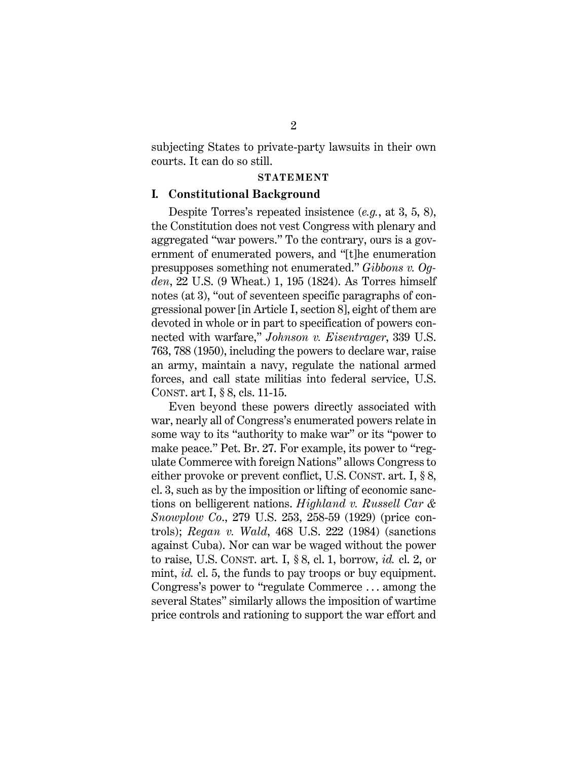subjecting States to private-party lawsuits in their own courts. It can do so still.

## STATEMENT

### I. Constitutional Background

Despite Torres's repeated insistence (*e.g.*, at 3, 5, 8), the Constitution does not vest Congress with plenary and aggregated "war powers." To the contrary, ours is a government of enumerated powers, and "[t]he enumeration presupposes something not enumerated." *Gibbons v. Ogden*, 22 U.S. (9 Wheat.) 1, 195 (1824). As Torres himself notes (at 3), "out of seventeen specific paragraphs of congressional power [in Article I, section 8], eight of them are devoted in whole or in part to specification of powers connected with warfare," *Johnson v. Eisentrager*, 339 U.S. 763, 788 (1950), including the powers to declare war, raise an army, maintain a navy, regulate the national armed forces, and call state militias into federal service, U.S. CONST. art I, § 8, cls. 11-15.

Even beyond these powers directly associated with war, nearly all of Congress's enumerated powers relate in some way to its "authority to make war" or its "power to make peace." Pet. Br. 27. For example, its power to "regulate Commerce with foreign Nations" allows Congress to either provoke or prevent conflict, U.S. CONST. art. I, § 8, cl. 3, such as by the imposition or lifting of economic sanctions on belligerent nations. *Highland v. Russell Car & Snowplow Co.*, 279 U.S. 253, 258-59 (1929) (price controls); *Regan v. Wald*, 468 U.S. 222 (1984) (sanctions against Cuba). Nor can war be waged without the power to raise, U.S. CONST. art. I, § 8, cl. 1, borrow, *id.* cl. 2, or mint, *id.* cl. 5, the funds to pay troops or buy equipment. Congress's power to "regulate Commerce . . . among the several States" similarly allows the imposition of wartime price controls and rationing to support the war effort and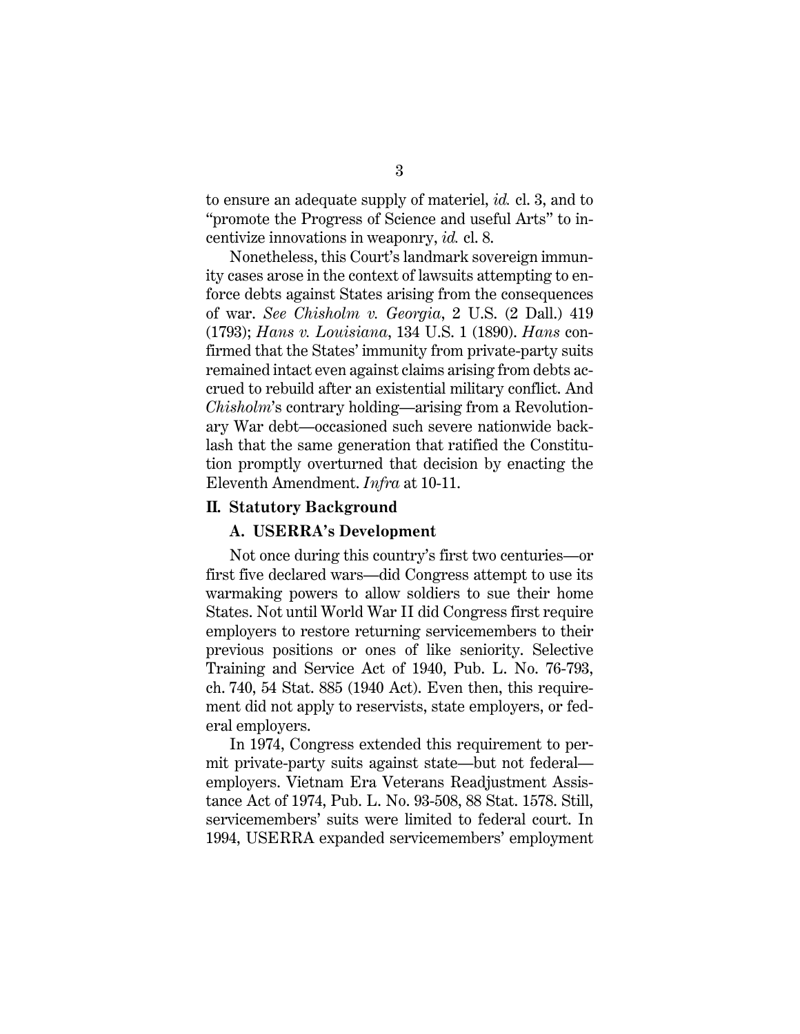to ensure an adequate supply of materiel, *id.* cl. 3, and to "promote the Progress of Science and useful Arts" to incentivize innovations in weaponry, *id.* cl. 8.

Nonetheless, this Court's landmark sovereign immunity cases arose in the context of lawsuits attempting to enforce debts against States arising from the consequences of war. *See Chisholm v. Georgia*, 2 U.S. (2 Dall.) 419 (1793); *Hans v. Louisiana*, 134 U.S. 1 (1890). *Hans* confirmed that the States' immunity from private-party suits remained intact even against claims arising from debts accrued to rebuild after an existential military conflict. And *Chisholm*'s contrary holding—arising from a Revolutionary War debt—occasioned such severe nationwide backlash that the same generation that ratified the Constitution promptly overturned that decision by enacting the Eleventh Amendment. *Infra* at 10-11.

## II. Statutory Background

### A. USERRA's Development

Not once during this country's first two centuries—or first five declared wars—did Congress attempt to use its warmaking powers to allow soldiers to sue their home States. Not until World War II did Congress first require employers to restore returning servicemembers to their previous positions or ones of like seniority. Selective Training and Service Act of 1940, Pub. L. No. 76-793, ch. 740, 54 Stat. 885 (1940 Act). Even then, this requirement did not apply to reservists, state employers, or federal employers.

In 1974, Congress extended this requirement to permit private-party suits against state—but not federal—employers. Vietnam Era Veterans Readjustment Assistance Act of 1974, Pub. L. No. 93-508, 88 Stat. 1578. Still, servicemembers' suits were limited to federal court. In 1994, USERRA expanded servicemembers' employment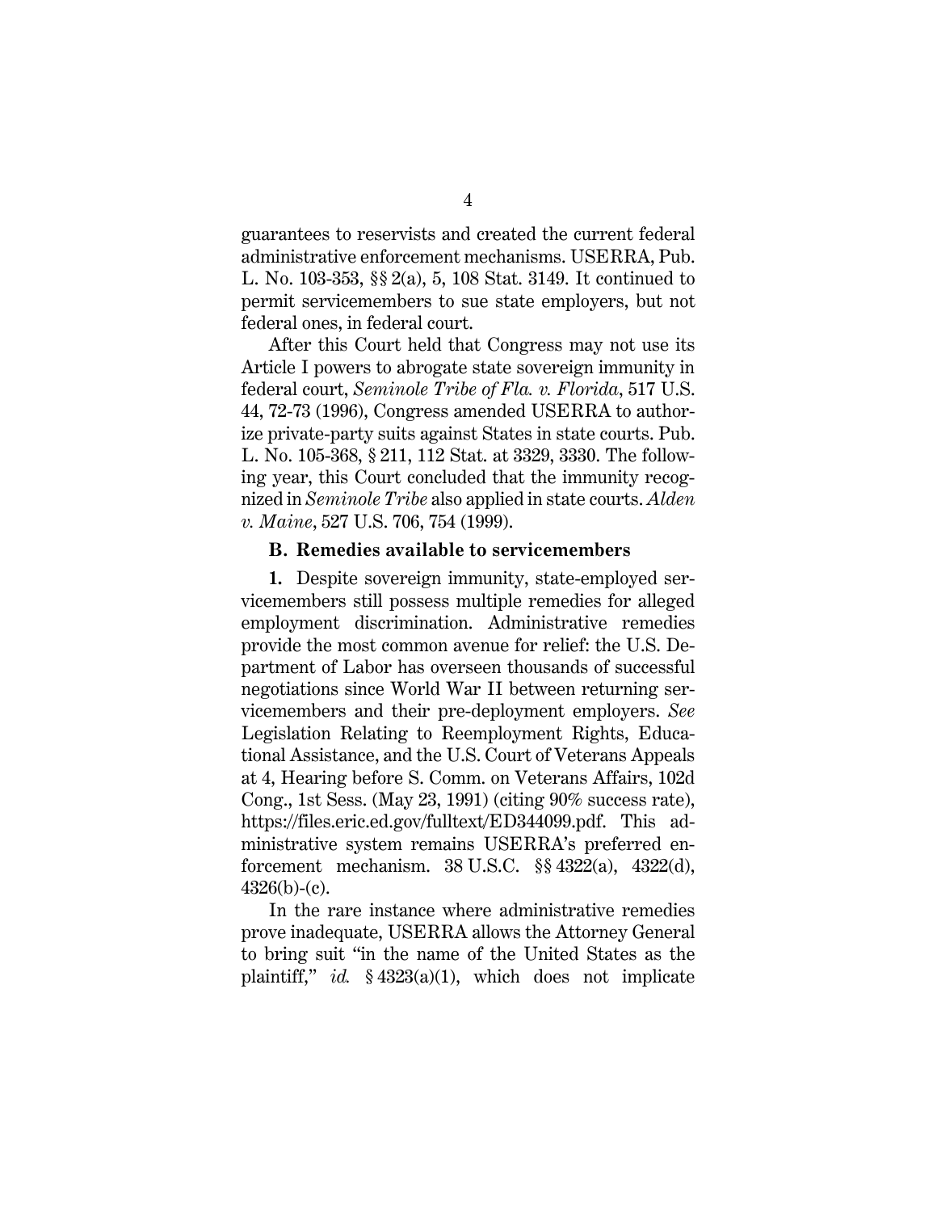guarantees to reservists and created the current federal administrative enforcement mechanisms. USERRA, Pub. L. No. 103-353, §§ 2(a), 5, 108 Stat. 3149. It continued to permit servicemembers to sue state employers, but not federal ones, in federal court.

After this Court held that Congress may not use its Article I powers to abrogate state sovereign immunity in federal court, *Seminole Tribe of Fla. v. Florida*, 517 U.S. 44, 72-73 (1996), Congress amended USERRA to authorize private-party suits against States in state courts. Pub. L. No. 105-368, § 211, 112 Stat. at 3329, 3330. The following year, this Court concluded that the immunity recognized in *Seminole Tribe* also applied in state courts. *Alden v. Maine*, 527 U.S. 706, 754 (1999).

### B. Remedies available to servicemembers

**1.** Despite sovereign immunity, state-employed servicemembers still possess multiple remedies for alleged employment discrimination. Administrative remedies provide the most common avenue for relief: the U.S. Department of Labor has overseen thousands of successful negotiations since World War II between returning servicemembers and their pre-deployment employers. *See* Legislation Relating to Reemployment Rights, Educational Assistance, and the U.S. Court of Veterans Appeals at 4, Hearing before S. Comm. on Veterans Affairs, 102d Cong., 1st Sess. (May 23, 1991) (citing 90% success rate), https://files.eric.ed.gov/fulltext/ED344099.pdf. This administrative system remains USERRA's preferred enforcement mechanism. 38 U.S.C. §§ 4322(a), 4322(d), 4326(b)-(c).

In the rare instance where administrative remedies prove inadequate, USERRA allows the Attorney General to bring suit "in the name of the United States as the plaintiff," *id.* § 4323(a)(1), which does not implicate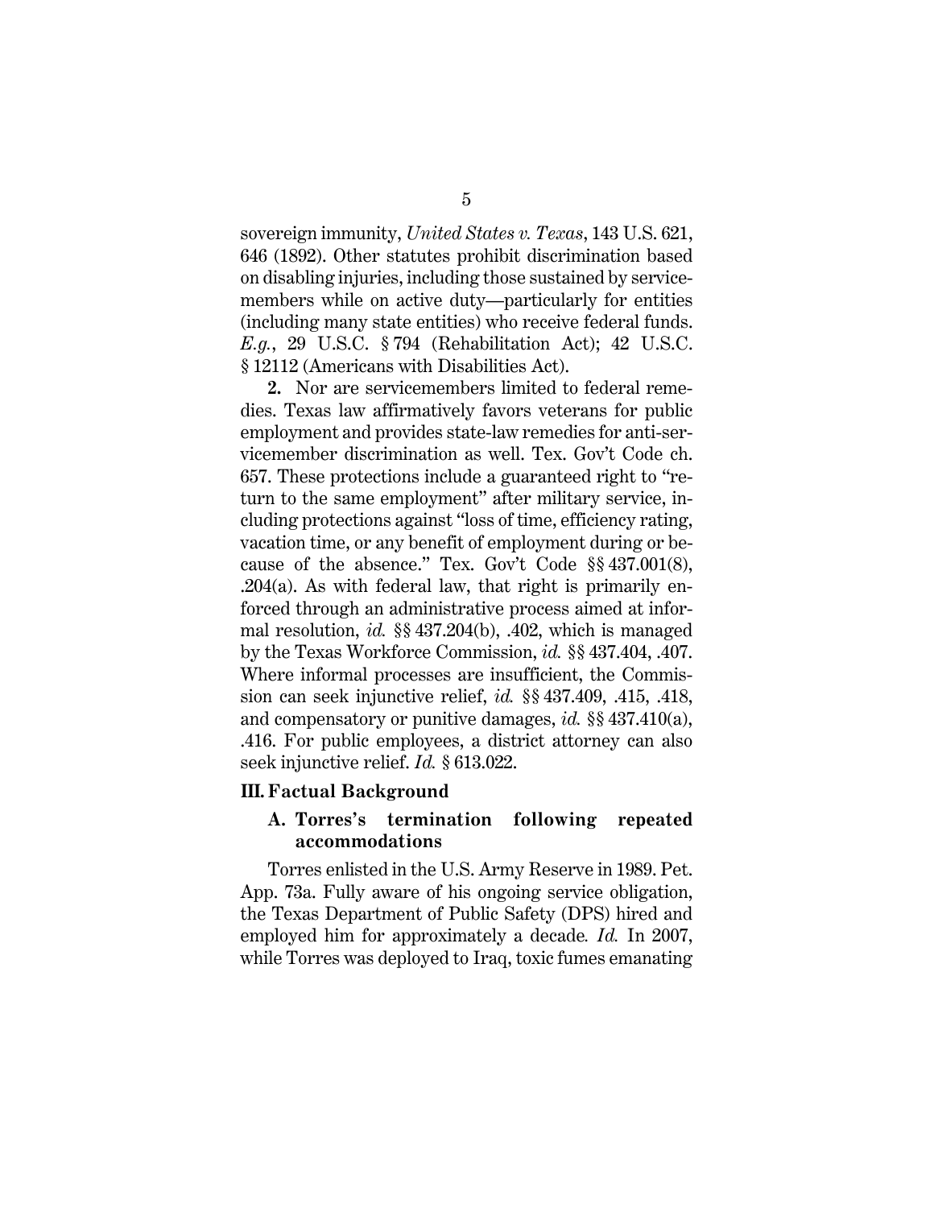sovereign immunity, *United States v. Texas*, 143 U.S. 621, 646 (1892). Other statutes prohibit discrimination based on disabling injuries, including those sustained by servicemembers while on active duty—particularly for entities (including many state entities) who receive federal funds. *E.g.*, 29 U.S.C. § 794 (Rehabilitation Act); 42 U.S.C. § 12112 (Americans with Disabilities Act).

**2.** Nor are servicemembers limited to federal remedies. Texas law affirmatively favors veterans for public employment and provides state-law remedies for anti-servicemember discrimination as well. Tex. Gov't Code ch. 657. These protections include a guaranteed right to "return to the same employment" after military service, including protections against "loss of time, efficiency rating, vacation time, or any benefit of employment during or because of the absence." Tex. Gov't Code §§ 437.001(8), .204(a). As with federal law, that right is primarily enforced through an administrative process aimed at informal resolution, *id.* §§ 437.204(b), .402, which is managed by the Texas Workforce Commission, *id.* §§ 437.404, .407. Where informal processes are insufficient, the Commission can seek injunctive relief, *id.* §§ 437.409, .415, .418, and compensatory or punitive damages, *id.* §§ 437.410(a), .416. For public employees, a district attorney can also seek injunctive relief. *Id.* § 613.022.

## III. Factual Background

### A. Torres's termination following repeated accommodations

Torres enlisted in the U.S. Army Reserve in 1989. Pet. App. 73a. Fully aware of his ongoing service obligation, the Texas Department of Public Safety (DPS) hired and employed him for approximately a decade. *Id.* In 2007, while Torres was deployed to Iraq, toxic fumes emanating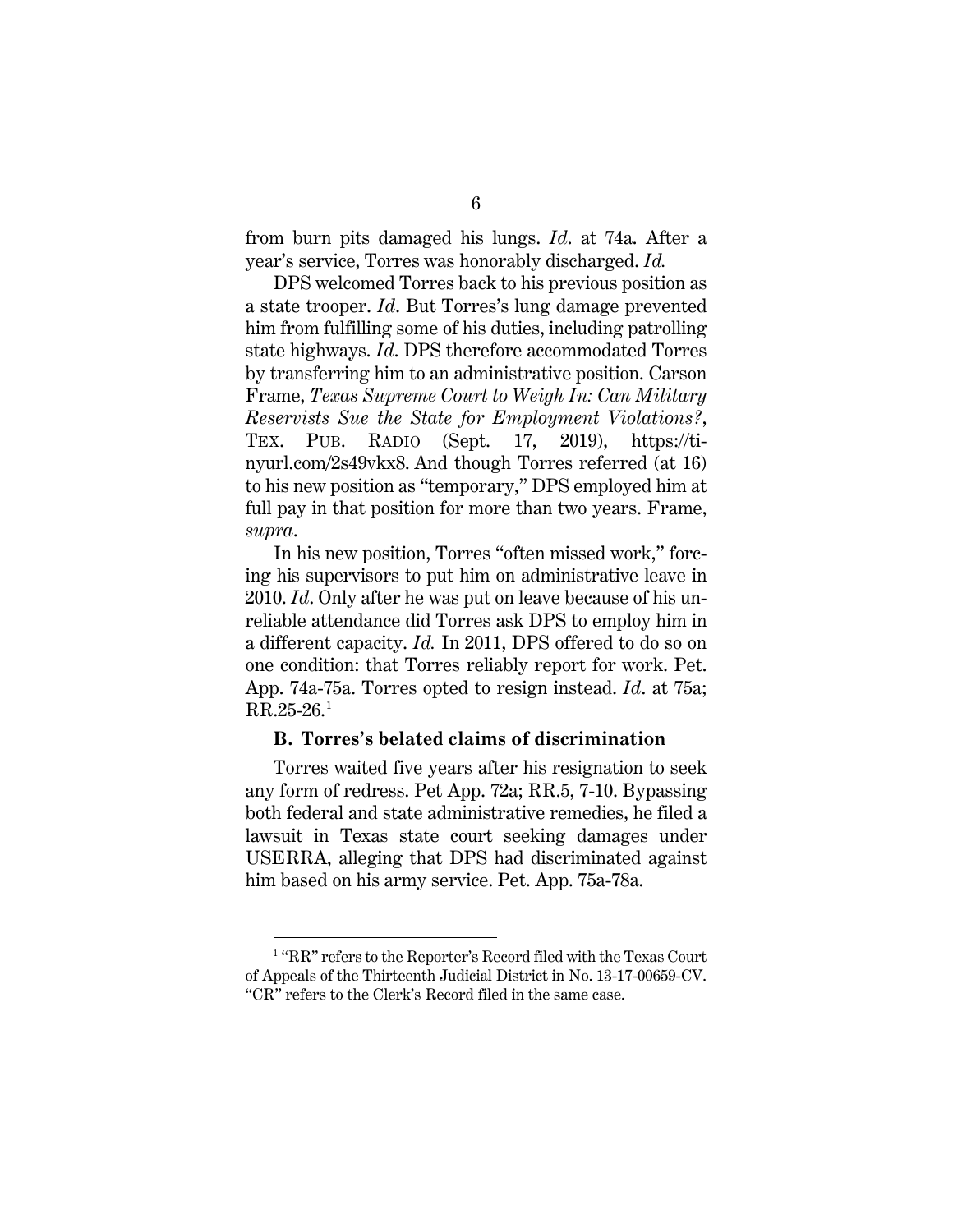from burn pits damaged his lungs. *Id.* at 74a. After a year's service, Torres was honorably discharged. *Id.*

DPS welcomed Torres back to his previous position as a state trooper. *Id.* But Torres's lung damage prevented him from fulfilling some of his duties, including patrolling state highways. *Id.* DPS therefore accommodated Torres by transferring him to an administrative position. Carson Frame, *Texas Supreme Court to Weigh In: Can Military Reservists Sue the State for Employment Violations?*, TEX. PUB. RADIO (Sept. 17, 2019), https://tinyurl.com/2s49vkx8. And though Torres referred (at 16) to his new position as "temporary," DPS employed him at full pay in that position for more than two years. Frame, *supra*.

In his new position, Torres "often missed work," forcing his supervisors to put him on administrative leave in 2010. *Id*. Only after he was put on leave because of his unreliable attendance did Torres ask DPS to employ him in a different capacity. *Id.* In 2011, DPS offered to do so on one condition: that Torres reliably report for work. Pet. App. 74a-75a. Torres opted to resign instead. *Id*. at 75a; RR.25-26.[1]

### B. Torres's belated claims of discrimination

Torres waited five years after his resignation to seek any form of redress. Pet App. 72a; RR.5, 7-10. Bypassing both federal and state administrative remedies, he filed a lawsuit in Texas state court seeking damages under USERRA, alleging that DPS had discriminated against him based on his army service. Pet. App. 75a-78a.

---

[1] "RR" refers to the Reporter's Record filed with the Texas Court of Appeals of the Thirteenth Judicial District in No. 13-17-00659-CV. "CR" refers to the Clerk's Record filed in the same case.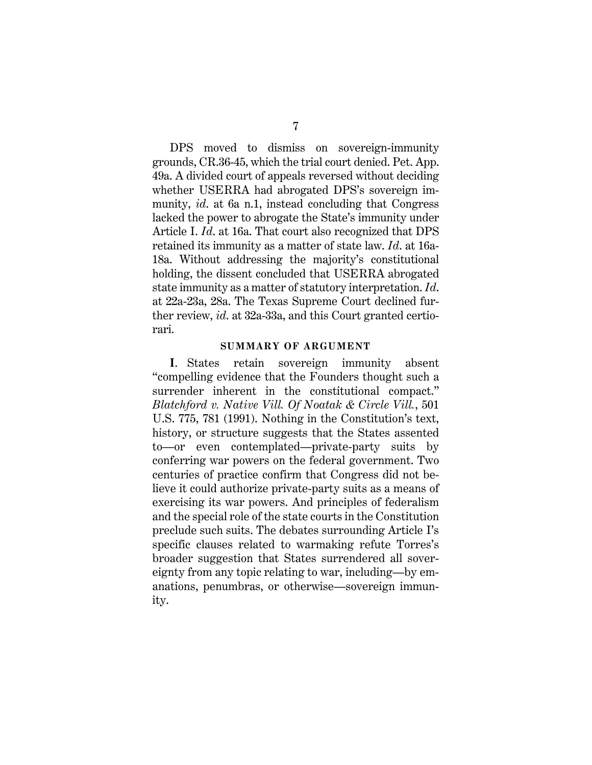DPS moved to dismiss on sovereign-immunity grounds, CR.36-45, which the trial court denied. Pet. App. 49a. A divided court of appeals reversed without deciding whether USERRA had abrogated DPS's sovereign immunity, *id.* at 6a n.1, instead concluding that Congress lacked the power to abrogate the State's immunity under Article I. *Id.* at 16a. That court also recognized that DPS retained its immunity as a matter of state law. *Id.* at 16a-18a. Without addressing the majority's constitutional holding, the dissent concluded that USERRA abrogated state immunity as a matter of statutory interpretation. *Id.* at 22a-23a, 28a. The Texas Supreme Court declined further review, *id.* at 32a-33a, and this Court granted certiorari.

## SUMMARY OF ARGUMENT

**I**. States retain sovereign immunity absent "compelling evidence that the Founders thought such a surrender inherent in the constitutional compact." *Blatchford v. Native Vill. Of Noatak & Circle Vill.*, 501 U.S. 775, 781 (1991). Nothing in the Constitution's text, history, or structure suggests that the States assented to—or even contemplated—private-party suits by conferring war powers on the federal government. Two centuries of practice confirm that Congress did not believe it could authorize private-party suits as a means of exercising its war powers. And principles of federalism and the special role of the state courts in the Constitution preclude such suits. The debates surrounding Article I's specific clauses related to warmaking refute Torres's broader suggestion that States surrendered all sovereignty from any topic relating to war, including—by emanations, penumbras, or otherwise—sovereign immunity.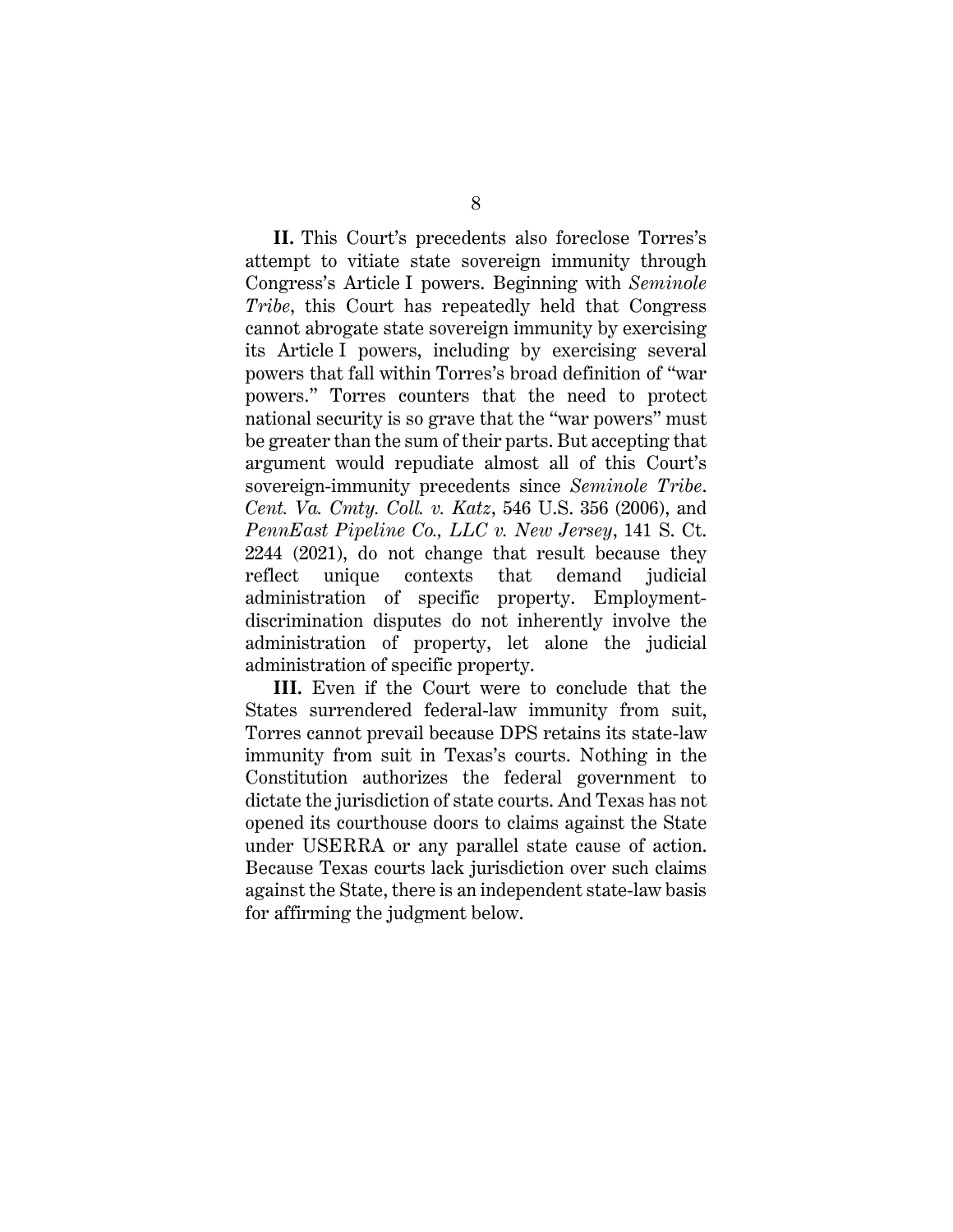**II.** This Court's precedents also foreclose Torres's attempt to vitiate state sovereign immunity through Congress's Article I powers. Beginning with *Seminole Tribe*, this Court has repeatedly held that Congress cannot abrogate state sovereign immunity by exercising its Article I powers, including by exercising several powers that fall within Torres's broad definition of "war powers." Torres counters that the need to protect national security is so grave that the "war powers" must be greater than the sum of their parts. But accepting that argument would repudiate almost all of this Court's sovereign-immunity precedents since *Seminole Tribe*. *Cent. Va. Cmty. Coll. v. Katz*, 546 U.S. 356 (2006), and *PennEast Pipeline Co., LLC v. New Jersey*, 141 S. Ct. 2244 (2021), do not change that result because they reflect unique contexts that demand judicial administration of specific property. Employment-discrimination disputes do not inherently involve the administration of property, let alone the judicial administration of specific property.

**III.** Even if the Court were to conclude that the States surrendered federal-law immunity from suit, Torres cannot prevail because DPS retains its state-law immunity from suit in Texas's courts. Nothing in the Constitution authorizes the federal government to dictate the jurisdiction of state courts. And Texas has not opened its courthouse doors to claims against the State under USERRA or any parallel state cause of action. Because Texas courts lack jurisdiction over such claims against the State, there is an independent state-law basis for affirming the judgment below.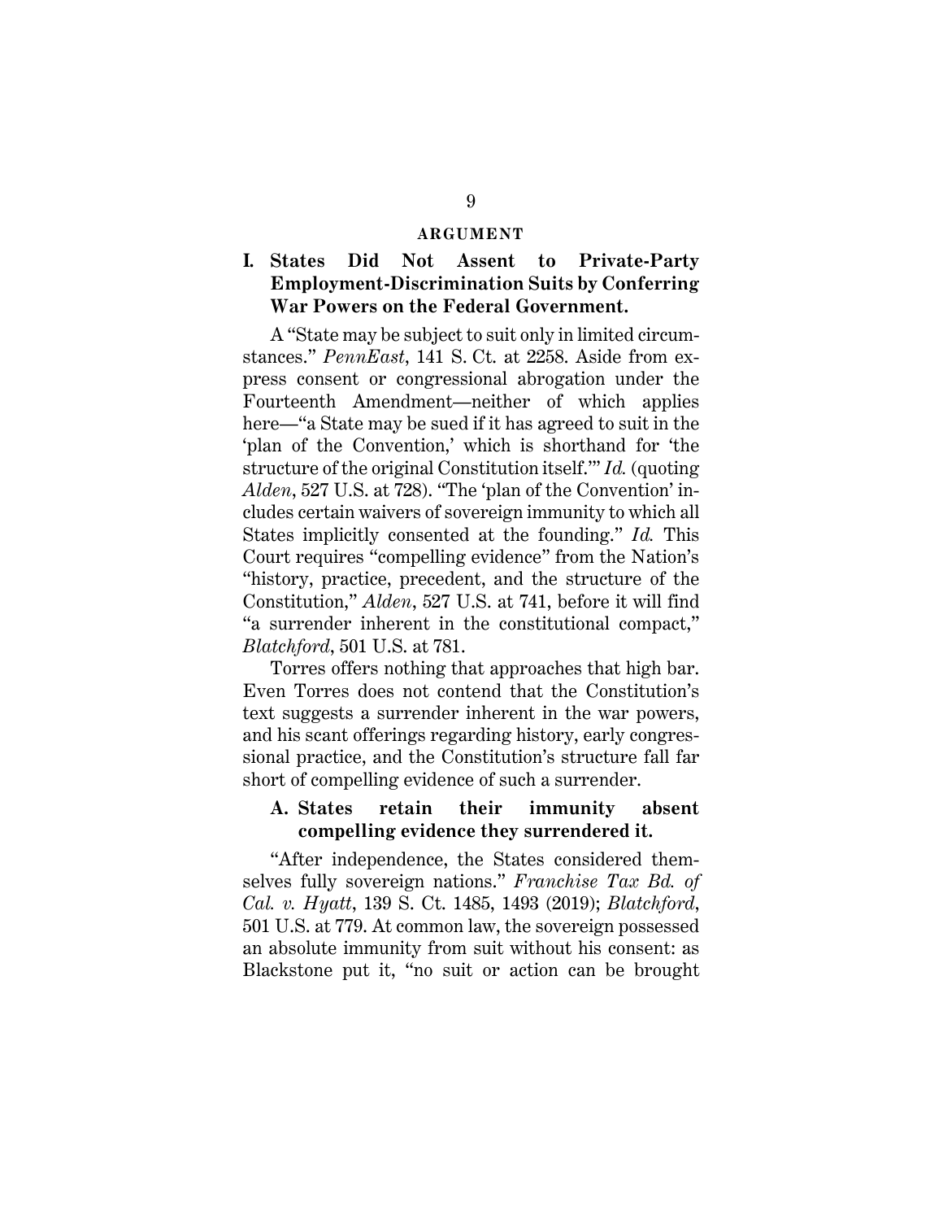## ARGUMENT

### I. States Did Not Assent to Private-Party Employment-Discrimination Suits by Conferring War Powers on the Federal Government.

A "State may be subject to suit only in limited circumstances." *PennEast*, 141 S. Ct. at 2258. Aside from express consent or congressional abrogation under the Fourteenth Amendment—neither of which applies here—"a State may be sued if it has agreed to suit in the 'plan of the Convention,' which is shorthand for 'the structure of the original Constitution itself.'" *Id.* (quoting *Alden*, 527 U.S. at 728). "The 'plan of the Convention' includes certain waivers of sovereign immunity to which all States implicitly consented at the founding." *Id.* This Court requires "compelling evidence" from the Nation's "history, practice, precedent, and the structure of the Constitution," *Alden*, 527 U.S. at 741, before it will find "a surrender inherent in the constitutional compact," *Blatchford*, 501 U.S. at 781.

Torres offers nothing that approaches that high bar. Even Torres does not contend that the Constitution's text suggests a surrender inherent in the war powers, and his scant offerings regarding history, early congressional practice, and the Constitution's structure fall far short of compelling evidence of such a surrender.

#### A. States retain their immunity absent compelling evidence they surrendered it.

"After independence, the States considered themselves fully sovereign nations." *Franchise Tax Bd. of Cal. v. Hyatt*, 139 S. Ct. 1485, 1493 (2019); *Blatchford*, 501 U.S. at 779. At common law, the sovereign possessed an absolute immunity from suit without his consent: as Blackstone put it, "no suit or action can be brought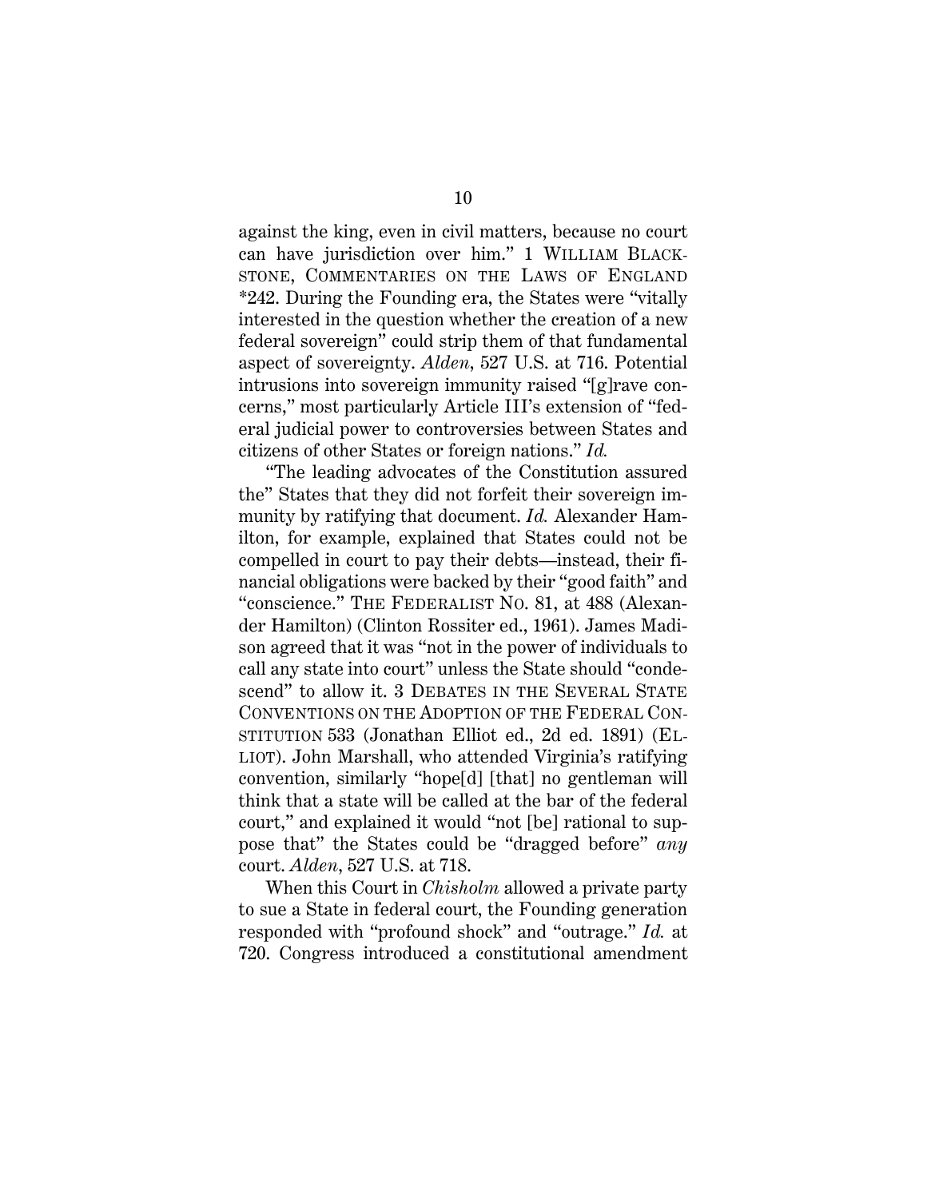against the king, even in civil matters, because no court can have jurisdiction over him." 1 WILLIAM BLACKSTONE, COMMENTARIES ON THE LAWS OF ENGLAND *242. During the Founding era, the States were "vitally interested in the question whether the creation of a new federal sovereign" could strip them of that fundamental aspect of sovereignty. *Alden*, 527 U.S. at 716. Potential intrusions into sovereign immunity raised "[g]rave concerns," most particularly Article III's extension of "federal judicial power to controversies between States and citizens of other States or foreign nations." *Id.*

"The leading advocates of the Constitution assured the" States that they did not forfeit their sovereign immunity by ratifying that document. *Id.* Alexander Hamilton, for example, explained that States could not be compelled in court to pay their debts—instead, their financial obligations were backed by their "good faith" and "conscience." THE FEDERALIST NO. 81, at 488 (Alexander Hamilton) (Clinton Rossiter ed., 1961). James Madison agreed that it was "not in the power of individuals to call any state into court" unless the State should "condescend" to allow it. 3 DEBATES IN THE SEVERAL STATE CONVENTIONS ON THE ADOPTION OF THE FEDERAL CONSTITUTION 533 (Jonathan Elliot ed., 2d ed. 1891) (ELLIOT). John Marshall, who attended Virginia's ratifying convention, similarly "hope[d] [that] no gentleman will think that a state will be called at the bar of the federal court," and explained it would "not [be] rational to suppose that" the States could be "dragged before" *any* court. *Alden*, 527 U.S. at 718.

When this Court in *Chisholm* allowed a private party to sue a State in federal court, the Founding generation responded with "profound shock" and "outrage." *Id.* at 720. Congress introduced a constitutional amendment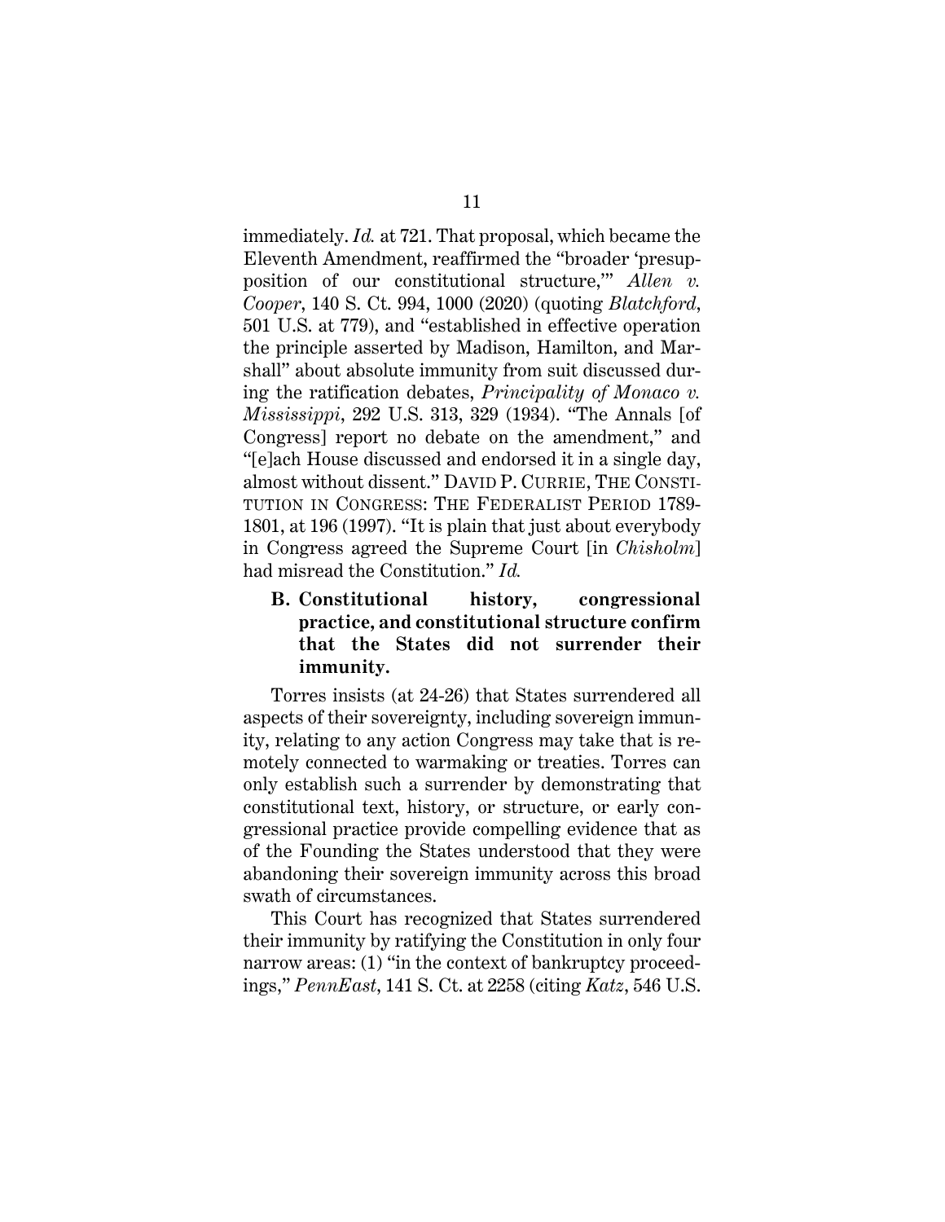immediately. *Id.* at 721. That proposal, which became the Eleventh Amendment, reaffirmed the "broader 'presupposition of our constitutional structure,'" *Allen v. Cooper*, 140 S. Ct. 994, 1000 (2020) (quoting *Blatchford*, 501 U.S. at 779), and "established in effective operation the principle asserted by Madison, Hamilton, and Marshall" about absolute immunity from suit discussed during the ratification debates, *Principality of Monaco v. Mississippi*, 292 U.S. 313, 329 (1934). "The Annals [of Congress] report no debate on the amendment," and "[e]ach House discussed and endorsed it in a single day, almost without dissent." DAVID P. CURRIE, THE CONSTITUTION IN CONGRESS: THE FEDERALIST PERIOD 1789-1801, at 196 (1997). "It is plain that just about everybody in Congress agreed the Supreme Court [in *Chisholm*] had misread the Constitution." *Id.*

### B. Constitutional history, congressional practice, and constitutional structure confirm that the States did not surrender their immunity.

Torres insists (at 24-26) that States surrendered all aspects of their sovereignty, including sovereign immunity, relating to any action Congress may take that is remotely connected to warmaking or treaties. Torres can only establish such a surrender by demonstrating that constitutional text, history, or structure, or early congressional practice provide compelling evidence that as of the Founding the States understood that they were abandoning their sovereign immunity across this broad swath of circumstances.

This Court has recognized that States surrendered their immunity by ratifying the Constitution in only four narrow areas: (1) "in the context of bankruptcy proceedings," *PennEast*, 141 S. Ct. at 2258 (citing *Katz*, 546 U.S.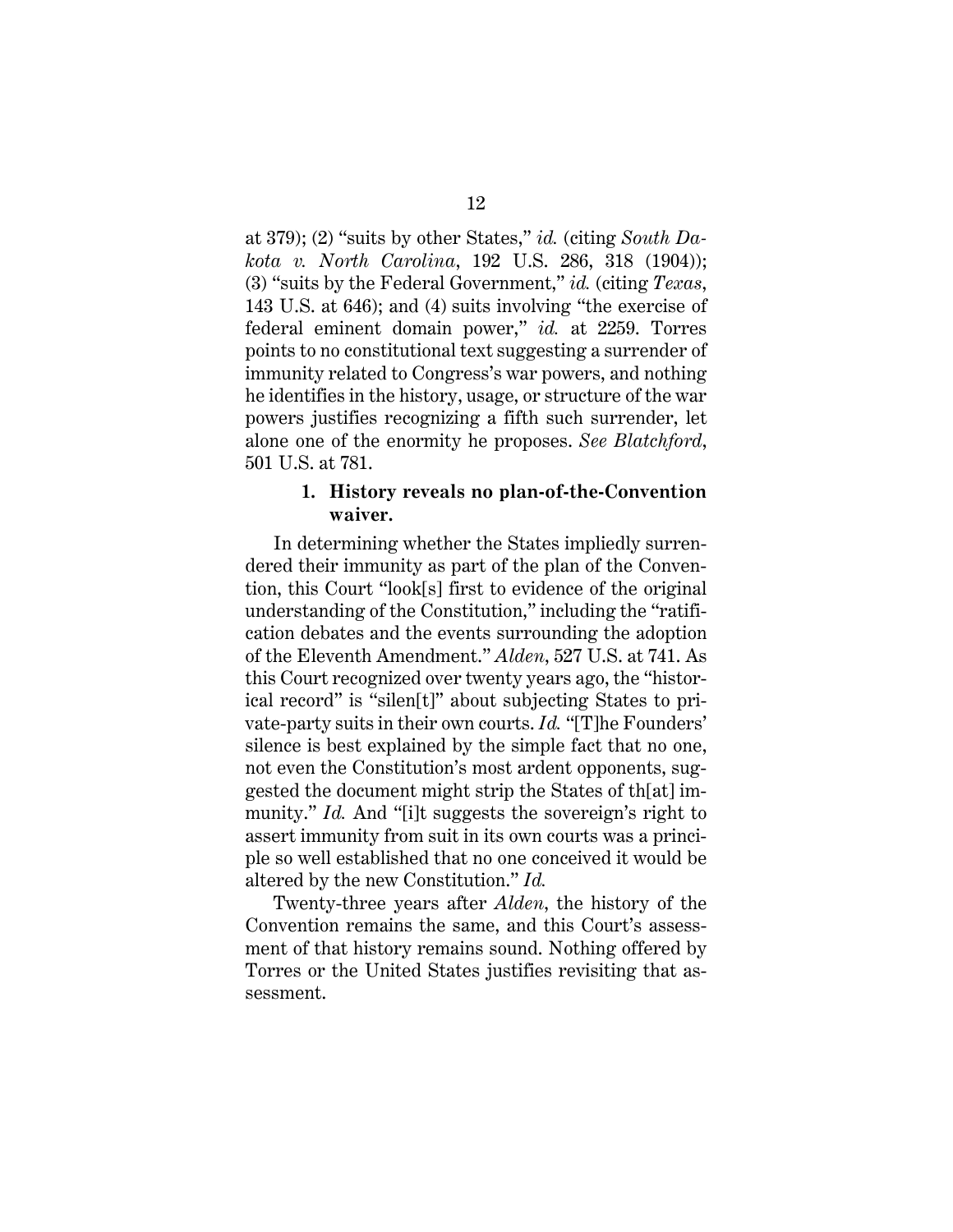at 379); (2) "suits by other States," *id.* (citing *South Dakota v. North Carolina*, 192 U.S. 286, 318 (1904)); (3) "suits by the Federal Government," *id.* (citing *Texas*, 143 U.S. at 646); and (4) suits involving "the exercise of federal eminent domain power," *id.* at 2259. Torres points to no constitutional text suggesting a surrender of immunity related to Congress's war powers, and nothing he identifies in the history, usage, or structure of the war powers justifies recognizing a fifth such surrender, let alone one of the enormity he proposes. *See Blatchford*, 501 U.S. at 781.

### 1. History reveals no plan-of-the-Convention waiver.

In determining whether the States impliedly surrendered their immunity as part of the plan of the Convention, this Court "look[s] first to evidence of the original understanding of the Constitution," including the "ratification debates and the events surrounding the adoption of the Eleventh Amendment." *Alden*, 527 U.S. at 741. As this Court recognized over twenty years ago, the "historical record" is "silen[t]" about subjecting States to private-party suits in their own courts. *Id.* "[T]he Founders' silence is best explained by the simple fact that no one, not even the Constitution's most ardent opponents, suggested the document might strip the States of th[at] immunity." *Id.* And "[i]t suggests the sovereign's right to assert immunity from suit in its own courts was a principle so well established that no one conceived it would be altered by the new Constitution." *Id.*

Twenty-three years after *Alden*, the history of the Convention remains the same, and this Court's assessment of that history remains sound. Nothing offered by Torres or the United States justifies revisiting that assessment.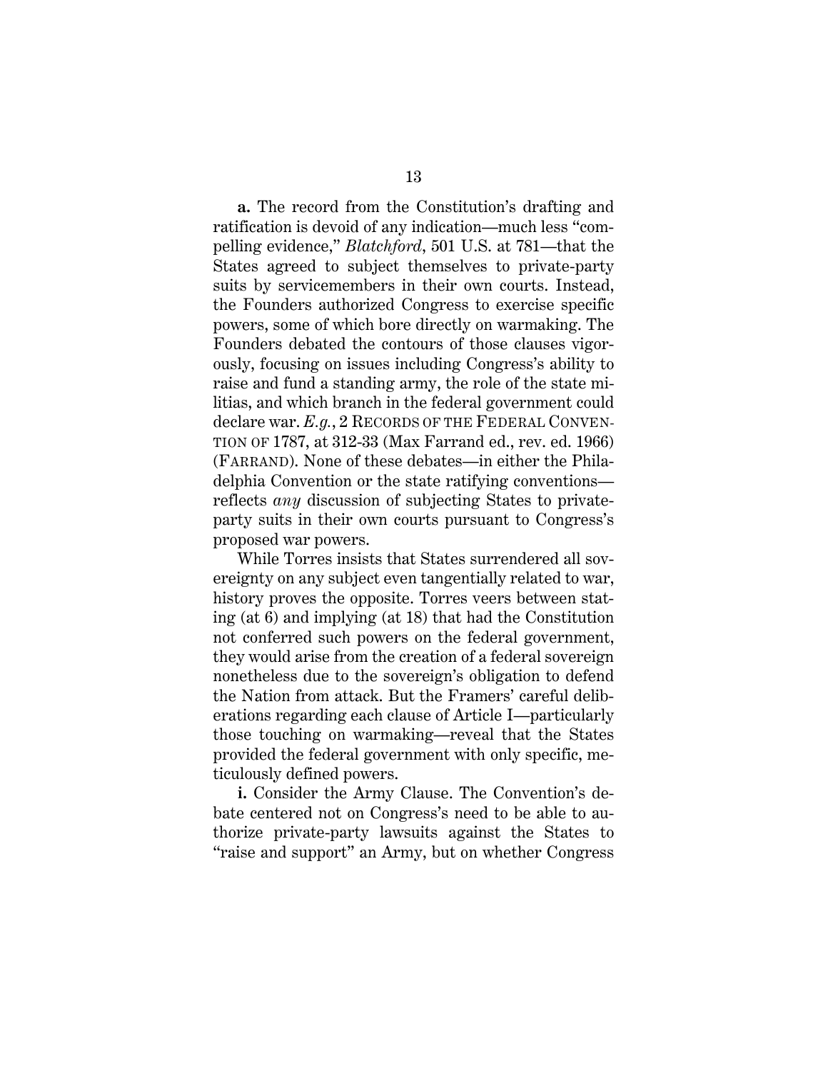**a.** The record from the Constitution's drafting and ratification is devoid of any indication—much less "compelling evidence," *Blatchford*, 501 U.S. at 781—that the States agreed to subject themselves to private-party suits by servicemembers in their own courts. Instead, the Founders authorized Congress to exercise specific powers, some of which bore directly on warmaking. The Founders debated the contours of those clauses vigorously, focusing on issues including Congress's ability to raise and fund a standing army, the role of the state militias, and which branch in the federal government could declare war. *E.g.*, 2 RECORDS OF THE FEDERAL CONVENTION OF 1787, at 312-33 (Max Farrand ed., rev. ed. 1966) (FARRAND). None of these debates—in either the Philadelphia Convention or the state ratifying conventions—reflects *any* discussion of subjecting States to private-party suits in their own courts pursuant to Congress's proposed war powers.

While Torres insists that States surrendered all sovereignty on any subject even tangentially related to war, history proves the opposite. Torres veers between stating (at 6) and implying (at 18) that had the Constitution not conferred such powers on the federal government, they would arise from the creation of a federal sovereign nonetheless due to the sovereign's obligation to defend the Nation from attack. But the Framers' careful deliberations regarding each clause of Article I—particularly those touching on warmaking—reveal that the States provided the federal government with only specific, meticulously defined powers.

**i.** Consider the Army Clause. The Convention's debate centered not on Congress's need to be able to authorize private-party lawsuits against the States to "raise and support" an Army, but on whether Congress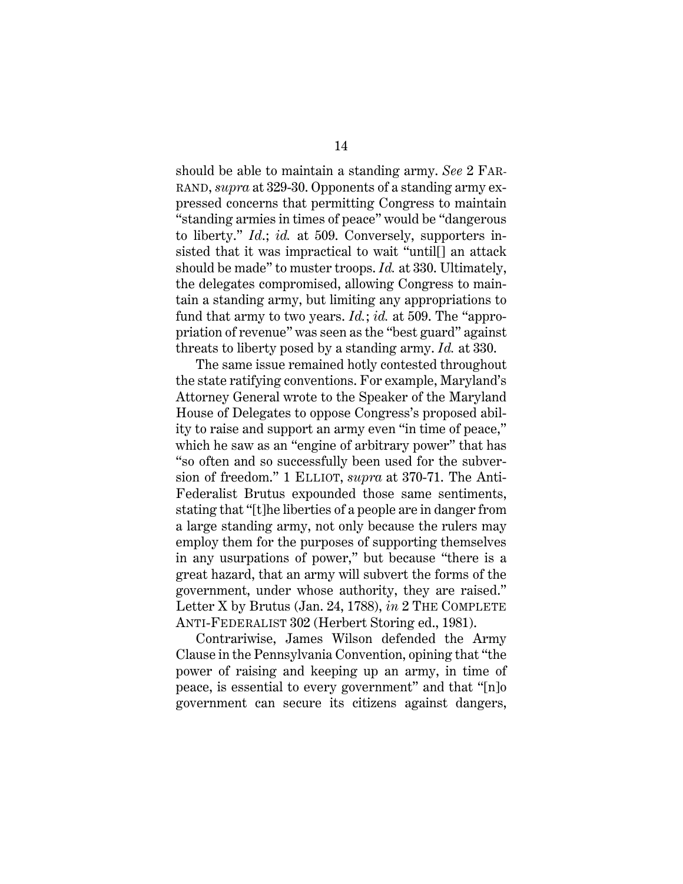should be able to maintain a standing army. *See* 2 FARRAND, *supra* at 329-30. Opponents of a standing army expressed concerns that permitting Congress to maintain "standing armies in times of peace" would be "dangerous to liberty." *Id.*; *id.* at 509. Conversely, supporters insisted that it was impractical to wait "until[] an attack should be made" to muster troops. *Id.* at 330. Ultimately, the delegates compromised, allowing Congress to maintain a standing army, but limiting any appropriations to fund that army to two years. *Id.*; *id.* at 509. The "appropriation of revenue" was seen as the "best guard" against threats to liberty posed by a standing army. *Id.* at 330.

The same issue remained hotly contested throughout the state ratifying conventions. For example, Maryland's Attorney General wrote to the Speaker of the Maryland House of Delegates to oppose Congress's proposed ability to raise and support an army even "in time of peace," which he saw as an "engine of arbitrary power" that has "so often and so successfully been used for the subversion of freedom." 1 ELLIOT, *supra* at 370-71. The Anti-Federalist Brutus expounded those same sentiments, stating that "[t]he liberties of a people are in danger from a large standing army, not only because the rulers may employ them for the purposes of supporting themselves in any usurpations of power," but because "there is a great hazard, that an army will subvert the forms of the government, under whose authority, they are raised." Letter X by Brutus (Jan. 24, 1788), *in* 2 THE COMPLETE ANTI-FEDERALIST 302 (Herbert Storing ed., 1981).

Contrariwise, James Wilson defended the Army Clause in the Pennsylvania Convention, opining that "the power of raising and keeping up an army, in time of peace, is essential to every government" and that "[n]o government can secure its citizens against dangers,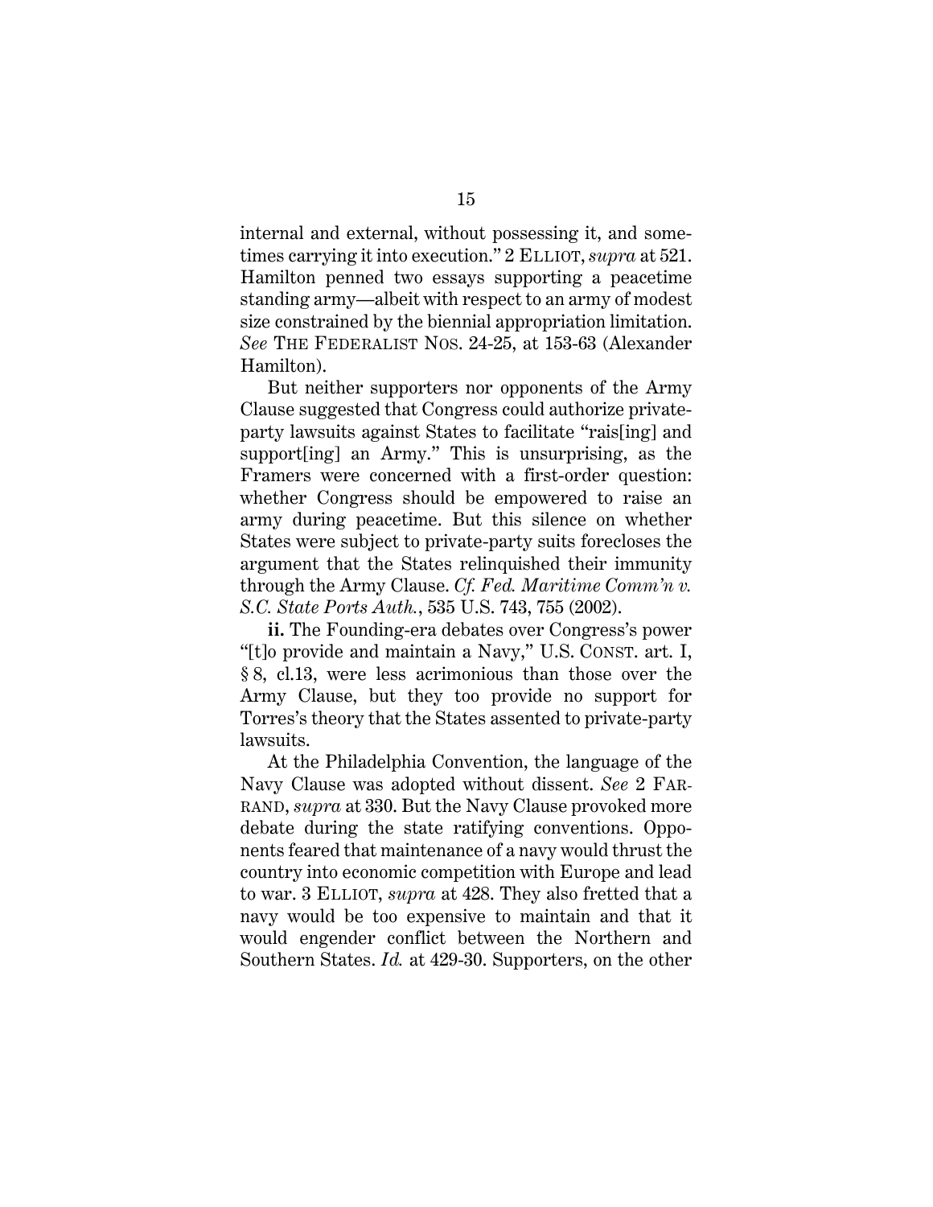internal and external, without possessing it, and sometimes carrying it into execution." 2 ELLIOT, *supra* at 521. Hamilton penned two essays supporting a peacetime standing army—albeit with respect to an army of modest size constrained by the biennial appropriation limitation. *See* THE FEDERALIST NOS. 24-25, at 153-63 (Alexander Hamilton).

But neither supporters nor opponents of the Army Clause suggested that Congress could authorize private-party lawsuits against States to facilitate "rais[ing] and support[ing] an Army." This is unsurprising, as the Framers were concerned with a first-order question: whether Congress should be empowered to raise an army during peacetime. But this silence on whether States were subject to private-party suits forecloses the argument that the States relinquished their immunity through the Army Clause. *Cf. Fed. Maritime Comm'n v. S.C. State Ports Auth.*, 535 U.S. 743, 755 (2002).

**ii.** The Founding-era debates over Congress's power "[t]o provide and maintain a Navy," U.S. CONST. art. I, § 8, cl.13, were less acrimonious than those over the Army Clause, but they too provide no support for Torres's theory that the States assented to private-party lawsuits.

At the Philadelphia Convention, the language of the Navy Clause was adopted without dissent. *See* 2 FARRAND, *supra* at 330. But the Navy Clause provoked more debate during the state ratifying conventions. Opponents feared that maintenance of a navy would thrust the country into economic competition with Europe and lead to war. 3 ELLIOT, *supra* at 428. They also fretted that a navy would be too expensive to maintain and that it would engender conflict between the Northern and Southern States. *Id.* at 429-30. Supporters, on the other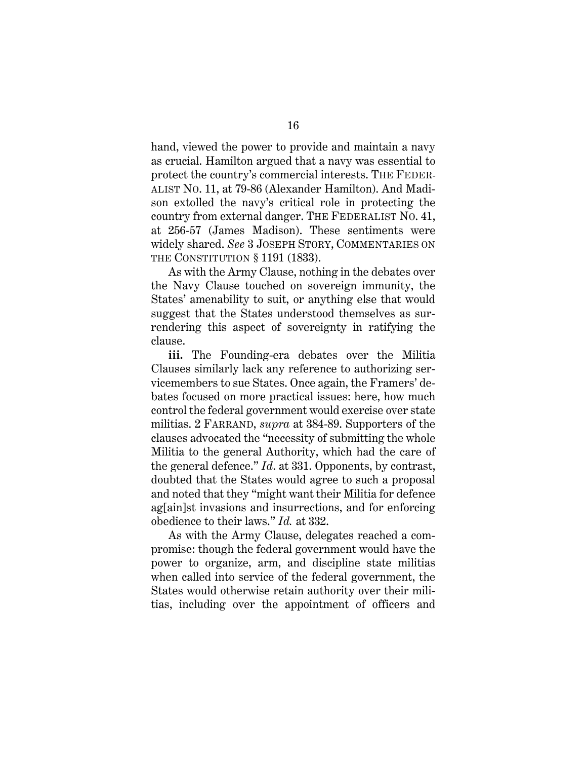hand, viewed the power to provide and maintain a navy as crucial. Hamilton argued that a navy was essential to protect the country's commercial interests. THE FEDERALIST NO. 11, at 79-86 (Alexander Hamilton). And Madison extolled the navy's critical role in protecting the country from external danger. THE FEDERALIST NO. 41, at 256-57 (James Madison). These sentiments were widely shared. *See* 3 JOSEPH STORY, COMMENTARIES ON THE CONSTITUTION § 1191 (1833).

As with the Army Clause, nothing in the debates over the Navy Clause touched on sovereign immunity, the States' amenability to suit, or anything else that would suggest that the States understood themselves as surrendering this aspect of sovereignty in ratifying the clause.

**iii.** The Founding-era debates over the Militia Clauses similarly lack any reference to authorizing servicemembers to sue States. Once again, the Framers' debates focused on more practical issues: here, how much control the federal government would exercise over state militias. 2 FARRAND, *supra* at 384-89. Supporters of the clauses advocated the "necessity of submitting the whole Militia to the general Authority, which had the care of the general defence." *Id*. at 331. Opponents, by contrast, doubted that the States would agree to such a proposal and noted that they "might want their Militia for defence ag[ain]st invasions and insurrections, and for enforcing obedience to their laws." *Id.* at 332.

As with the Army Clause, delegates reached a compromise: though the federal government would have the power to organize, arm, and discipline state militias when called into service of the federal government, the States would otherwise retain authority over their militias, including over the appointment of officers and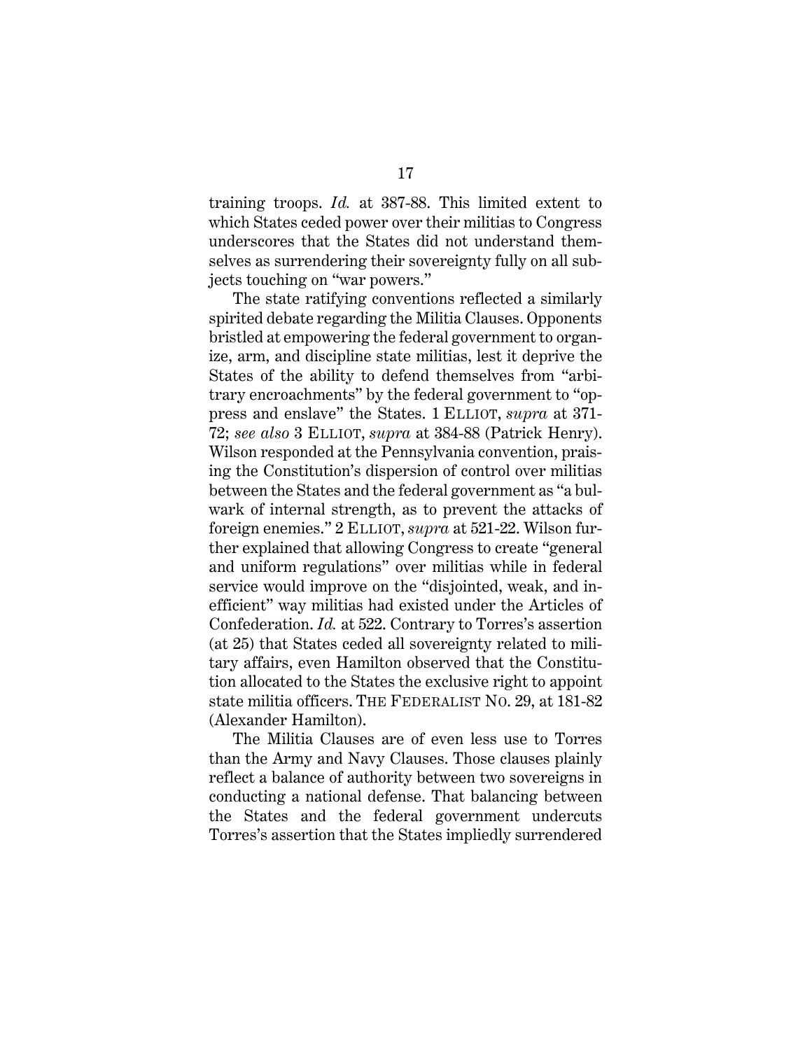training troops. *Id.* at 387-88. This limited extent to which States ceded power over their militias to Congress underscores that the States did not understand themselves as surrendering their sovereignty fully on all subjects touching on "war powers."

The state ratifying conventions reflected a similarly spirited debate regarding the Militia Clauses. Opponents bristled at empowering the federal government to organize, arm, and discipline state militias, lest it deprive the States of the ability to defend themselves from "arbitrary encroachments" by the federal government to "oppress and enslave" the States. 1 ELLIOT, *supra* at 371-72; *see also* 3 ELLIOT, *supra* at 384-88 (Patrick Henry). Wilson responded at the Pennsylvania convention, praising the Constitution's dispersion of control over militias between the States and the federal government as "a bulwark of internal strength, as to prevent the attacks of foreign enemies." 2 ELLIOT, *supra* at 521-22. Wilson further explained that allowing Congress to create "general and uniform regulations" over militias while in federal service would improve on the "disjointed, weak, and inefficient" way militias had existed under the Articles of Confederation. *Id.* at 522. Contrary to Torres's assertion (at 25) that States ceded all sovereignty related to military affairs, even Hamilton observed that the Constitution allocated to the States the exclusive right to appoint state militia officers. THE FEDERALIST NO. 29, at 181-82 (Alexander Hamilton).

The Militia Clauses are of even less use to Torres than the Army and Navy Clauses. Those clauses plainly reflect a balance of authority between two sovereigns in conducting a national defense. That balancing between the States and the federal government undercuts Torres's assertion that the States impliedly surrendered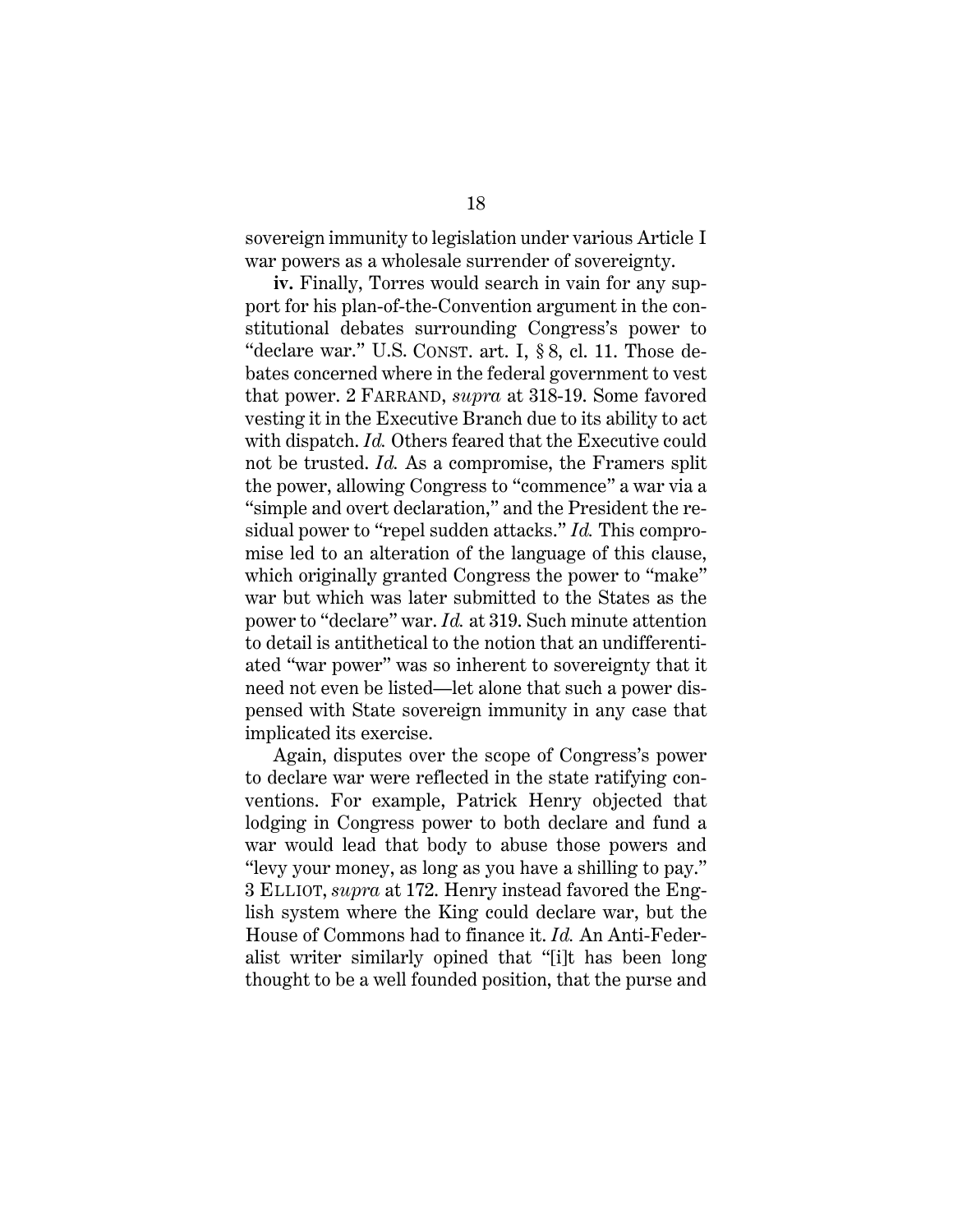sovereign immunity to legislation under various Article I war powers as a wholesale surrender of sovereignty.

**iv.** Finally, Torres would search in vain for any support for his plan-of-the-Convention argument in the constitutional debates surrounding Congress's power to "declare war." U.S. CONST. art. I, § 8, cl. 11. Those debates concerned where in the federal government to vest that power. 2 FARRAND, *supra* at 318-19. Some favored vesting it in the Executive Branch due to its ability to act with dispatch. *Id.* Others feared that the Executive could not be trusted. *Id.* As a compromise, the Framers split the power, allowing Congress to "commence" a war via a "simple and overt declaration," and the President the residual power to "repel sudden attacks." *Id.* This compromise led to an alteration of the language of this clause, which originally granted Congress the power to "make" war but which was later submitted to the States as the power to "declare" war. *Id.* at 319. Such minute attention to detail is antithetical to the notion that an undifferentiated "war power" was so inherent to sovereignty that it need not even be listed—let alone that such a power dispensed with State sovereign immunity in any case that implicated its exercise.

Again, disputes over the scope of Congress's power to declare war were reflected in the state ratifying conventions. For example, Patrick Henry objected that lodging in Congress power to both declare and fund a war would lead that body to abuse those powers and "levy your money, as long as you have a shilling to pay." 3 ELLIOT, *supra* at 172. Henry instead favored the English system where the King could declare war, but the House of Commons had to finance it. *Id.* An Anti-Federalist writer similarly opined that "[i]t has been long thought to be a well founded position, that the purse and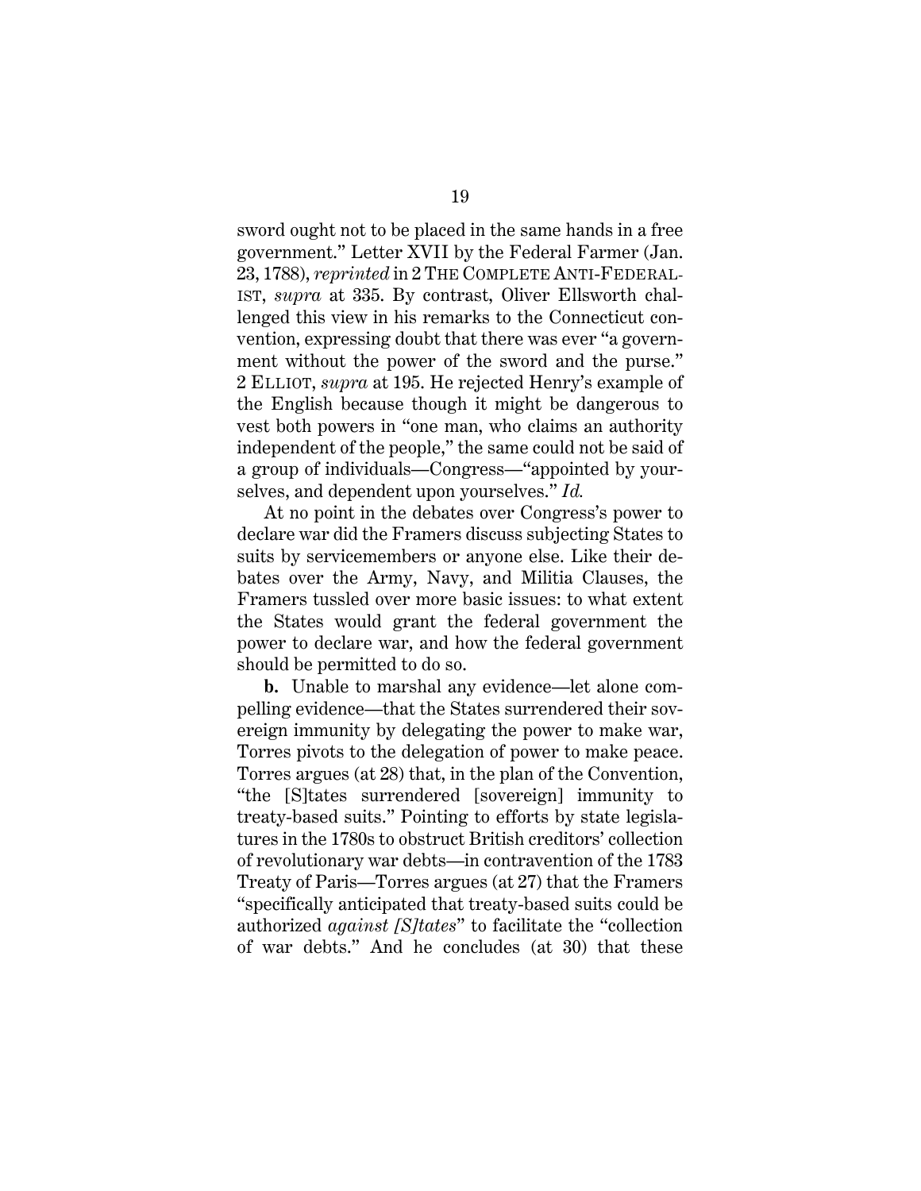sword ought not to be placed in the same hands in a free government." Letter XVII by the Federal Farmer (Jan. 23, 1788), *reprinted* in 2 THE COMPLETE ANTI-FEDERALIST, *supra* at 335. By contrast, Oliver Ellsworth challenged this view in his remarks to the Connecticut convention, expressing doubt that there was ever "a government without the power of the sword and the purse." 2 ELLIOT, *supra* at 195. He rejected Henry's example of the English because though it might be dangerous to vest both powers in "one man, who claims an authority independent of the people," the same could not be said of a group of individuals—Congress—"appointed by yourselves, and dependent upon yourselves." *Id.*

At no point in the debates over Congress's power to declare war did the Framers discuss subjecting States to suits by servicemembers or anyone else. Like their debates over the Army, Navy, and Militia Clauses, the Framers tussled over more basic issues: to what extent the States would grant the federal government the power to declare war, and how the federal government should be permitted to do so.

**b.** Unable to marshal any evidence—let alone compelling evidence—that the States surrendered their sovereign immunity by delegating the power to make war, Torres pivots to the delegation of power to make peace. Torres argues (at 28) that, in the plan of the Convention, "the [S]tates surrendered [sovereign] immunity to treaty-based suits." Pointing to efforts by state legislatures in the 1780s to obstruct British creditors' collection of revolutionary war debts—in contravention of the 1783 Treaty of Paris—Torres argues (at 27) that the Framers "specifically anticipated that treaty-based suits could be authorized *against [S]tates*" to facilitate the "collection of war debts." And he concludes (at 30) that these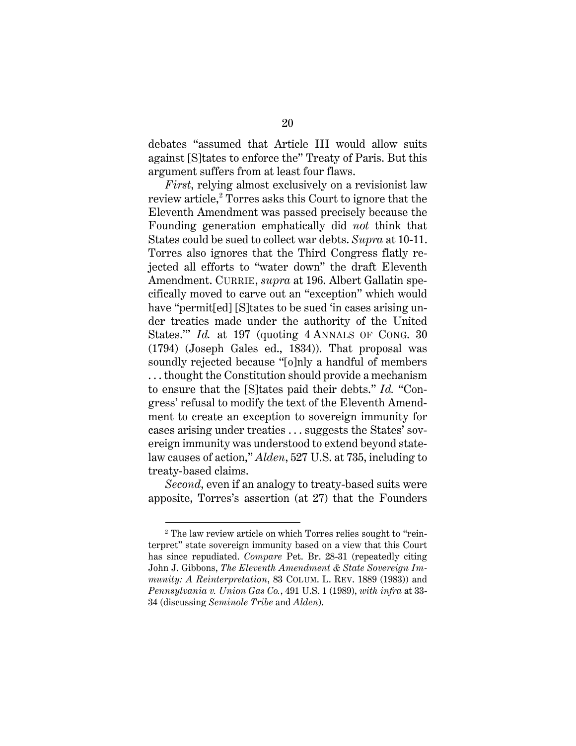debates "assumed that Article III would allow suits against [S]tates to enforce the" Treaty of Paris. But this argument suffers from at least four flaws.

*First*, relying almost exclusively on a revisionist law review article,[2] Torres asks this Court to ignore that the Eleventh Amendment was passed precisely because the Founding generation emphatically did *not* think that States could be sued to collect war debts. *Supra* at 10-11. Torres also ignores that the Third Congress flatly rejected all efforts to "water down" the draft Eleventh Amendment. CURRIE, *supra* at 196. Albert Gallatin specifically moved to carve out an "exception" which would have "permit[ed] [S]tates to be sued 'in cases arising under treaties made under the authority of the United States.'" *Id.* at 197 (quoting 4 ANNALS OF CONG. 30 (1794) (Joseph Gales ed., 1834)). That proposal was soundly rejected because "[o]nly a handful of members . . . thought the Constitution should provide a mechanism to ensure that the [S]tates paid their debts." *Id.* "Congress' refusal to modify the text of the Eleventh Amendment to create an exception to sovereign immunity for cases arising under treaties . . . suggests the States' sovereign immunity was understood to extend beyond state-law causes of action," *Alden*, 527 U.S. at 735, including to treaty-based claims.

*Second*, even if an analogy to treaty-based suits were apposite, Torres's assertion (at 27) that the Founders

[2] The law review article on which Torres relies sought to "reinterpret" state sovereign immunity based on a view that this Court has since repudiated. *Compare* Pet. Br. 28-31 (repeatedly citing John J. Gibbons, *The Eleventh Amendment & State Sovereign Immunity: A Reinterpretation*, 83 COLUM. L. REV. 1889 (1983)) and *Pennsylvania v. Union Gas Co.*, 491 U.S. 1 (1989), *with infra* at 33-34 (discussing *Seminole Tribe* and *Alden*).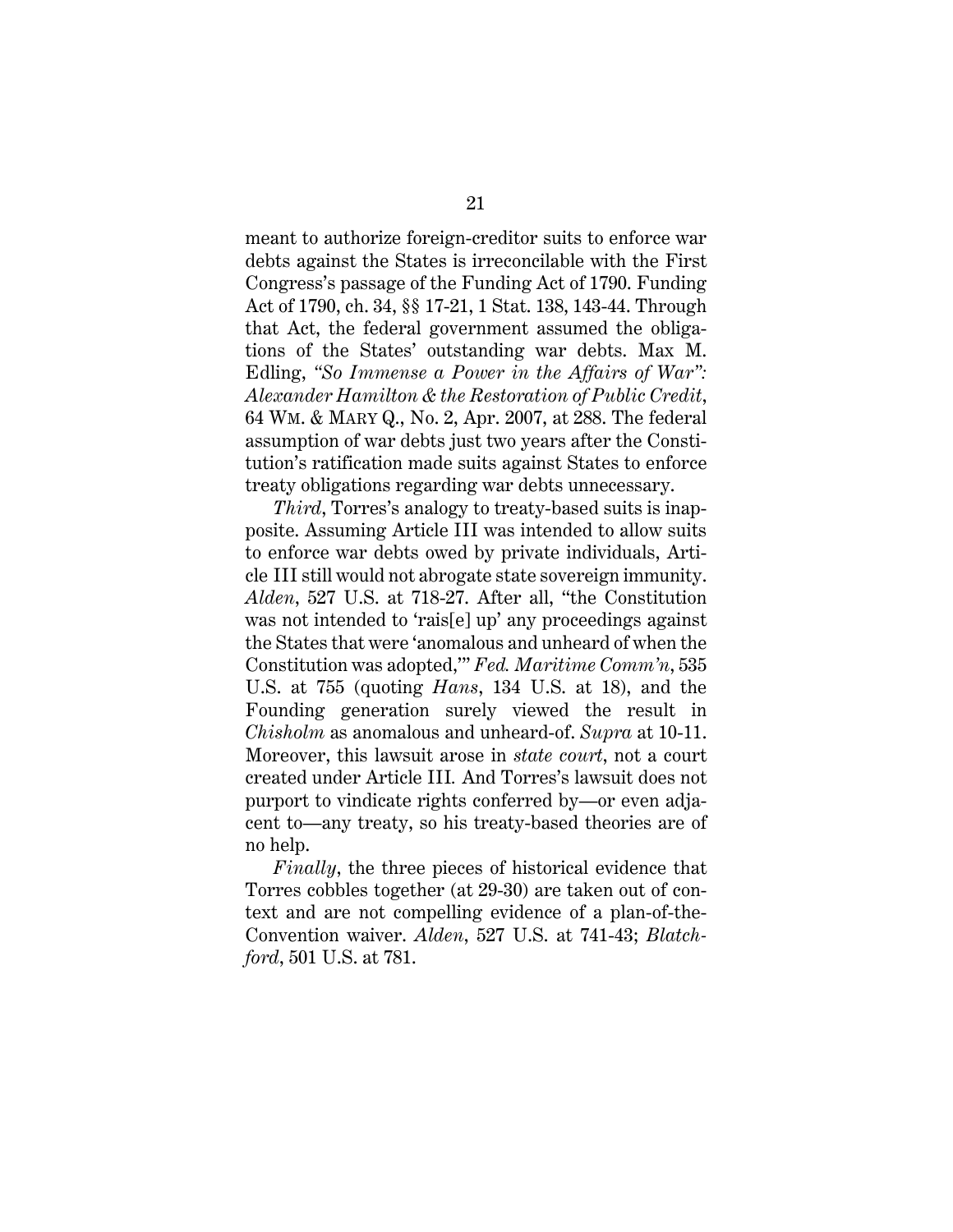meant to authorize foreign-creditor suits to enforce war debts against the States is irreconcilable with the First Congress's passage of the Funding Act of 1790. Funding Act of 1790, ch. 34, §§ 17-21, 1 Stat. 138, 143-44. Through that Act, the federal government assumed the obligations of the States' outstanding war debts. Max M. Edling, *"So Immense a Power in the Affairs of War": Alexander Hamilton & the Restoration of Public Credit*, 64 WM. & MARY Q., No. 2, Apr. 2007, at 288. The federal assumption of war debts just two years after the Constitution's ratification made suits against States to enforce treaty obligations regarding war debts unnecessary.

*Third*, Torres's analogy to treaty-based suits is inapposite. Assuming Article III was intended to allow suits to enforce war debts owed by private individuals, Article III still would not abrogate state sovereign immunity. *Alden*, 527 U.S. at 718-27. After all, "the Constitution was not intended to 'rais[e] up' any proceedings against the States that were 'anomalous and unheard of when the Constitution was adopted,'" *Fed. Maritime Comm'n*, 535 U.S. at 755 (quoting *Hans*, 134 U.S. at 18), and the Founding generation surely viewed the result in *Chisholm* as anomalous and unheard-of. *Supra* at 10-11. Moreover, this lawsuit arose in *state court*, not a court created under Article III. And Torres's lawsuit does not purport to vindicate rights conferred by—or even adjacent to—any treaty, so his treaty-based theories are of no help.

*Finally*, the three pieces of historical evidence that Torres cobbles together (at 29-30) are taken out of context and are not compelling evidence of a plan-of-the-Convention waiver. *Alden*, 527 U.S. at 741-43; *Blatchford*, 501 U.S. at 781.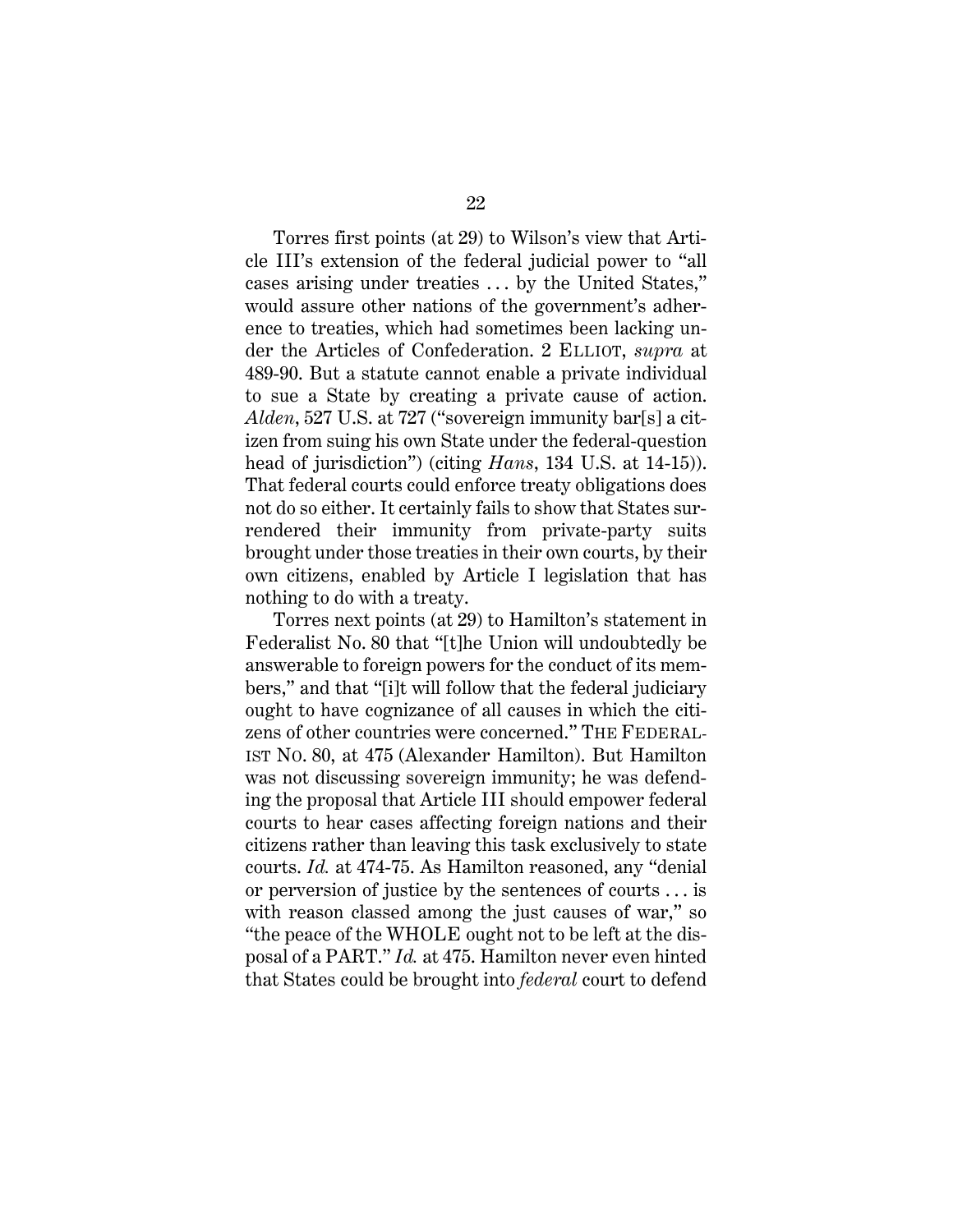Torres first points (at 29) to Wilson's view that Article III's extension of the federal judicial power to "all cases arising under treaties . . . by the United States," would assure other nations of the government's adherence to treaties, which had sometimes been lacking under the Articles of Confederation. 2 ELLIOT, *supra* at 489-90. But a statute cannot enable a private individual to sue a State by creating a private cause of action. *Alden*, 527 U.S. at 727 ("sovereign immunity bar[s] a citizen from suing his own State under the federal-question head of jurisdiction") (citing *Hans*, 134 U.S. at 14-15)). That federal courts could enforce treaty obligations does not do so either. It certainly fails to show that States surrendered their immunity from private-party suits brought under those treaties in their own courts, by their own citizens, enabled by Article I legislation that has nothing to do with a treaty.

Torres next points (at 29) to Hamilton's statement in Federalist No. 80 that "[t]he Union will undoubtedly be answerable to foreign powers for the conduct of its members," and that "[i]t will follow that the federal judiciary ought to have cognizance of all causes in which the citizens of other countries were concerned." THE FEDERALIST NO. 80, at 475 (Alexander Hamilton). But Hamilton was not discussing sovereign immunity; he was defending the proposal that Article III should empower federal courts to hear cases affecting foreign nations and their citizens rather than leaving this task exclusively to state courts. *Id.* at 474-75. As Hamilton reasoned, any "denial or perversion of justice by the sentences of courts . . . is with reason classed among the just causes of war," so "the peace of the WHOLE ought not to be left at the disposal of a PART." *Id.* at 475. Hamilton never even hinted that States could be brought into *federal* court to defend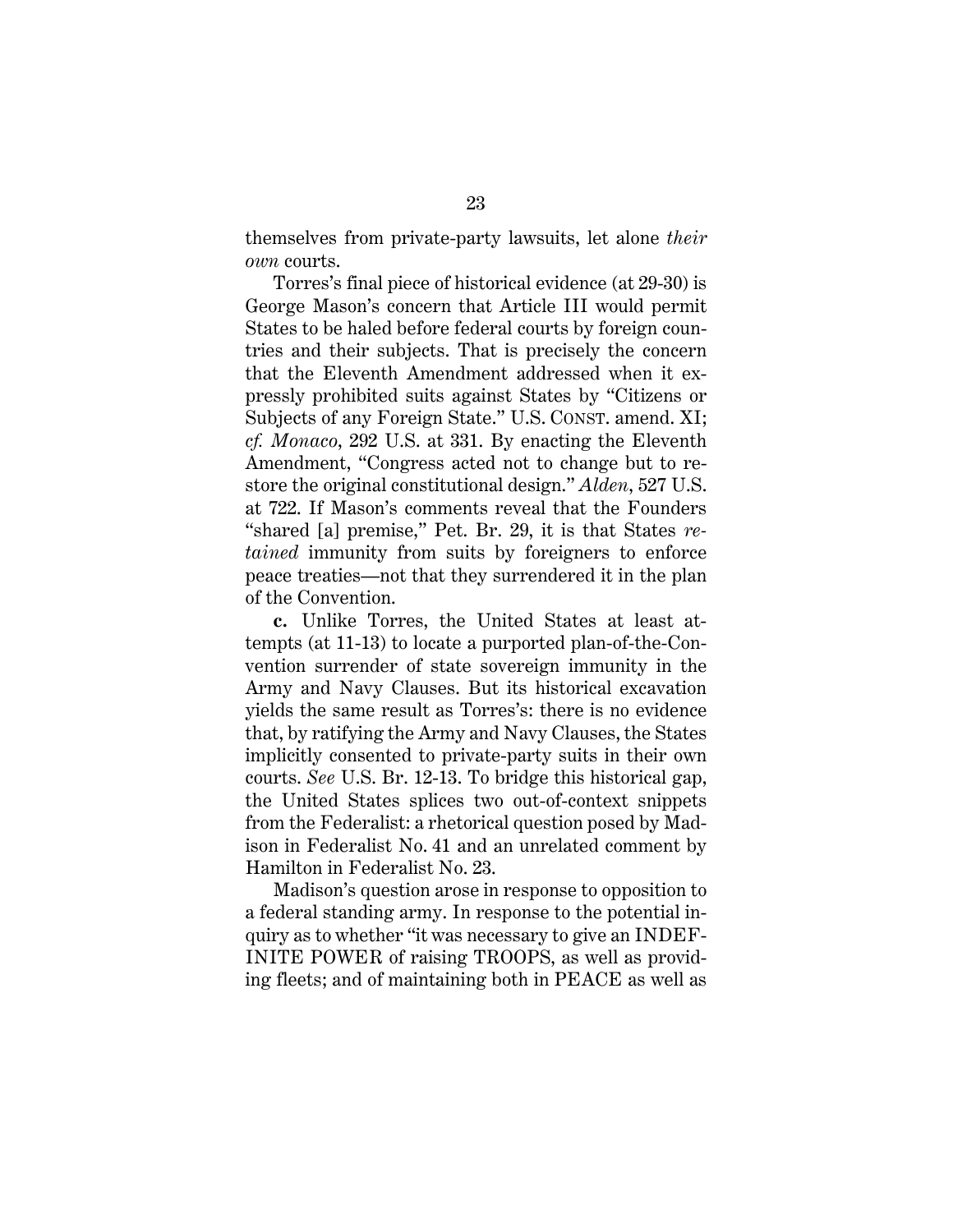themselves from private-party lawsuits, let alone *their own* courts.

Torres's final piece of historical evidence (at 29-30) is George Mason's concern that Article III would permit States to be haled before federal courts by foreign countries and their subjects. That is precisely the concern that the Eleventh Amendment addressed when it expressly prohibited suits against States by "Citizens or Subjects of any Foreign State." U.S. CONST. amend. XI; *cf. Monaco*, 292 U.S. at 331. By enacting the Eleventh Amendment, "Congress acted not to change but to restore the original constitutional design." *Alden*, 527 U.S. at 722. If Mason's comments reveal that the Founders "shared [a] premise," Pet. Br. 29, it is that States *retained* immunity from suits by foreigners to enforce peace treaties—not that they surrendered it in the plan of the Convention.

**c.** Unlike Torres, the United States at least attempts (at 11-13) to locate a purported plan-of-the-Convention surrender of state sovereign immunity in the Army and Navy Clauses. But its historical excavation yields the same result as Torres's: there is no evidence that, by ratifying the Army and Navy Clauses, the States implicitly consented to private-party suits in their own courts. *See* U.S. Br. 12-13. To bridge this historical gap, the United States splices two out-of-context snippets from the Federalist: a rhetorical question posed by Madison in Federalist No. 41 and an unrelated comment by Hamilton in Federalist No. 23.

Madison's question arose in response to opposition to a federal standing army. In response to the potential inquiry as to whether "it was necessary to give an INDEFINITE POWER of raising TROOPS, as well as providing fleets; and of maintaining both in PEACE as well as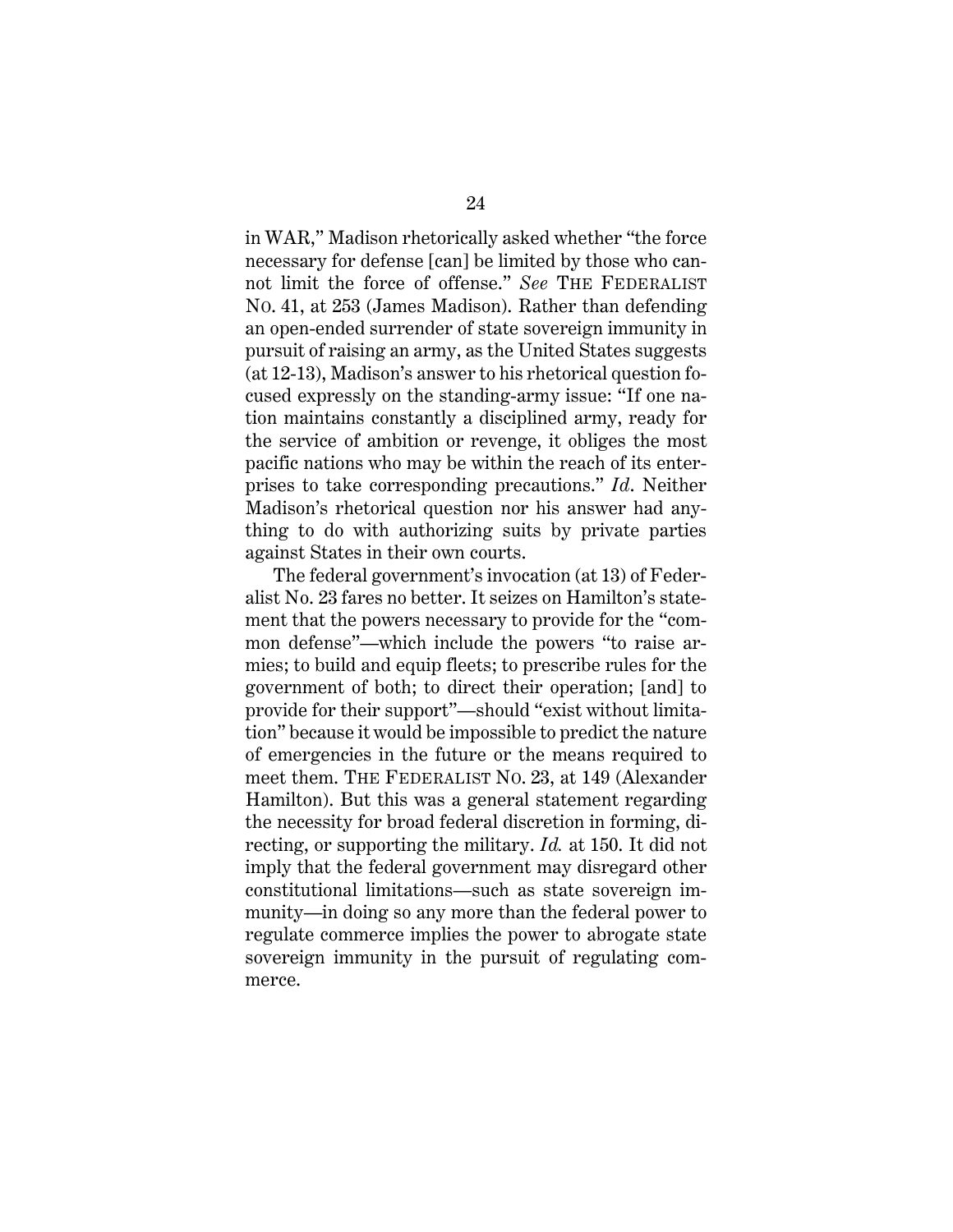in WAR," Madison rhetorically asked whether "the force necessary for defense [can] be limited by those who cannot limit the force of offense." *See* THE FEDERALIST NO. 41, at 253 (James Madison). Rather than defending an open-ended surrender of state sovereign immunity in pursuit of raising an army, as the United States suggests (at 12-13), Madison's answer to his rhetorical question focused expressly on the standing-army issue: "If one nation maintains constantly a disciplined army, ready for the service of ambition or revenge, it obliges the most pacific nations who may be within the reach of its enterprises to take corresponding precautions." *Id*. Neither Madison's rhetorical question nor his answer had anything to do with authorizing suits by private parties against States in their own courts.

The federal government's invocation (at 13) of Federalist No. 23 fares no better. It seizes on Hamilton's statement that the powers necessary to provide for the "common defense"—which include the powers "to raise armies; to build and equip fleets; to prescribe rules for the government of both; to direct their operation; [and] to provide for their support"—should "exist without limitation" because it would be impossible to predict the nature of emergencies in the future or the means required to meet them. THE FEDERALIST NO. 23, at 149 (Alexander Hamilton). But this was a general statement regarding the necessity for broad federal discretion in forming, directing, or supporting the military. *Id.* at 150. It did not imply that the federal government may disregard other constitutional limitations—such as state sovereign immunity—in doing so any more than the federal power to regulate commerce implies the power to abrogate state sovereign immunity in the pursuit of regulating commerce.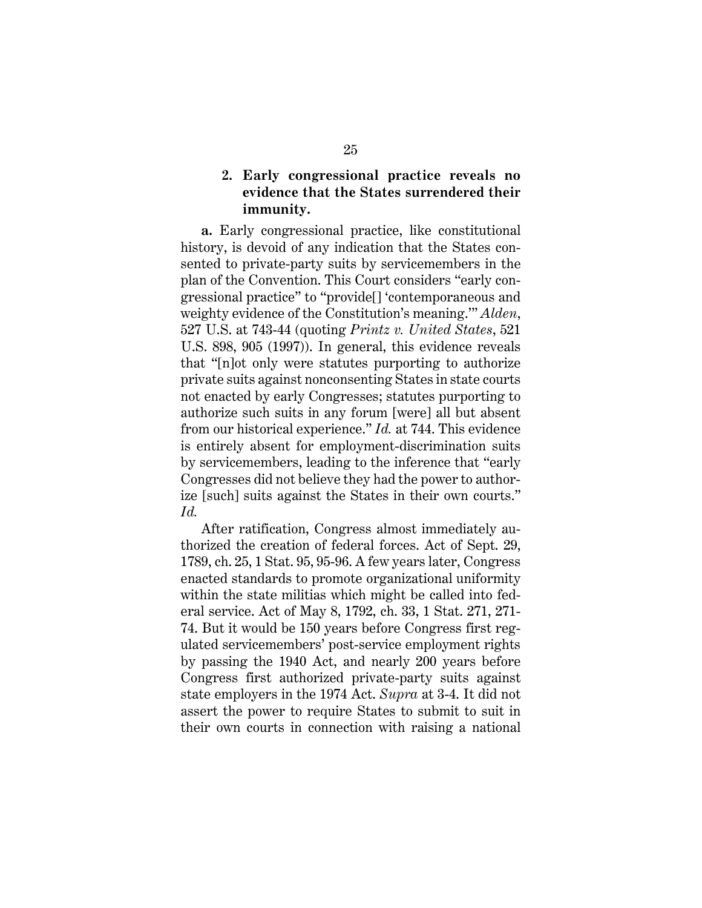### 2. Early congressional practice reveals no evidence that the States surrendered their immunity.

**a.** Early congressional practice, like constitutional history, is devoid of any indication that the States consented to private-party suits by servicemembers in the plan of the Convention. This Court considers "early congressional practice" to "provide[] 'contemporaneous and weighty evidence of the Constitution's meaning.'" *Alden*, 527 U.S. at 743-44 (quoting *Printz v. United States*, 521 U.S. 898, 905 (1997)). In general, this evidence reveals that "[n]ot only were statutes purporting to authorize private suits against nonconsenting States in state courts not enacted by early Congresses; statutes purporting to authorize such suits in any forum [were] all but absent from our historical experience." *Id.* at 744. This evidence is entirely absent for employment-discrimination suits by servicemembers, leading to the inference that "early Congresses did not believe they had the power to authorize [such] suits against the States in their own courts." *Id.*

After ratification, Congress almost immediately authorized the creation of federal forces. Act of Sept. 29, 1789, ch. 25, 1 Stat. 95, 95-96. A few years later, Congress enacted standards to promote organizational uniformity within the state militias which might be called into federal service. Act of May 8, 1792, ch. 33, 1 Stat. 271, 271-74. But it would be 150 years before Congress first regulated servicemembers' post-service employment rights by passing the 1940 Act, and nearly 200 years before Congress first authorized private-party suits against state employers in the 1974 Act. *Supra* at 3-4. It did not assert the power to require States to submit to suit in their own courts in connection with raising a national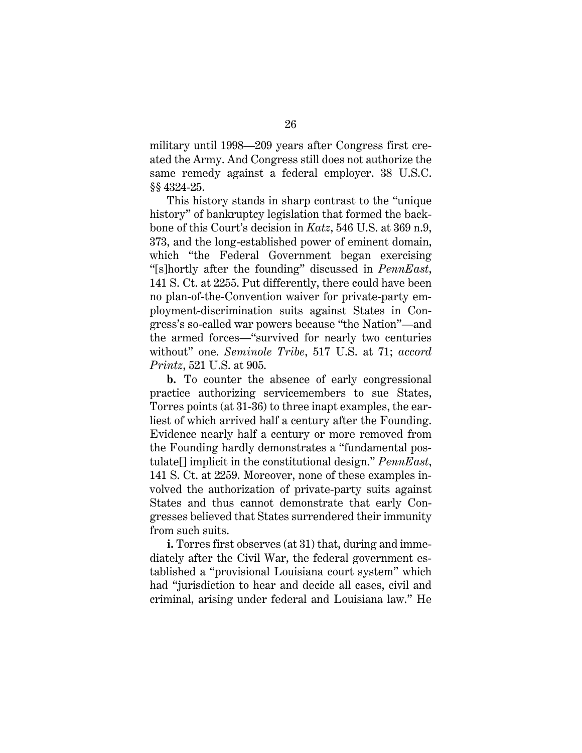military until 1998—209 years after Congress first created the Army. And Congress still does not authorize the same remedy against a federal employer. 38 U.S.C. §§ 4324-25.

This history stands in sharp contrast to the "unique history" of bankruptcy legislation that formed the backbone of this Court's decision in *Katz*, 546 U.S. at 369 n.9, 373, and the long-established power of eminent domain, which "the Federal Government began exercising "[s]hortly after the founding" discussed in *PennEast*, 141 S. Ct. at 2255. Put differently, there could have been no plan-of-the-Convention waiver for private-party employment-discrimination suits against States in Congress's so-called war powers because "the Nation"—and the armed forces—"survived for nearly two centuries without" one. *Seminole Tribe*, 517 U.S. at 71; *accord Printz*, 521 U.S. at 905.

**b.** To counter the absence of early congressional practice authorizing servicemembers to sue States, Torres points (at 31-36) to three inapt examples, the earliest of which arrived half a century after the Founding. Evidence nearly half a century or more removed from the Founding hardly demonstrates a "fundamental postulate[] implicit in the constitutional design." *PennEast*, 141 S. Ct. at 2259. Moreover, none of these examples involved the authorization of private-party suits against States and thus cannot demonstrate that early Congresses believed that States surrendered their immunity from such suits.

**i.** Torres first observes (at 31) that, during and immediately after the Civil War, the federal government established a "provisional Louisiana court system" which had "jurisdiction to hear and decide all cases, civil and criminal, arising under federal and Louisiana law." He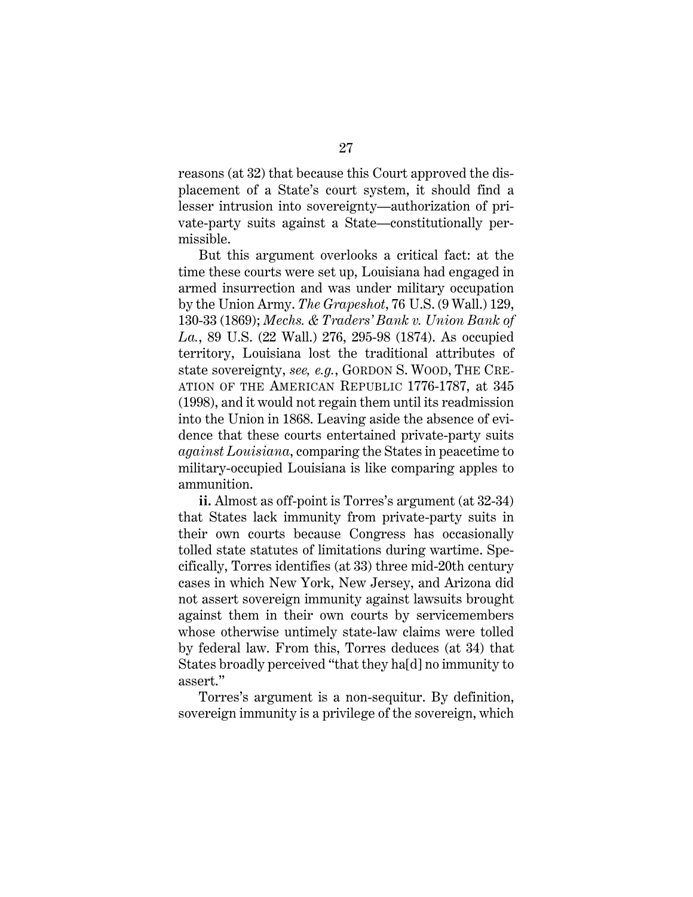reasons (at 32) that because this Court approved the displacement of a State's court system, it should find a lesser intrusion into sovereignty—authorization of private-party suits against a State—constitutionally permissible.

But this argument overlooks a critical fact: at the time these courts were set up, Louisiana had engaged in armed insurrection and was under military occupation by the Union Army. *The Grapeshot*, 76 U.S. (9 Wall.) 129, 130-33 (1869); *Mechs. & Traders' Bank v. Union Bank of La.*, 89 U.S. (22 Wall.) 276, 295-98 (1874). As occupied territory, Louisiana lost the traditional attributes of state sovereignty, *see, e.g.*, GORDON S. WOOD, THE CREATION OF THE AMERICAN REPUBLIC 1776-1787, at 345 (1998), and it would not regain them until its readmission into the Union in 1868. Leaving aside the absence of evidence that these courts entertained private-party suits *against Louisiana*, comparing the States in peacetime to military-occupied Louisiana is like comparing apples to ammunition.

**ii.** Almost as off-point is Torres's argument (at 32-34) that States lack immunity from private-party suits in their own courts because Congress has occasionally tolled state statutes of limitations during wartime. Specifically, Torres identifies (at 33) three mid-20th century cases in which New York, New Jersey, and Arizona did not assert sovereign immunity against lawsuits brought against them in their own courts by servicemembers whose otherwise untimely state-law claims were tolled by federal law. From this, Torres deduces (at 34) that States broadly perceived "that they ha[d] no immunity to assert."

Torres's argument is a non-sequitur. By definition, sovereign immunity is a privilege of the sovereign, which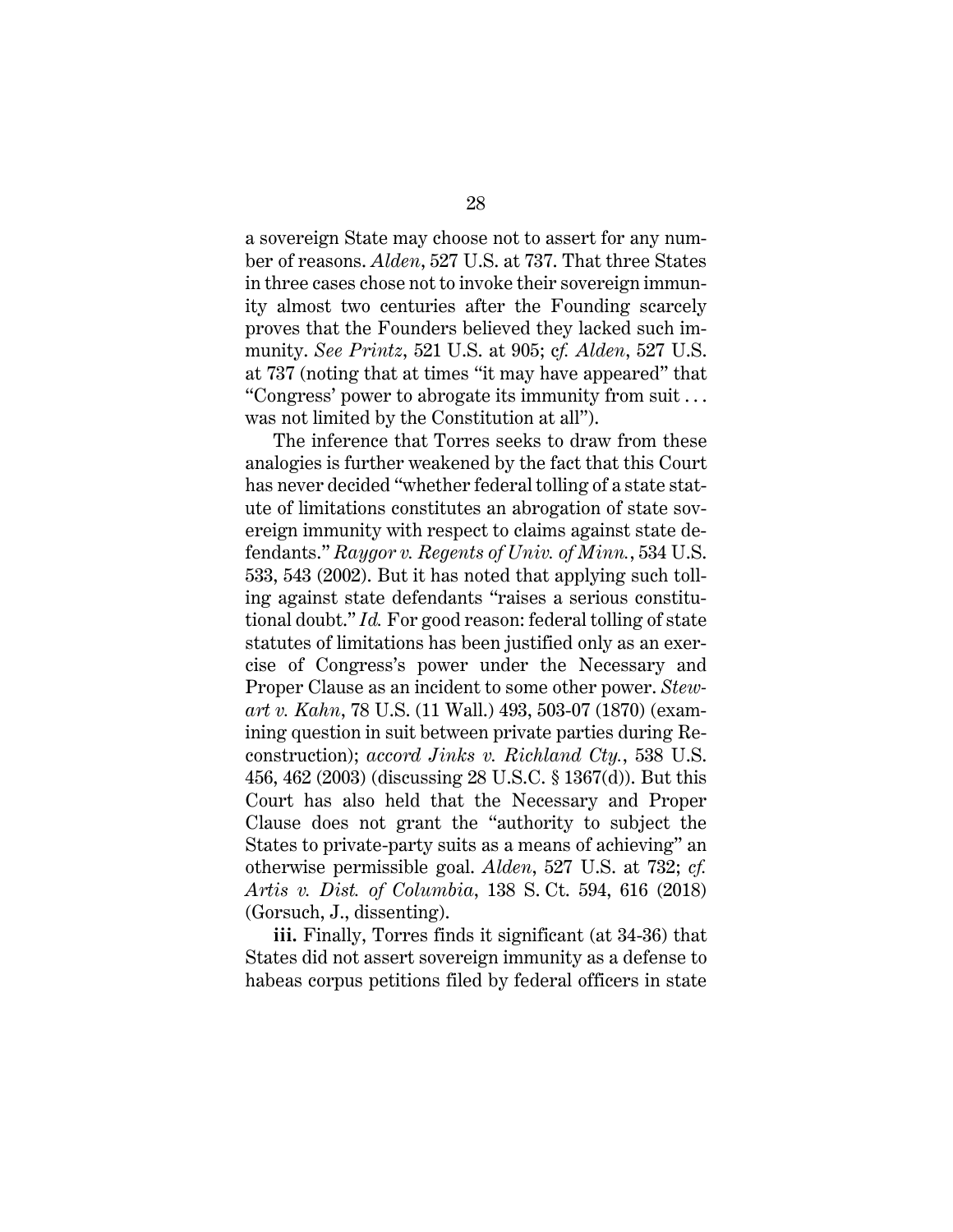a sovereign State may choose not to assert for any number of reasons. *Alden*, 527 U.S. at 737. That three States in three cases chose not to invoke their sovereign immunity almost two centuries after the Founding scarcely proves that the Founders believed they lacked such immunity. *See Printz*, 521 U.S. at 905; *cf. Alden*, 527 U.S. at 737 (noting that at times "it may have appeared" that "Congress' power to abrogate its immunity from suit . . . was not limited by the Constitution at all").

The inference that Torres seeks to draw from these analogies is further weakened by the fact that this Court has never decided "whether federal tolling of a state statute of limitations constitutes an abrogation of state sovereign immunity with respect to claims against state defendants." *Raygor v. Regents of Univ. of Minn.*, 534 U.S. 533, 543 (2002). But it has noted that applying such tolling against state defendants "raises a serious constitutional doubt." *Id.* For good reason: federal tolling of state statutes of limitations has been justified only as an exercise of Congress's power under the Necessary and Proper Clause as an incident to some other power. *Stewart v. Kahn*, 78 U.S. (11 Wall.) 493, 503-07 (1870) (examining question in suit between private parties during Reconstruction); *accord Jinks v. Richland Cty.*, 538 U.S. 456, 462 (2003) (discussing 28 U.S.C. § 1367(d)). But this Court has also held that the Necessary and Proper Clause does not grant the "authority to subject the States to private-party suits as a means of achieving" an otherwise permissible goal. *Alden*, 527 U.S. at 732; *cf. Artis v. Dist. of Columbia*, 138 S. Ct. 594, 616 (2018) (Gorsuch, J., dissenting).

**iii.** Finally, Torres finds it significant (at 34-36) that States did not assert sovereign immunity as a defense to habeas corpus petitions filed by federal officers in state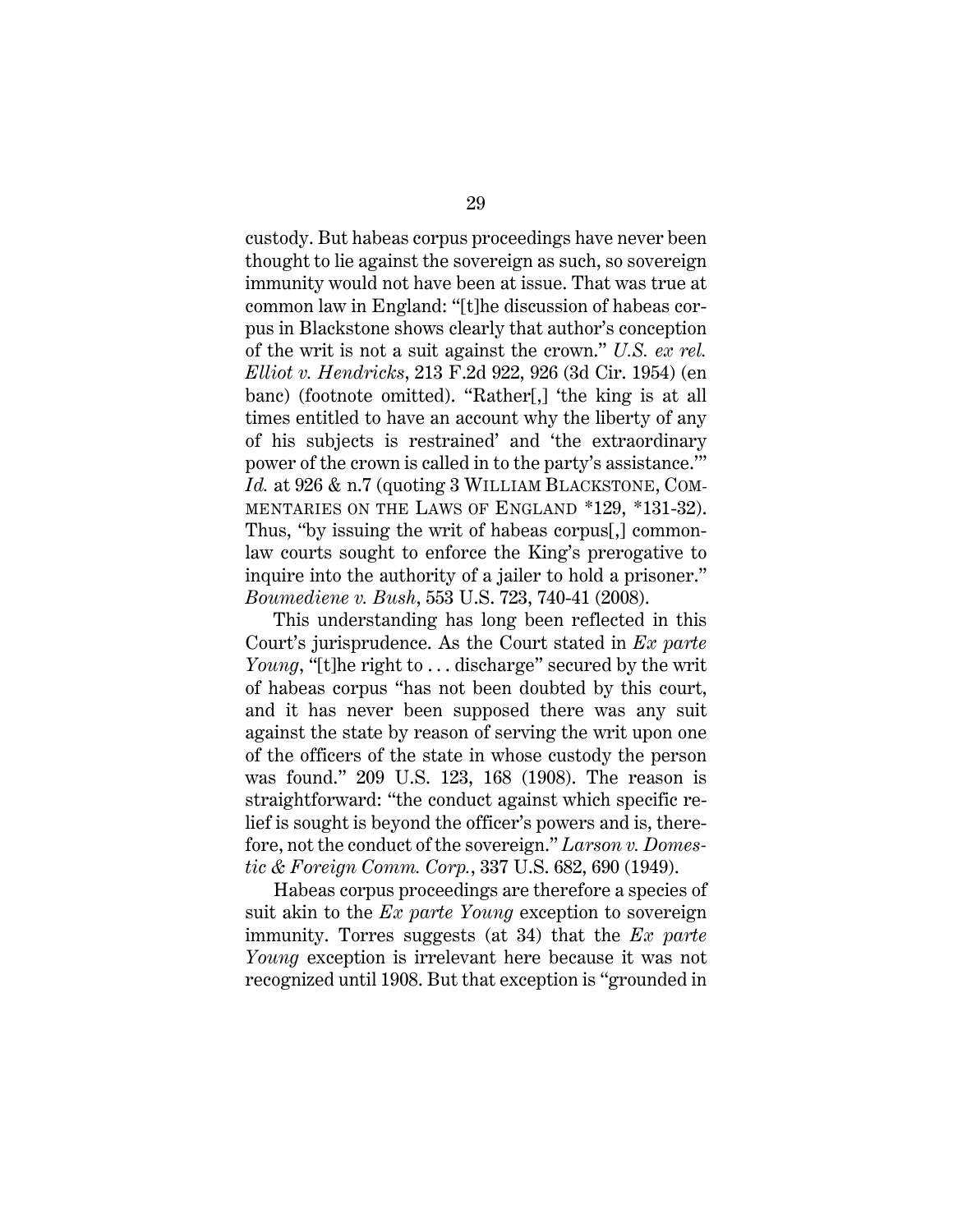custody. But habeas corpus proceedings have never been thought to lie against the sovereign as such, so sovereign immunity would not have been at issue. That was true at common law in England: "[t]he discussion of habeas corpus in Blackstone shows clearly that author's conception of the writ is not a suit against the crown." *U.S. ex rel. Elliot v. Hendricks*, 213 F.2d 922, 926 (3d Cir. 1954) (en banc) (footnote omitted). "Rather[,] 'the king is at all times entitled to have an account why the liberty of any of his subjects is restrained' and 'the extraordinary power of the crown is called in to the party's assistance.'" *Id.* at 926 & n.7 (quoting 3 WILLIAM BLACKSTONE, COMMENTARIES ON THE LAWS OF ENGLAND *129, *131-32). Thus, "by issuing the writ of habeas corpus[,] common-law courts sought to enforce the King's prerogative to inquire into the authority of a jailer to hold a prisoner." *Boumediene v. Bush*, 553 U.S. 723, 740-41 (2008).

This understanding has long been reflected in this Court's jurisprudence. As the Court stated in *Ex parte Young*, "[t]he right to . . . discharge" secured by the writ of habeas corpus "has not been doubted by this court, and it has never been supposed there was any suit against the state by reason of serving the writ upon one of the officers of the state in whose custody the person was found." 209 U.S. 123, 168 (1908). The reason is straightforward: "the conduct against which specific relief is sought is beyond the officer's powers and is, therefore, not the conduct of the sovereign." *Larson v. Domestic & Foreign Comm. Corp.*, 337 U.S. 682, 690 (1949).

Habeas corpus proceedings are therefore a species of suit akin to the *Ex parte Young* exception to sovereign immunity. Torres suggests (at 34) that the *Ex parte Young* exception is irrelevant here because it was not recognized until 1908. But that exception is "grounded in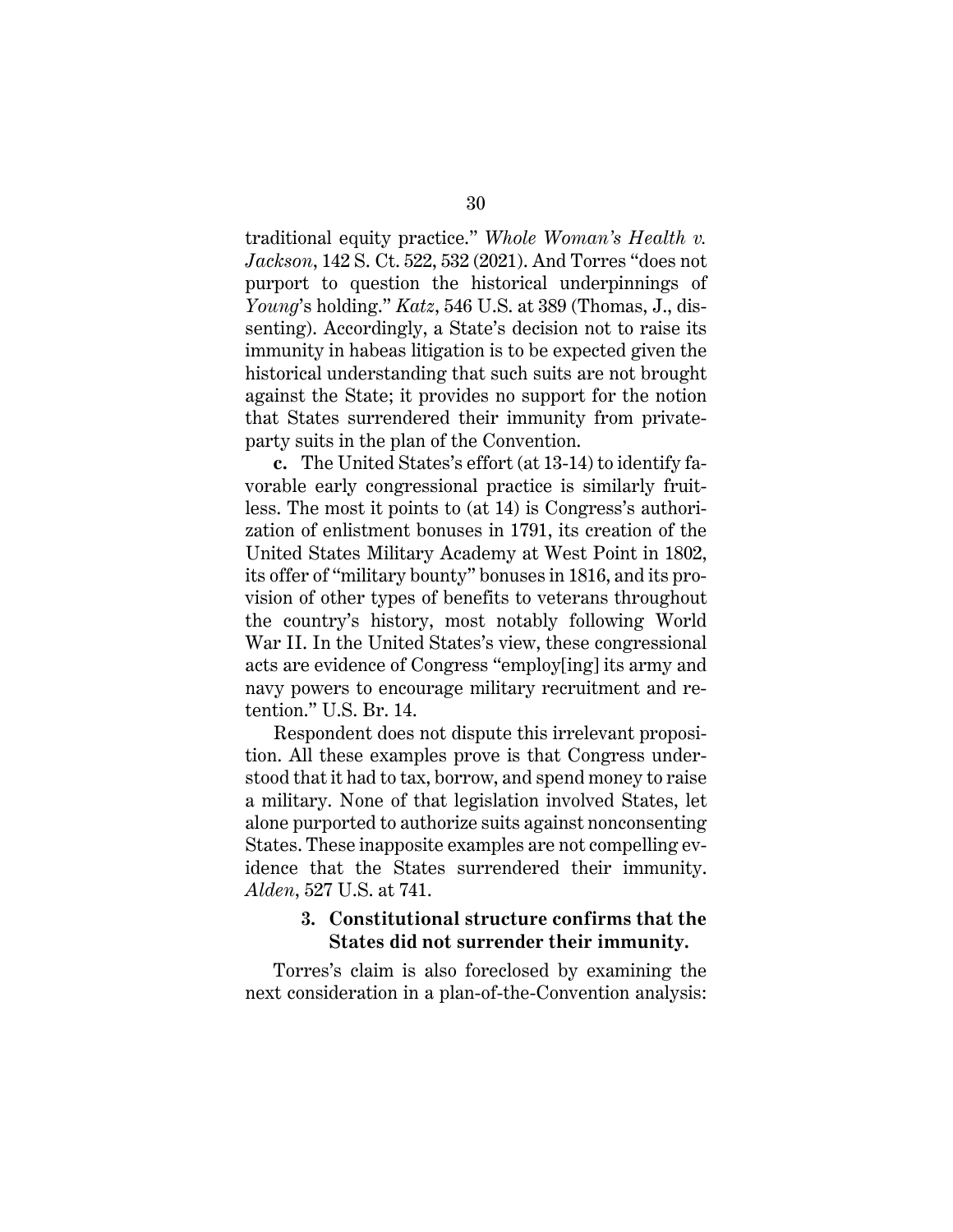traditional equity practice." *Whole Woman's Health v. Jackson*, 142 S. Ct. 522, 532 (2021). And Torres "does not purport to question the historical underpinnings of *Young*'s holding." *Katz*, 546 U.S. at 389 (Thomas, J., dissenting). Accordingly, a State's decision not to raise its immunity in habeas litigation is to be expected given the historical understanding that such suits are not brought against the State; it provides no support for the notion that States surrendered their immunity from private-party suits in the plan of the Convention.

**c.** The United States's effort (at 13-14) to identify favorable early congressional practice is similarly fruitless. The most it points to (at 14) is Congress's authorization of enlistment bonuses in 1791, its creation of the United States Military Academy at West Point in 1802, its offer of "military bounty" bonuses in 1816, and its provision of other types of benefits to veterans throughout the country's history, most notably following World War II. In the United States's view, these congressional acts are evidence of Congress "employ[ing] its army and navy powers to encourage military recruitment and retention." U.S. Br. 14.

Respondent does not dispute this irrelevant proposition. All these examples prove is that Congress understood that it had to tax, borrow, and spend money to raise a military. None of that legislation involved States, let alone purported to authorize suits against nonconsenting States. These inapposite examples are not compelling evidence that the States surrendered their immunity. *Alden*, 527 U.S. at 741.

### 3. Constitutional structure confirms that the States did not surrender their immunity.

Torres's claim is also foreclosed by examining the next consideration in a plan-of-the-Convention analysis: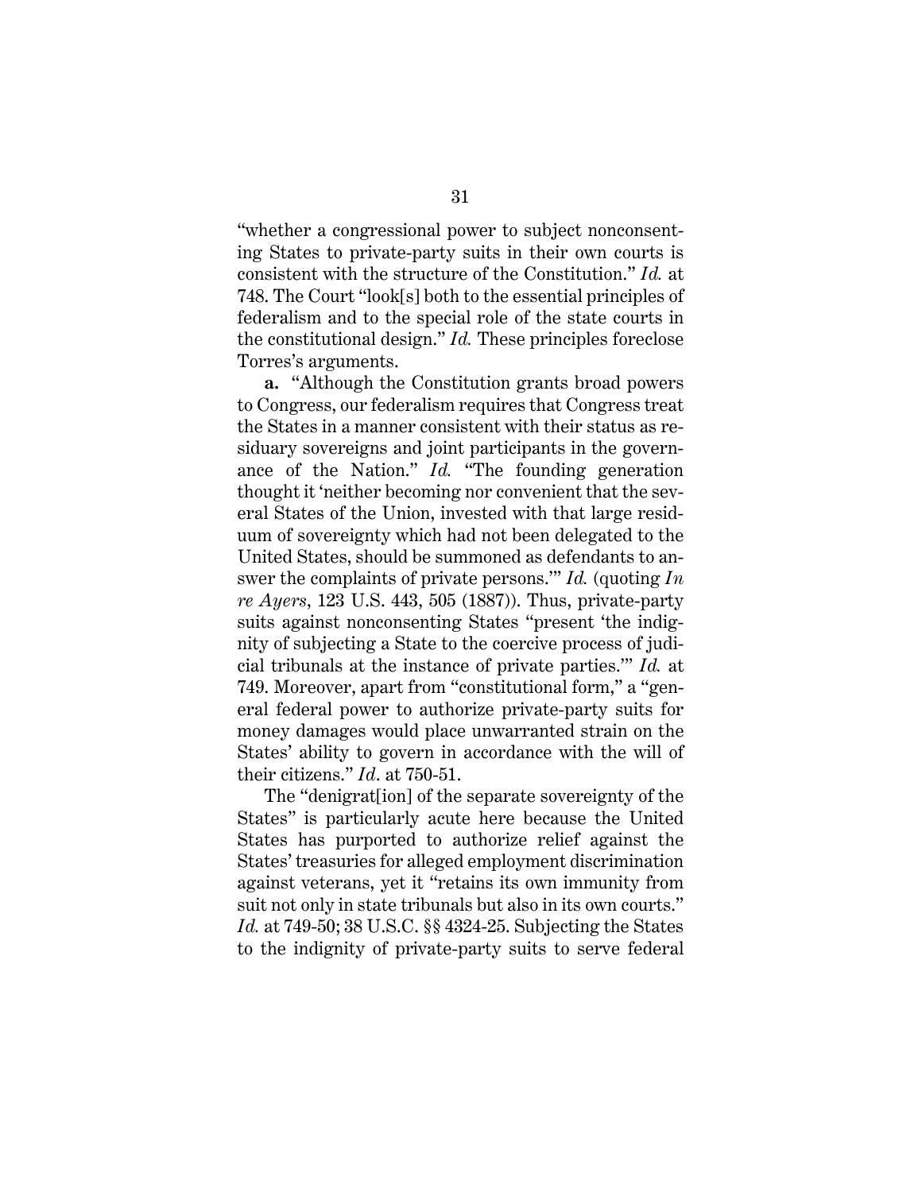"whether a congressional power to subject nonconsenting States to private-party suits in their own courts is consistent with the structure of the Constitution." *Id.* at 748. The Court "look[s] both to the essential principles of federalism and to the special role of the state courts in the constitutional design." *Id.* These principles foreclose Torres's arguments.

**a.** "Although the Constitution grants broad powers to Congress, our federalism requires that Congress treat the States in a manner consistent with their status as residuary sovereigns and joint participants in the governance of the Nation." *Id.* "The founding generation thought it 'neither becoming nor convenient that the several States of the Union, invested with that large residuum of sovereignty which had not been delegated to the United States, should be summoned as defendants to answer the complaints of private persons.'" *Id.* (quoting *In re Ayers*, 123 U.S. 443, 505 (1887)). Thus, private-party suits against nonconsenting States "present 'the indignity of subjecting a State to the coercive process of judicial tribunals at the instance of private parties.'" *Id.* at 749. Moreover, apart from "constitutional form," a "general federal power to authorize private-party suits for money damages would place unwarranted strain on the States' ability to govern in accordance with the will of their citizens." *Id*. at 750-51.

The "denigrat[ion] of the separate sovereignty of the States" is particularly acute here because the United States has purported to authorize relief against the States' treasuries for alleged employment discrimination against veterans, yet it "retains its own immunity from suit not only in state tribunals but also in its own courts." *Id.* at 749-50; 38 U.S.C. §§ 4324-25. Subjecting the States to the indignity of private-party suits to serve federal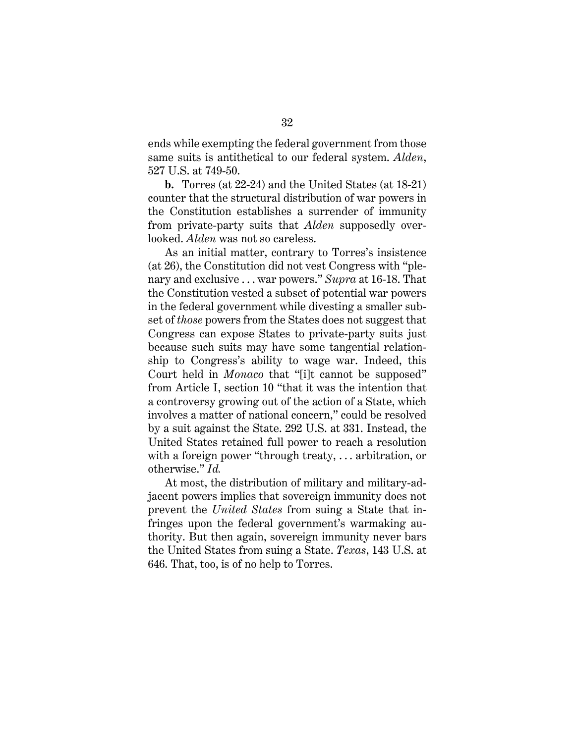ends while exempting the federal government from those same suits is antithetical to our federal system. *Alden*, 527 U.S. at 749-50.

**b.** Torres (at 22-24) and the United States (at 18-21) counter that the structural distribution of war powers in the Constitution establishes a surrender of immunity from private-party suits that *Alden* supposedly overlooked. *Alden* was not so careless.

As an initial matter, contrary to Torres's insistence (at 26), the Constitution did not vest Congress with "plenary and exclusive . . . war powers." *Supra* at 16-18. That the Constitution vested a subset of potential war powers in the federal government while divesting a smaller subset of *those* powers from the States does not suggest that Congress can expose States to private-party suits just because such suits may have some tangential relationship to Congress's ability to wage war. Indeed, this Court held in *Monaco* that "[i]t cannot be supposed" from Article I, section 10 "that it was the intention that a controversy growing out of the action of a State, which involves a matter of national concern," could be resolved by a suit against the State. 292 U.S. at 331. Instead, the United States retained full power to reach a resolution with a foreign power "through treaty, . . . arbitration, or otherwise." *Id.*

At most, the distribution of military and military-adjacent powers implies that sovereign immunity does not prevent the *United States* from suing a State that infringes upon the federal government's warmaking authority. But then again, sovereign immunity never bars the United States from suing a State. *Texas*, 143 U.S. at 646. That, too, is of no help to Torres.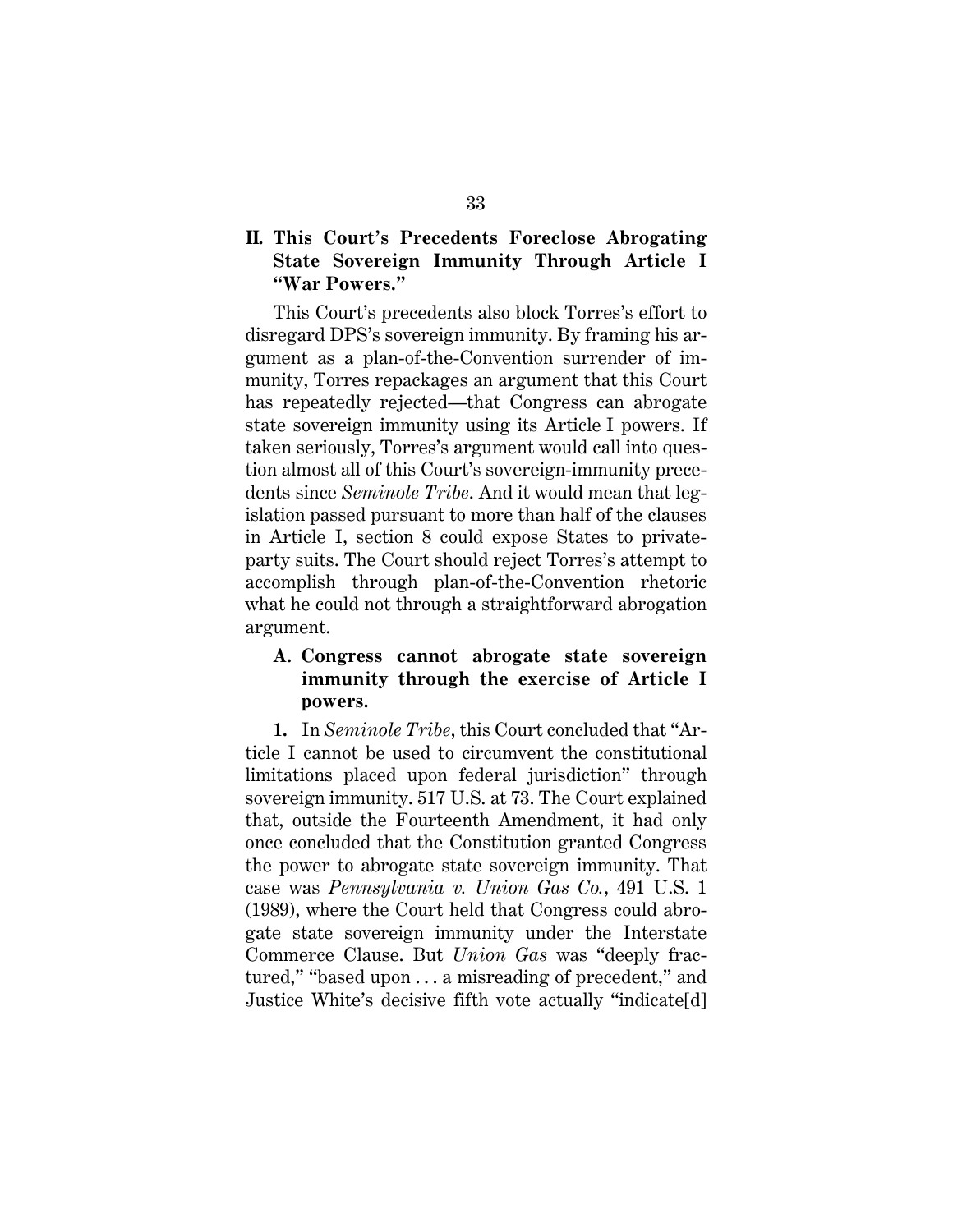## II. This Court's Precedents Foreclose Abrogating State Sovereign Immunity Through Article I "War Powers."

This Court's precedents also block Torres's effort to disregard DPS's sovereign immunity. By framing his argument as a plan-of-the-Convention surrender of immunity, Torres repackages an argument that this Court has repeatedly rejected—that Congress can abrogate state sovereign immunity using its Article I powers. If taken seriously, Torres's argument would call into question almost all of this Court's sovereign-immunity precedents since *Seminole Tribe*. And it would mean that legislation passed pursuant to more than half of the clauses in Article I, section 8 could expose States to private-party suits. The Court should reject Torres's attempt to accomplish through plan-of-the-Convention rhetoric what he could not through a straightforward abrogation argument.

### A. Congress cannot abrogate state sovereign immunity through the exercise of Article I powers.

**1.** In *Seminole Tribe*, this Court concluded that "Article I cannot be used to circumvent the constitutional limitations placed upon federal jurisdiction" through sovereign immunity. 517 U.S. at 73. The Court explained that, outside the Fourteenth Amendment, it had only once concluded that the Constitution granted Congress the power to abrogate state sovereign immunity. That case was *Pennsylvania v. Union Gas Co.*, 491 U.S. 1 (1989), where the Court held that Congress could abrogate state sovereign immunity under the Interstate Commerce Clause. But *Union Gas* was "deeply fractured," "based upon . . . a misreading of precedent," and Justice White's decisive fifth vote actually "indicate[d]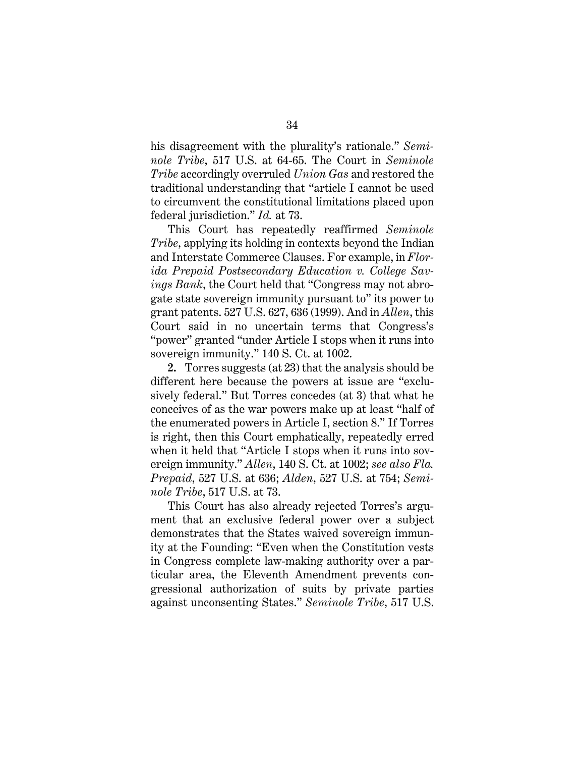his disagreement with the plurality's rationale." *Seminole Tribe*, 517 U.S. at 64-65. The Court in *Seminole Tribe* accordingly overruled *Union Gas* and restored the traditional understanding that "article I cannot be used to circumvent the constitutional limitations placed upon federal jurisdiction." *Id.* at 73.

This Court has repeatedly reaffirmed *Seminole Tribe*, applying its holding in contexts beyond the Indian and Interstate Commerce Clauses. For example, in *Florida Prepaid Postsecondary Education v. College Savings Bank*, the Court held that "Congress may not abrogate state sovereign immunity pursuant to" its power to grant patents. 527 U.S. 627, 636 (1999). And in *Allen*, this Court said in no uncertain terms that Congress's "power" granted "under Article I stops when it runs into sovereign immunity." 140 S. Ct. at 1002.

**2.** Torres suggests (at 23) that the analysis should be different here because the powers at issue are "exclusively federal." But Torres concedes (at 3) that what he conceives of as the war powers make up at least "half of the enumerated powers in Article I, section 8." If Torres is right, then this Court emphatically, repeatedly erred when it held that "Article I stops when it runs into sovereign immunity." *Allen*, 140 S. Ct. at 1002; *see also Fla. Prepaid*, 527 U.S. at 636; *Alden*, 527 U.S. at 754; *Seminole Tribe*, 517 U.S. at 73.

This Court has also already rejected Torres's argument that an exclusive federal power over a subject demonstrates that the States waived sovereign immunity at the Founding: "Even when the Constitution vests in Congress complete law-making authority over a particular area, the Eleventh Amendment prevents congressional authorization of suits by private parties against unconsenting States." *Seminole Tribe*, 517 U.S.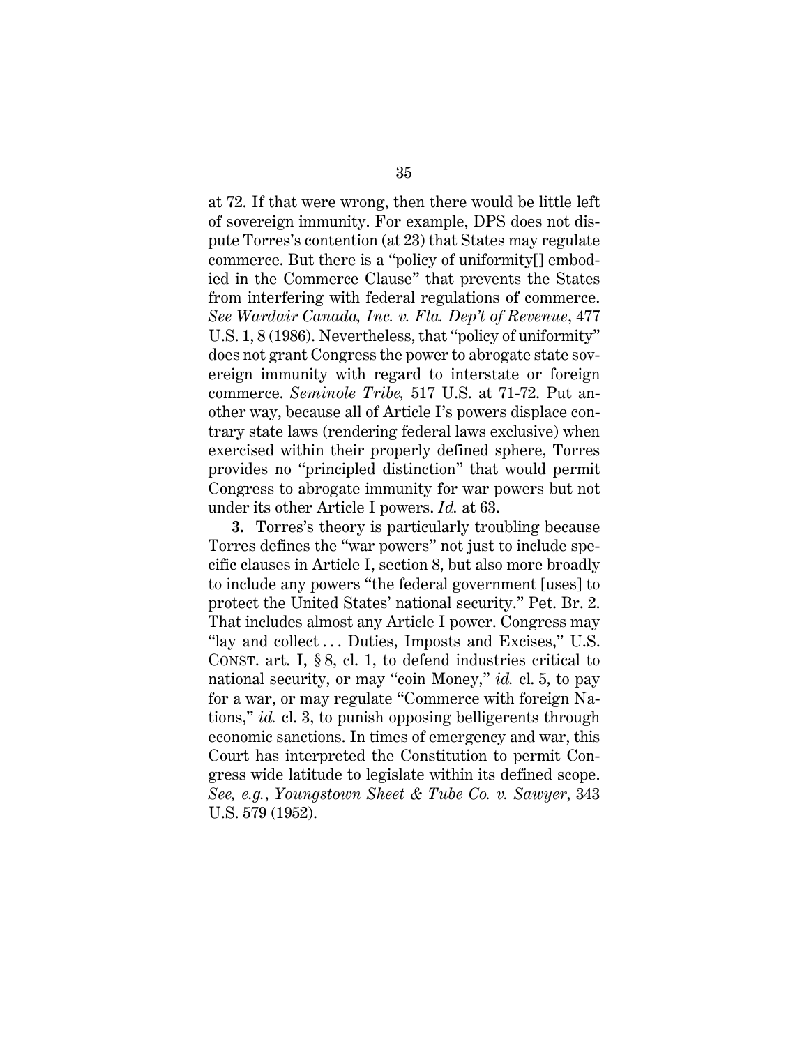at 72. If that were wrong, then there would be little left of sovereign immunity. For example, DPS does not dispute Torres's contention (at 23) that States may regulate commerce. But there is a "policy of uniformity[] embodied in the Commerce Clause" that prevents the States from interfering with federal regulations of commerce. *See Wardair Canada, Inc. v. Fla. Dep't of Revenue*, 477 U.S. 1, 8 (1986). Nevertheless, that "policy of uniformity" does not grant Congress the power to abrogate state sovereign immunity with regard to interstate or foreign commerce. *Seminole Tribe,* 517 U.S. at 71-72. Put another way, because all of Article I's powers displace contrary state laws (rendering federal laws exclusive) when exercised within their properly defined sphere, Torres provides no "principled distinction" that would permit Congress to abrogate immunity for war powers but not under its other Article I powers. *Id.* at 63.

**3.** Torres's theory is particularly troubling because Torres defines the "war powers" not just to include specific clauses in Article I, section 8, but also more broadly to include any powers "the federal government [uses] to protect the United States' national security." Pet. Br. 2. That includes almost any Article I power. Congress may "lay and collect . . . Duties, Imposts and Excises," U.S. CONST. art. I, § 8, cl. 1, to defend industries critical to national security, or may "coin Money," *id.* cl. 5, to pay for a war, or may regulate "Commerce with foreign Nations," *id.* cl. 3, to punish opposing belligerents through economic sanctions. In times of emergency and war, this Court has interpreted the Constitution to permit Congress wide latitude to legislate within its defined scope. *See, e.g.*, *Youngstown Sheet & Tube Co. v. Sawyer*, 343 U.S. 579 (1952).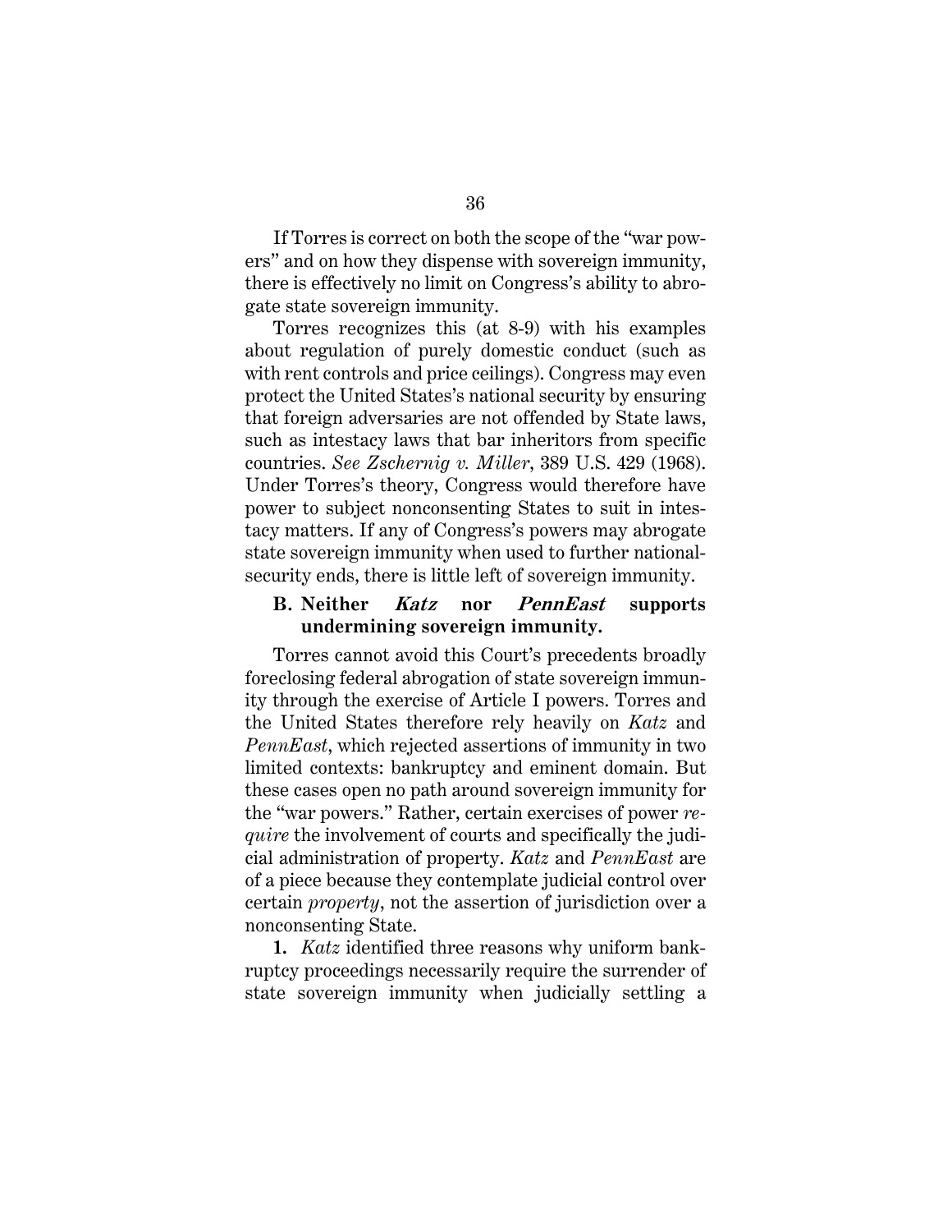If Torres is correct on both the scope of the "war powers" and on how they dispense with sovereign immunity, there is effectively no limit on Congress's ability to abrogate state sovereign immunity.

Torres recognizes this (at 8-9) with his examples about regulation of purely domestic conduct (such as with rent controls and price ceilings). Congress may even protect the United States's national security by ensuring that foreign adversaries are not offended by State laws, such as intestacy laws that bar inheritors from specific countries. *See Zschernig v. Miller*, 389 U.S. 429 (1968). Under Torres's theory, Congress would therefore have power to subject nonconsenting States to suit in intestacy matters. If any of Congress's powers may abrogate state sovereign immunity when used to further national-security ends, there is little left of sovereign immunity.

### B. Neither *Katz* nor *PennEast* supports undermining sovereign immunity.

Torres cannot avoid this Court's precedents broadly foreclosing federal abrogation of state sovereign immunity through the exercise of Article I powers. Torres and the United States therefore rely heavily on *Katz* and *PennEast*, which rejected assertions of immunity in two limited contexts: bankruptcy and eminent domain. But these cases open no path around sovereign immunity for the "war powers." Rather, certain exercises of power *require* the involvement of courts and specifically the judicial administration of property. *Katz* and *PennEast* are of a piece because they contemplate judicial control over certain *property*, not the assertion of jurisdiction over a nonconsenting State.

**1.** *Katz* identified three reasons why uniform bankruptcy proceedings necessarily require the surrender of state sovereign immunity when judicially settling a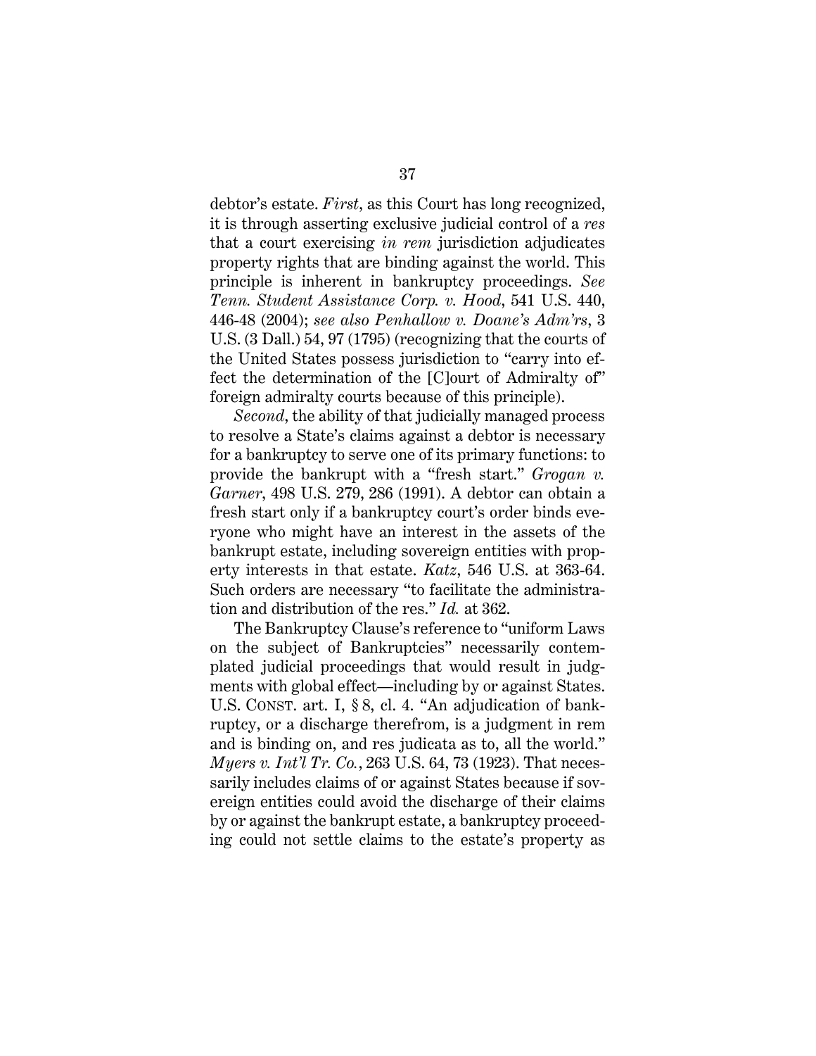debtor's estate. *First*, as this Court has long recognized, it is through asserting exclusive judicial control of a *res* that a court exercising *in rem* jurisdiction adjudicates property rights that are binding against the world. This principle is inherent in bankruptcy proceedings. *See Tenn. Student Assistance Corp. v. Hood*, 541 U.S. 440, 446-48 (2004); *see also Penhallow v. Doane's Adm'rs*, 3 U.S. (3 Dall.) 54, 97 (1795) (recognizing that the courts of the United States possess jurisdiction to "carry into effect the determination of the [C]ourt of Admiralty of" foreign admiralty courts because of this principle).

*Second*, the ability of that judicially managed process to resolve a State's claims against a debtor is necessary for a bankruptcy to serve one of its primary functions: to provide the bankrupt with a "fresh start." *Grogan v. Garner*, 498 U.S. 279, 286 (1991). A debtor can obtain a fresh start only if a bankruptcy court's order binds everyone who might have an interest in the assets of the bankrupt estate, including sovereign entities with property interests in that estate. *Katz*, 546 U.S. at 363-64. Such orders are necessary "to facilitate the administration and distribution of the res." *Id.* at 362.

The Bankruptcy Clause's reference to "uniform Laws on the subject of Bankruptcies" necessarily contemplated judicial proceedings that would result in judgments with global effect—including by or against States. U.S. CONST. art. I, § 8, cl. 4. "An adjudication of bankruptcy, or a discharge therefrom, is a judgment in rem and is binding on, and res judicata as to, all the world." *Myers v. Int'l Tr. Co.*, 263 U.S. 64, 73 (1923). That necessarily includes claims of or against States because if sovereign entities could avoid the discharge of their claims by or against the bankrupt estate, a bankruptcy proceeding could not settle claims to the estate's property as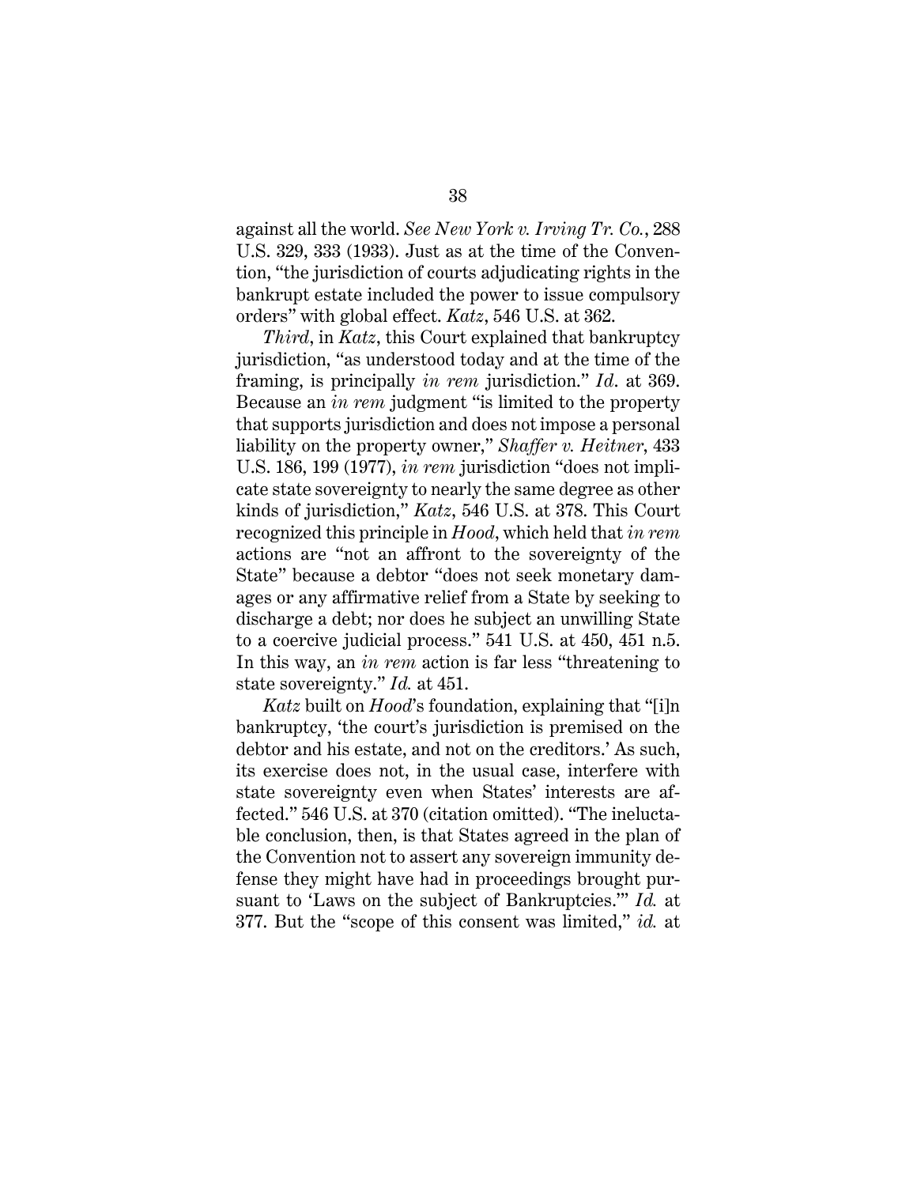against all the world. *See New York v. Irving Tr. Co.*, 288 U.S. 329, 333 (1933). Just as at the time of the Convention, "the jurisdiction of courts adjudicating rights in the bankrupt estate included the power to issue compulsory orders" with global effect. *Katz*, 546 U.S. at 362.

*Third*, in *Katz*, this Court explained that bankruptcy jurisdiction, "as understood today and at the time of the framing, is principally *in rem* jurisdiction." *Id*. at 369. Because an *in rem* judgment "is limited to the property that supports jurisdiction and does not impose a personal liability on the property owner," *Shaffer v. Heitner*, 433 U.S. 186, 199 (1977), *in rem* jurisdiction "does not implicate state sovereignty to nearly the same degree as other kinds of jurisdiction," *Katz*, 546 U.S. at 378. This Court recognized this principle in *Hood*, which held that *in rem* actions are "not an affront to the sovereignty of the State" because a debtor "does not seek monetary damages or any affirmative relief from a State by seeking to discharge a debt; nor does he subject an unwilling State to a coercive judicial process." 541 U.S. at 450, 451 n.5. In this way, an *in rem* action is far less "threatening to state sovereignty." *Id.* at 451.

*Katz* built on *Hood*'s foundation, explaining that "[i]n bankruptcy, 'the court's jurisdiction is premised on the debtor and his estate, and not on the creditors.' As such, its exercise does not, in the usual case, interfere with state sovereignty even when States' interests are affected." 546 U.S. at 370 (citation omitted). "The ineluctable conclusion, then, is that States agreed in the plan of the Convention not to assert any sovereign immunity defense they might have had in proceedings brought pursuant to 'Laws on the subject of Bankruptcies.'" *Id.* at 377. But the "scope of this consent was limited," *id.* at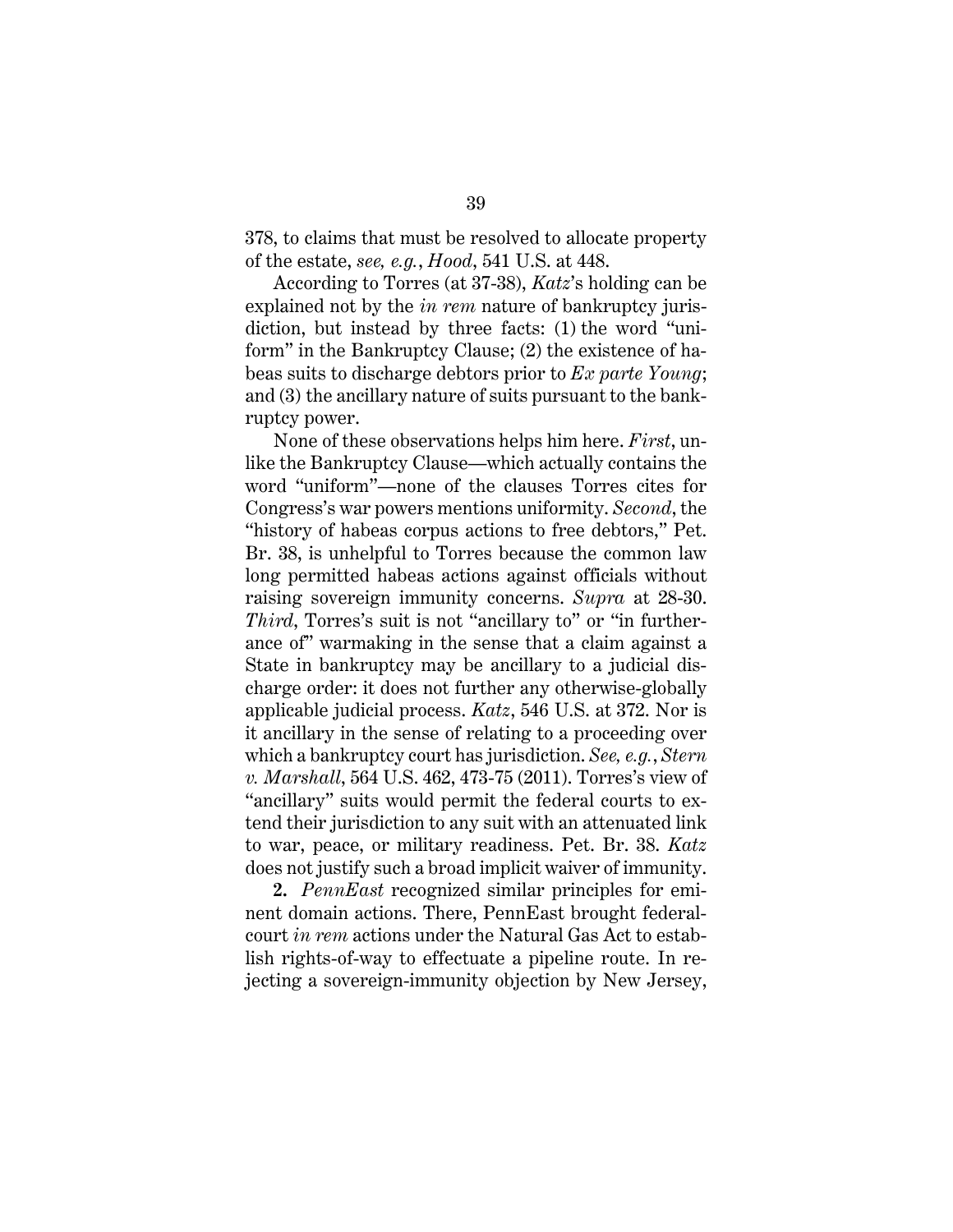378, to claims that must be resolved to allocate property of the estate, *see, e.g.*, *Hood*, 541 U.S. at 448.

According to Torres (at 37-38), *Katz*'s holding can be explained not by the *in rem* nature of bankruptcy jurisdiction, but instead by three facts: (1) the word "uniform" in the Bankruptcy Clause; (2) the existence of habeas suits to discharge debtors prior to *Ex parte Young*; and (3) the ancillary nature of suits pursuant to the bankruptcy power.

None of these observations helps him here. *First*, unlike the Bankruptcy Clause—which actually contains the word "uniform"—none of the clauses Torres cites for Congress's war powers mentions uniformity. *Second*, the "history of habeas corpus actions to free debtors," Pet. Br. 38, is unhelpful to Torres because the common law long permitted habeas actions against officials without raising sovereign immunity concerns. *Supra* at 28-30. *Third*, Torres's suit is not "ancillary to" or "in furtherance of" warmaking in the sense that a claim against a State in bankruptcy may be ancillary to a judicial discharge order: it does not further any otherwise-globally applicable judicial process. *Katz*, 546 U.S. at 372. Nor is it ancillary in the sense of relating to a proceeding over which a bankruptcy court has jurisdiction. *See, e.g.*, *Stern v. Marshall*, 564 U.S. 462, 473-75 (2011). Torres's view of "ancillary" suits would permit the federal courts to extend their jurisdiction to any suit with an attenuated link to war, peace, or military readiness. Pet. Br. 38. *Katz* does not justify such a broad implicit waiver of immunity.

**2.** *PennEast* recognized similar principles for eminent domain actions. There, PennEast brought federal-court *in rem* actions under the Natural Gas Act to establish rights-of-way to effectuate a pipeline route. In rejecting a sovereign-immunity objection by New Jersey,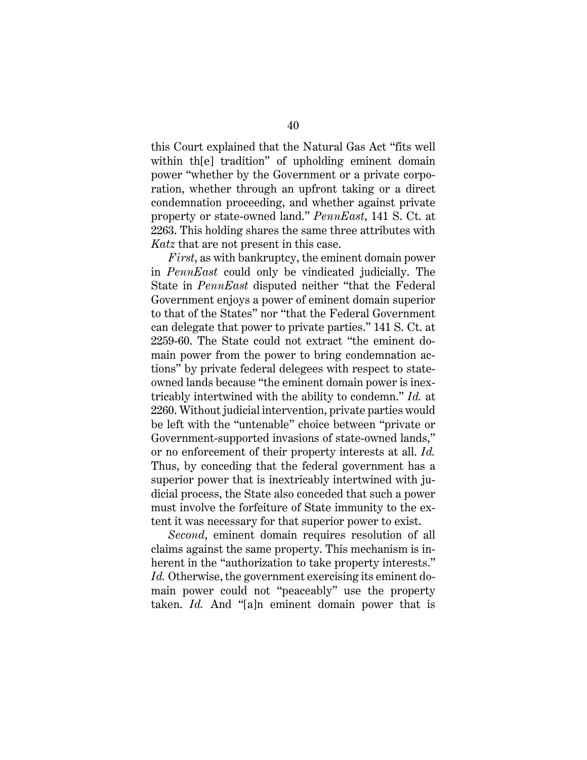this Court explained that the Natural Gas Act "fits well within th[e] tradition" of upholding eminent domain power "whether by the Government or a private corporation, whether through an upfront taking or a direct condemnation proceeding, and whether against private property or state-owned land." *PennEast*, 141 S. Ct. at 2263. This holding shares the same three attributes with *Katz* that are not present in this case.

*First*, as with bankruptcy, the eminent domain power in *PennEast* could only be vindicated judicially. The State in *PennEast* disputed neither "that the Federal Government enjoys a power of eminent domain superior to that of the States" nor "that the Federal Government can delegate that power to private parties." 141 S. Ct. at 2259-60. The State could not extract "the eminent domain power from the power to bring condemnation actions" by private federal delegees with respect to state-owned lands because "the eminent domain power is inextricably intertwined with the ability to condemn." *Id.* at 2260. Without judicial intervention, private parties would be left with the "untenable" choice between "private or Government-supported invasions of state-owned lands," or no enforcement of their property interests at all. *Id.* Thus, by conceding that the federal government has a superior power that is inextricably intertwined with judicial process, the State also conceded that such a power must involve the forfeiture of State immunity to the extent it was necessary for that superior power to exist.

*Second*, eminent domain requires resolution of all claims against the same property. This mechanism is inherent in the "authorization to take property interests." *Id.* Otherwise, the government exercising its eminent domain power could not "peaceably" use the property taken. *Id.* And "[a]n eminent domain power that is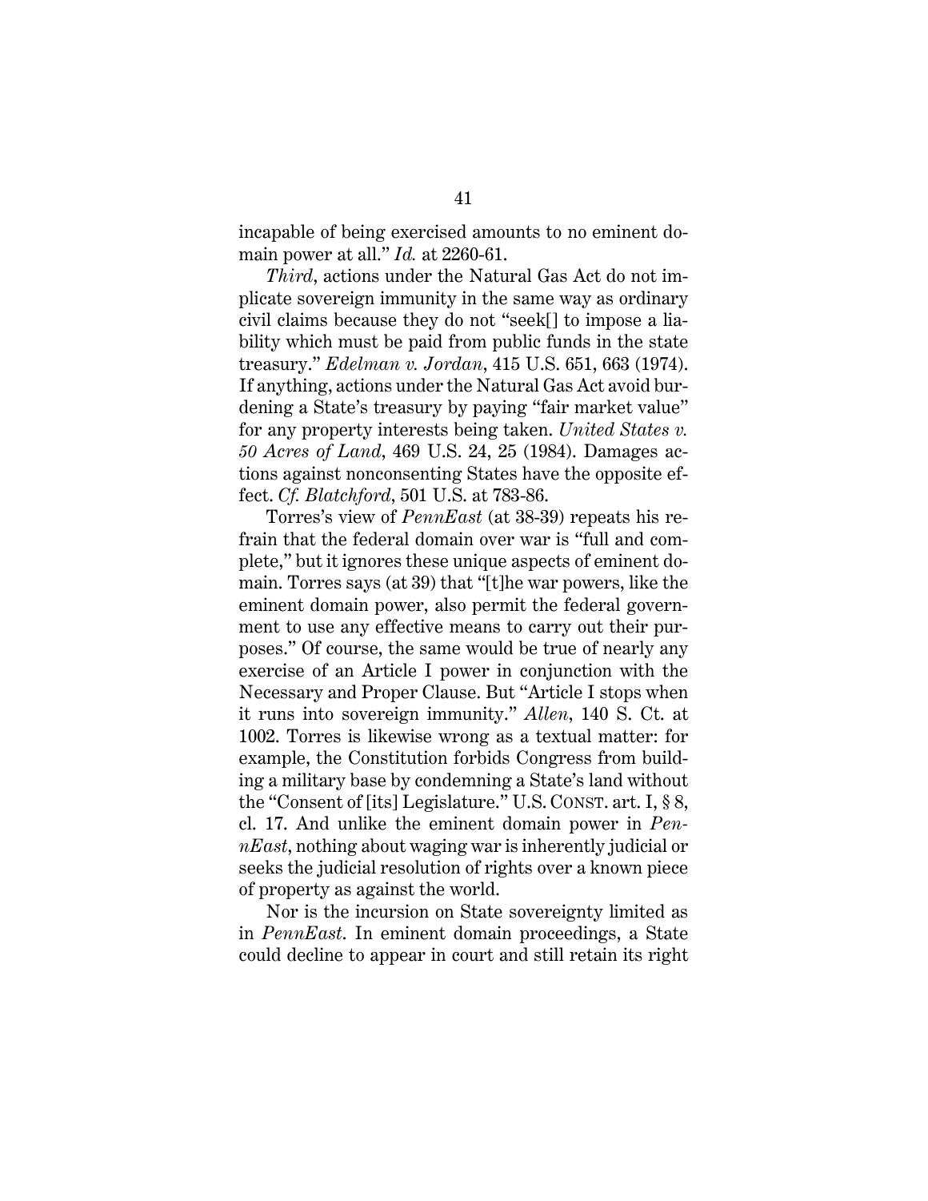incapable of being exercised amounts to no eminent domain power at all." *Id.* at 2260-61.

*Third*, actions under the Natural Gas Act do not implicate sovereign immunity in the same way as ordinary civil claims because they do not "seek[] to impose a liability which must be paid from public funds in the state treasury." *Edelman v. Jordan*, 415 U.S. 651, 663 (1974). If anything, actions under the Natural Gas Act avoid burdening a State's treasury by paying "fair market value" for any property interests being taken. *United States v. 50 Acres of Land*, 469 U.S. 24, 25 (1984). Damages actions against nonconsenting States have the opposite effect. *Cf. Blatchford*, 501 U.S. at 783-86.

Torres's view of *PennEast* (at 38-39) repeats his refrain that the federal domain over war is "full and complete," but it ignores these unique aspects of eminent domain. Torres says (at 39) that "[t]he war powers, like the eminent domain power, also permit the federal government to use any effective means to carry out their purposes." Of course, the same would be true of nearly any exercise of an Article I power in conjunction with the Necessary and Proper Clause. But "Article I stops when it runs into sovereign immunity." *Allen*, 140 S. Ct. at 1002. Torres is likewise wrong as a textual matter: for example, the Constitution forbids Congress from building a military base by condemning a State's land without the "Consent of [its] Legislature." U.S. CONST. art. I, § 8, cl. 17. And unlike the eminent domain power in *PennEast*, nothing about waging war is inherently judicial or seeks the judicial resolution of rights over a known piece of property as against the world.

Nor is the incursion on State sovereignty limited as in *PennEast*. In eminent domain proceedings, a State could decline to appear in court and still retain its right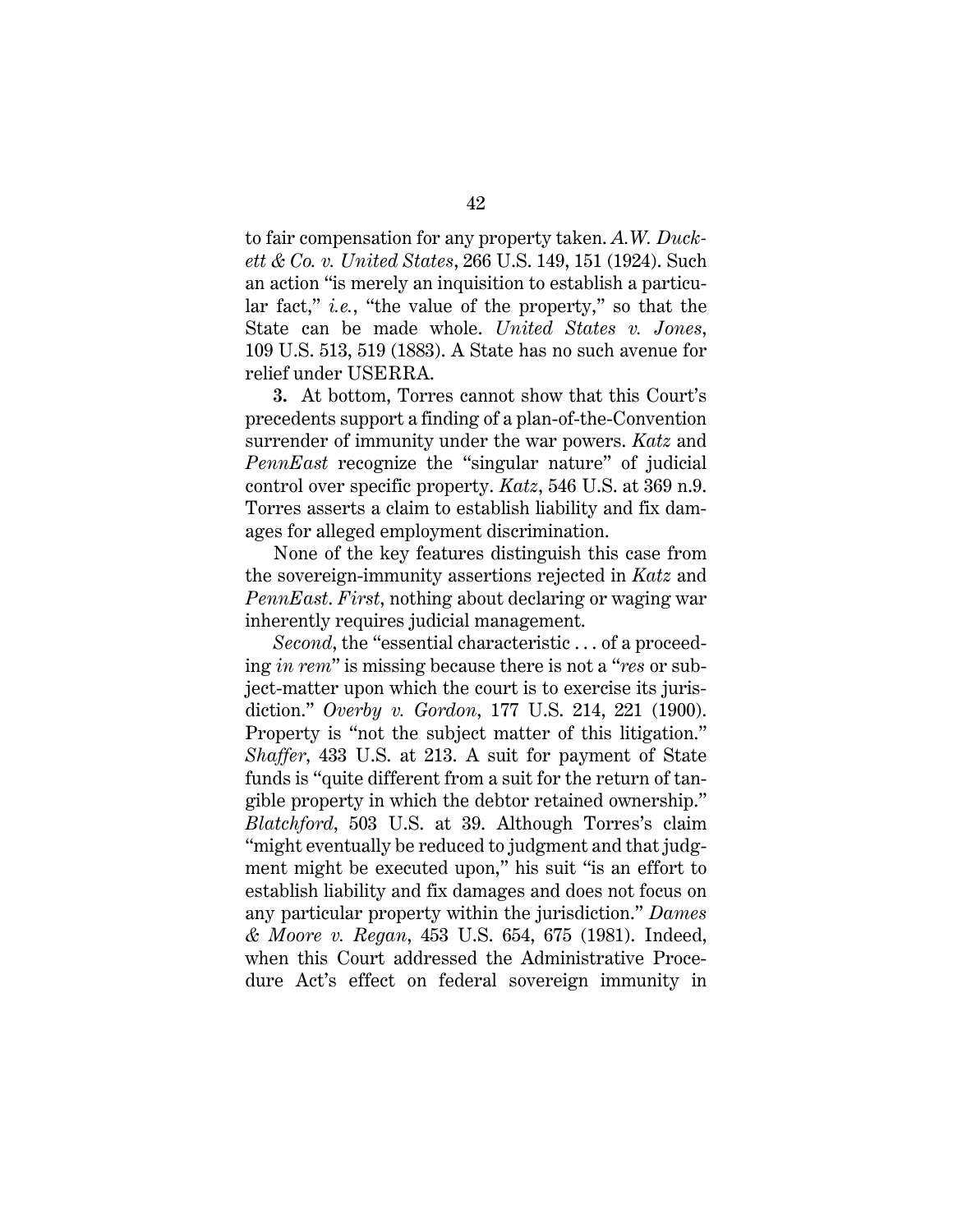to fair compensation for any property taken. *A.W. Duckett & Co. v. United States*, 266 U.S. 149, 151 (1924). Such an action "is merely an inquisition to establish a particular fact," *i.e.*, "the value of the property," so that the State can be made whole. *United States v. Jones*, 109 U.S. 513, 519 (1883). A State has no such avenue for relief under USERRA.

**3.** At bottom, Torres cannot show that this Court's precedents support a finding of a plan-of-the-Convention surrender of immunity under the war powers. *Katz* and *PennEast* recognize the "singular nature" of judicial control over specific property. *Katz*, 546 U.S. at 369 n.9. Torres asserts a claim to establish liability and fix damages for alleged employment discrimination.

None of the key features distinguish this case from the sovereign-immunity assertions rejected in *Katz* and *PennEast*. *First*, nothing about declaring or waging war inherently requires judicial management.

*Second*, the "essential characteristic . . . of a proceeding *in rem*" is missing because there is not a "*res* or subject-matter upon which the court is to exercise its jurisdiction." *Overby v. Gordon*, 177 U.S. 214, 221 (1900). Property is "not the subject matter of this litigation." *Shaffer*, 433 U.S. at 213. A suit for payment of State funds is "quite different from a suit for the return of tangible property in which the debtor retained ownership." *Blatchford*, 503 U.S. at 39. Although Torres's claim "might eventually be reduced to judgment and that judgment might be executed upon," his suit "is an effort to establish liability and fix damages and does not focus on any particular property within the jurisdiction." *Dames & Moore v. Regan*, 453 U.S. 654, 675 (1981). Indeed, when this Court addressed the Administrative Procedure Act's effect on federal sovereign immunity in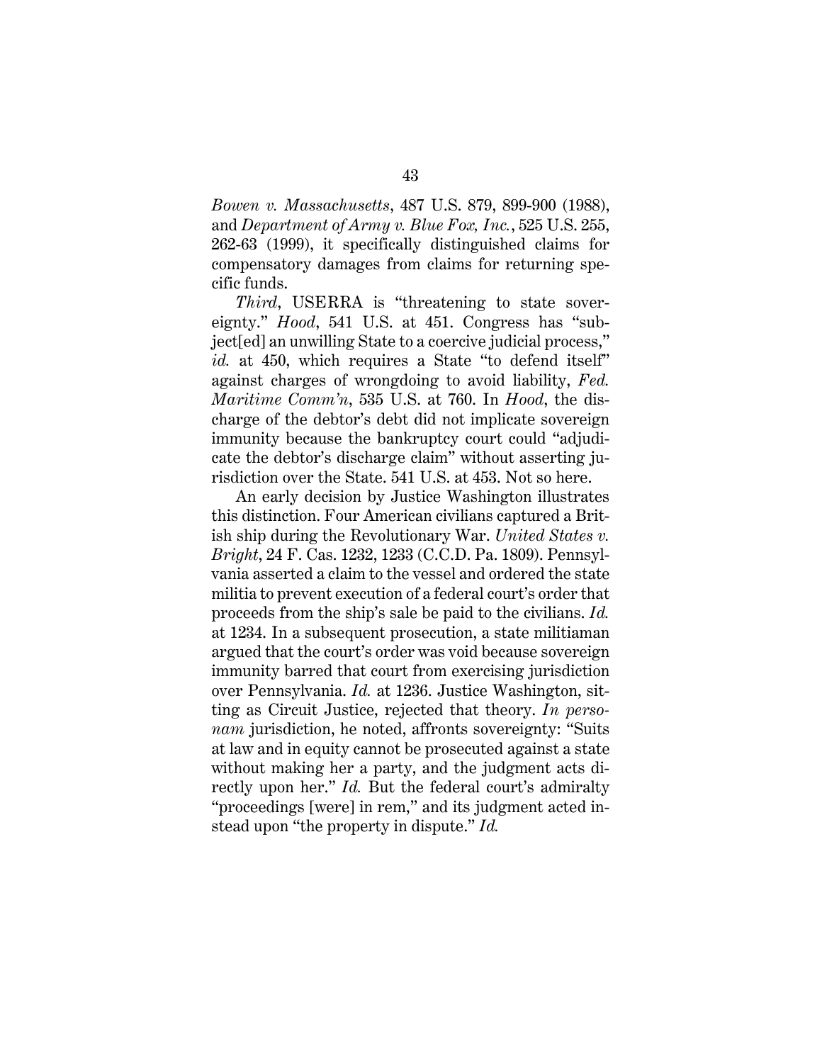*Bowen v. Massachusetts*, 487 U.S. 879, 899-900 (1988), and *Department of Army v. Blue Fox, Inc.*, 525 U.S. 255, 262-63 (1999), it specifically distinguished claims for compensatory damages from claims for returning specific funds.

*Third*, USERRA is "threatening to state sovereignty." *Hood*, 541 U.S. at 451. Congress has "subject[ed] an unwilling State to a coercive judicial process," *id.* at 450, which requires a State "to defend itself" against charges of wrongdoing to avoid liability, *Fed. Maritime Comm'n*, 535 U.S. at 760. In *Hood*, the discharge of the debtor's debt did not implicate sovereign immunity because the bankruptcy court could "adjudicate the debtor's discharge claim" without asserting jurisdiction over the State. 541 U.S. at 453. Not so here.

An early decision by Justice Washington illustrates this distinction. Four American civilians captured a British ship during the Revolutionary War. *United States v. Bright*, 24 F. Cas. 1232, 1233 (C.C.D. Pa. 1809). Pennsylvania asserted a claim to the vessel and ordered the state militia to prevent execution of a federal court's order that proceeds from the ship's sale be paid to the civilians. *Id.* at 1234. In a subsequent prosecution, a state militiaman argued that the court's order was void because sovereign immunity barred that court from exercising jurisdiction over Pennsylvania. *Id.* at 1236. Justice Washington, sitting as Circuit Justice, rejected that theory. *In personam* jurisdiction, he noted, affronts sovereignty: "Suits at law and in equity cannot be prosecuted against a state without making her a party, and the judgment acts directly upon her." *Id.* But the federal court's admiralty "proceedings [were] in rem," and its judgment acted instead upon "the property in dispute." *Id.*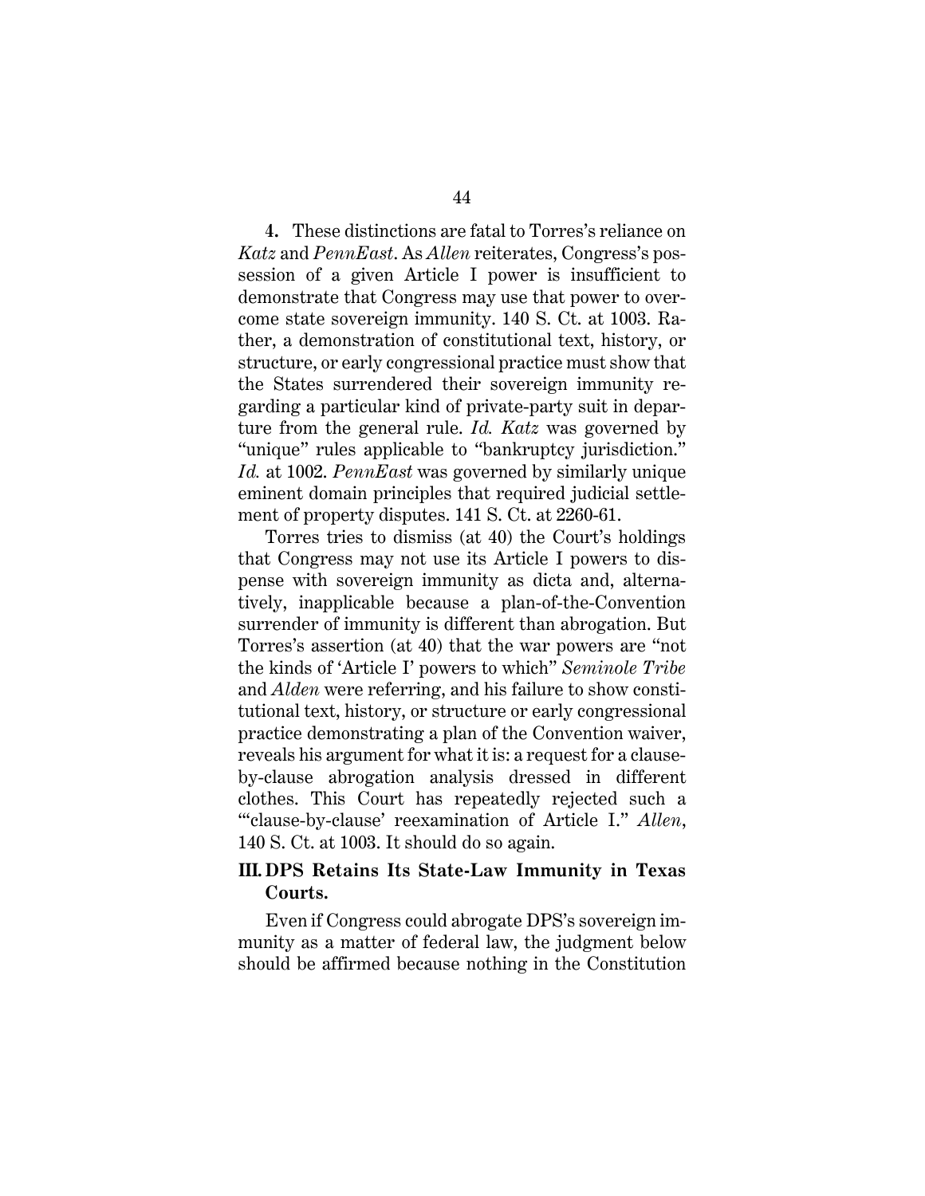**4.** These distinctions are fatal to Torres's reliance on *Katz* and *PennEast*. As *Allen* reiterates, Congress's possession of a given Article I power is insufficient to demonstrate that Congress may use that power to overcome state sovereign immunity. 140 S. Ct. at 1003. Rather, a demonstration of constitutional text, history, or structure, or early congressional practice must show that the States surrendered their sovereign immunity regarding a particular kind of private-party suit in departure from the general rule. *Id. Katz* was governed by "unique" rules applicable to "bankruptcy jurisdiction." *Id.* at 1002. *PennEast* was governed by similarly unique eminent domain principles that required judicial settlement of property disputes. 141 S. Ct. at 2260-61.

Torres tries to dismiss (at 40) the Court's holdings that Congress may not use its Article I powers to dispense with sovereign immunity as dicta and, alternatively, inapplicable because a plan-of-the-Convention surrender of immunity is different than abrogation. But Torres's assertion (at 40) that the war powers are "not the kinds of 'Article I' powers to which" *Seminole Tribe* and *Alden* were referring, and his failure to show constitutional text, history, or structure or early congressional practice demonstrating a plan of the Convention waiver, reveals his argument for what it is: a request for a clause-by-clause abrogation analysis dressed in different clothes. This Court has repeatedly rejected such a "'clause-by-clause' reexamination of Article I." *Allen*, 140 S. Ct. at 1003. It should do so again.

## III. DPS Retains Its State-Law Immunity in Texas Courts.

Even if Congress could abrogate DPS's sovereign immunity as a matter of federal law, the judgment below should be affirmed because nothing in the Constitution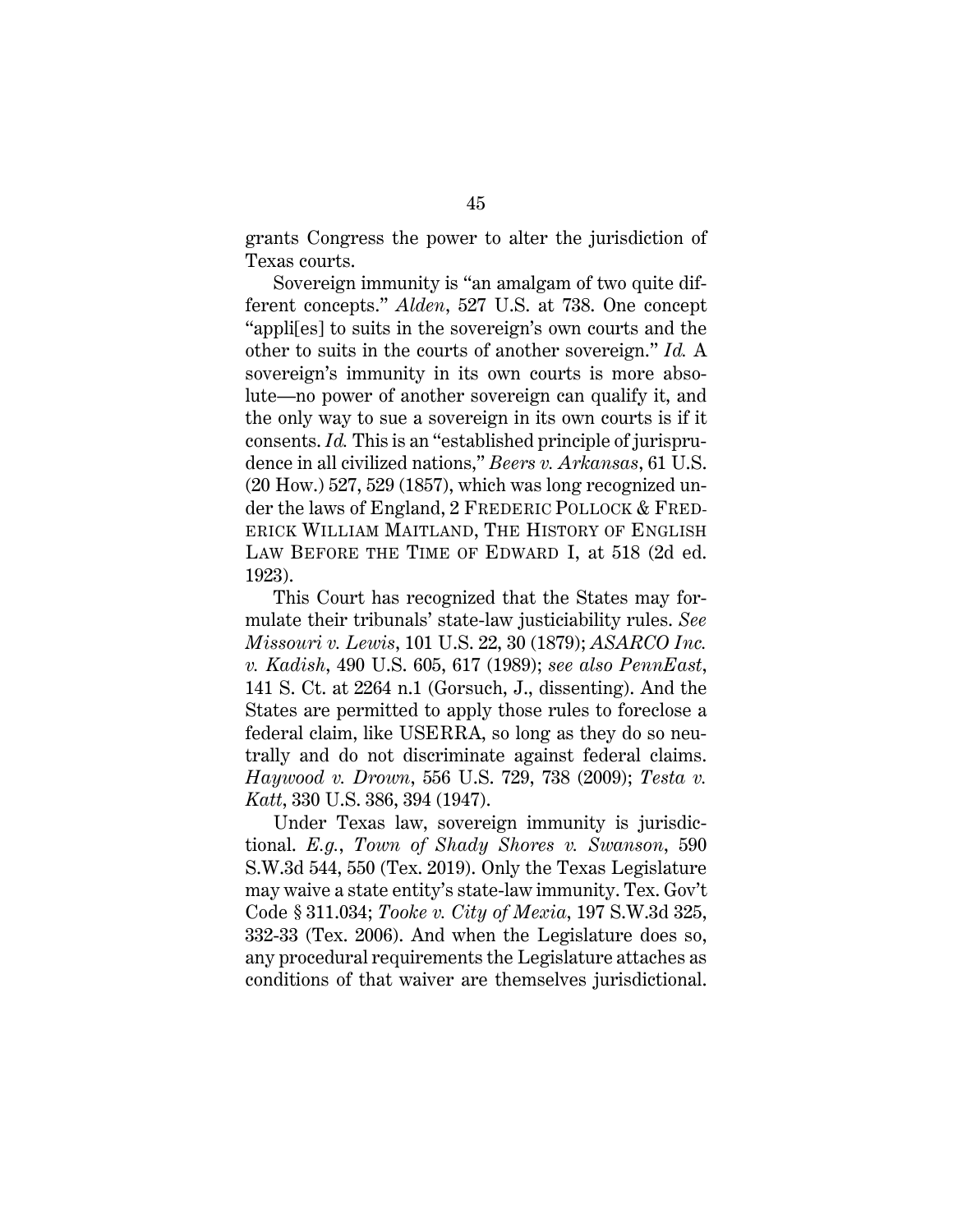grants Congress the power to alter the jurisdiction of Texas courts.

Sovereign immunity is "an amalgam of two quite different concepts." *Alden*, 527 U.S. at 738. One concept "appli[es] to suits in the sovereign's own courts and the other to suits in the courts of another sovereign." *Id.* A sovereign's immunity in its own courts is more absolute—no power of another sovereign can qualify it, and the only way to sue a sovereign in its own courts is if it consents. *Id.* This is an "established principle of jurisprudence in all civilized nations," *Beers v. Arkansas*, 61 U.S. (20 How.) 527, 529 (1857), which was long recognized under the laws of England, 2 FREDERIC POLLOCK & FREDERICK WILLIAM MAITLAND, THE HISTORY OF ENGLISH LAW BEFORE THE TIME OF EDWARD I, at 518 (2d ed. 1923).

This Court has recognized that the States may formulate their tribunals' state-law justiciability rules. *See Missouri v. Lewis*, 101 U.S. 22, 30 (1879); *ASARCO Inc. v. Kadish*, 490 U.S. 605, 617 (1989); *see also PennEast*, 141 S. Ct. at 2264 n.1 (Gorsuch, J., dissenting). And the States are permitted to apply those rules to foreclose a federal claim, like USERRA, so long as they do so neutrally and do not discriminate against federal claims. *Haywood v. Drown*, 556 U.S. 729, 738 (2009); *Testa v. Katt*, 330 U.S. 386, 394 (1947).

Under Texas law, sovereign immunity is jurisdictional. *E.g.*, *Town of Shady Shores v. Swanson*, 590 S.W.3d 544, 550 (Tex. 2019). Only the Texas Legislature may waive a state entity's state-law immunity. Tex. Gov't Code § 311.034; *Tooke v. City of Mexia*, 197 S.W.3d 325, 332-33 (Tex. 2006). And when the Legislature does so, any procedural requirements the Legislature attaches as conditions of that waiver are themselves jurisdictional.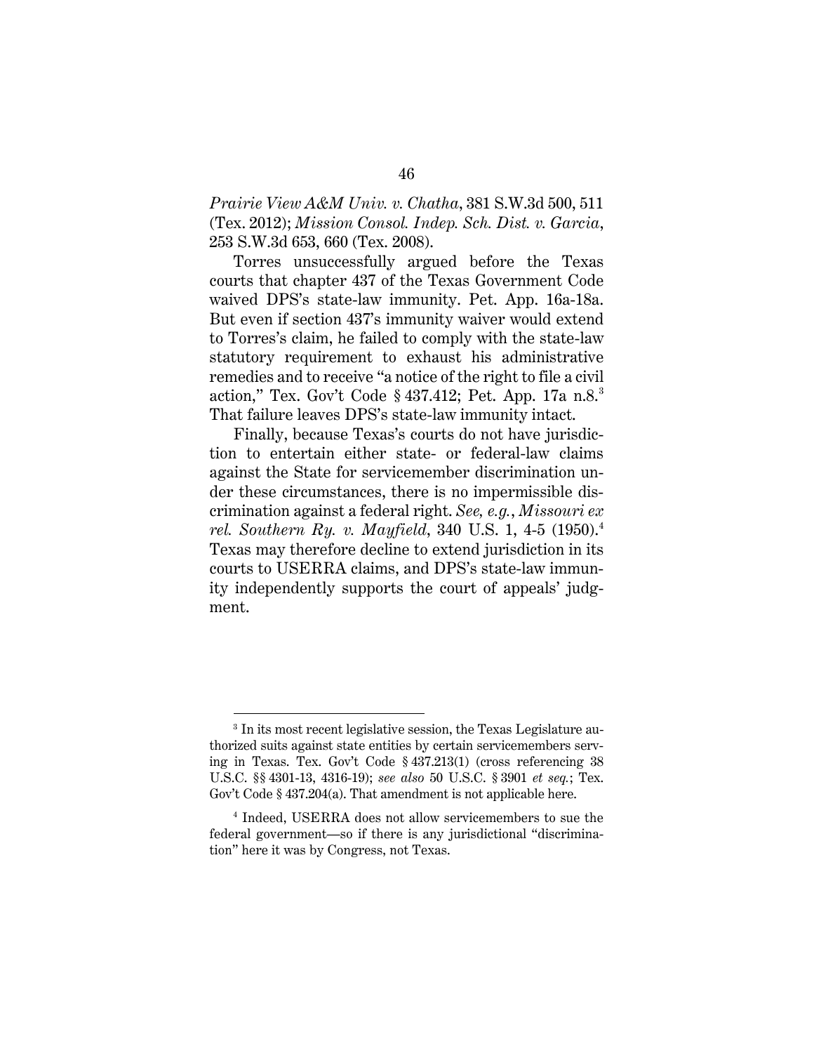*Prairie View A&M Univ. v. Chatha*, 381 S.W.3d 500, 511 (Tex. 2012); *Mission Consol. Indep. Sch. Dist. v. Garcia*, 253 S.W.3d 653, 660 (Tex. 2008).

Torres unsuccessfully argued before the Texas courts that chapter 437 of the Texas Government Code waived DPS's state-law immunity. Pet. App. 16a-18a. But even if section 437's immunity waiver would extend to Torres's claim, he failed to comply with the state-law statutory requirement to exhaust his administrative remedies and to receive "a notice of the right to file a civil action," Tex. Gov't Code § 437.412; Pet. App. 17a n.8.[3] That failure leaves DPS's state-law immunity intact.

Finally, because Texas's courts do not have jurisdiction to entertain either state- or federal-law claims against the State for servicemember discrimination under these circumstances, there is no impermissible discrimination against a federal right. *See, e.g.*, *Missouri ex rel. Southern Ry. v. Mayfield*, 340 U.S. 1, 4-5 (1950).[4] Texas may therefore decline to extend jurisdiction in its courts to USERRA claims, and DPS's state-law immunity independently supports the court of appeals' judgment.

---

[3] In its most recent legislative session, the Texas Legislature authorized suits against state entities by certain servicemembers serving in Texas. Tex. Gov't Code § 437.213(1) (cross referencing 38 U.S.C. §§ 4301-13, 4316-19); *see also* 50 U.S.C. § 3901 *et seq.*; Tex. Gov't Code § 437.204(a). That amendment is not applicable here.

[4] Indeed, USERRA does not allow servicemembers to sue the federal government—so if there is any jurisdictional "discrimination" here it was by Congress, not Texas.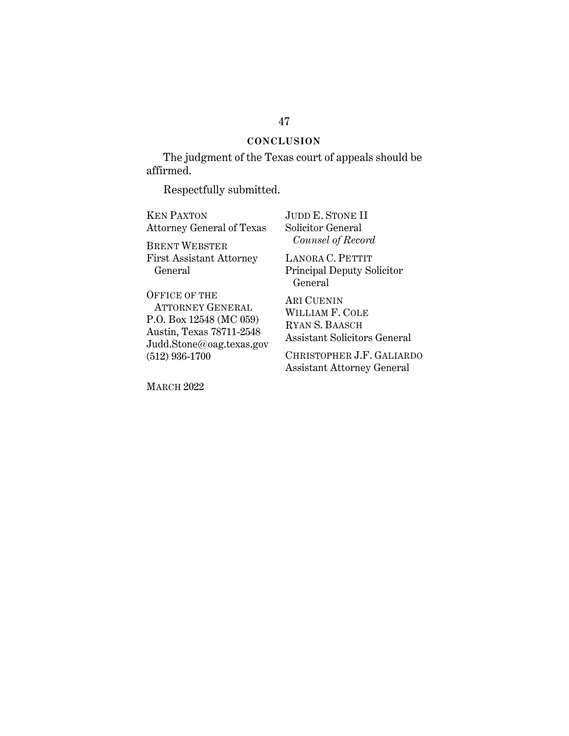## CONCLUSION

The judgment of the Texas court of appeals should be affirmed.

Respectfully submitted.

KEN PAXTON
Attorney General of Texas

BRENT WEBSTER
First Assistant Attorney General

OFFICE OF THE ATTORNEY GENERAL
P.O. Box 12548 (MC 059)
Austin, Texas 78711-2548
Judd.Stone@oag.texas.gov
(512) 936-1700

JUDD E. STONE II
Solicitor General
*Counsel of Record*

LANORA C. PETTIT
Principal Deputy Solicitor General

ARI CUENIN
WILLIAM F. COLE
RYAN S. BAASCH
Assistant Solicitors General

CHRISTOPHER J.F. GALIARDO
Assistant Attorney General

MARCH 2022